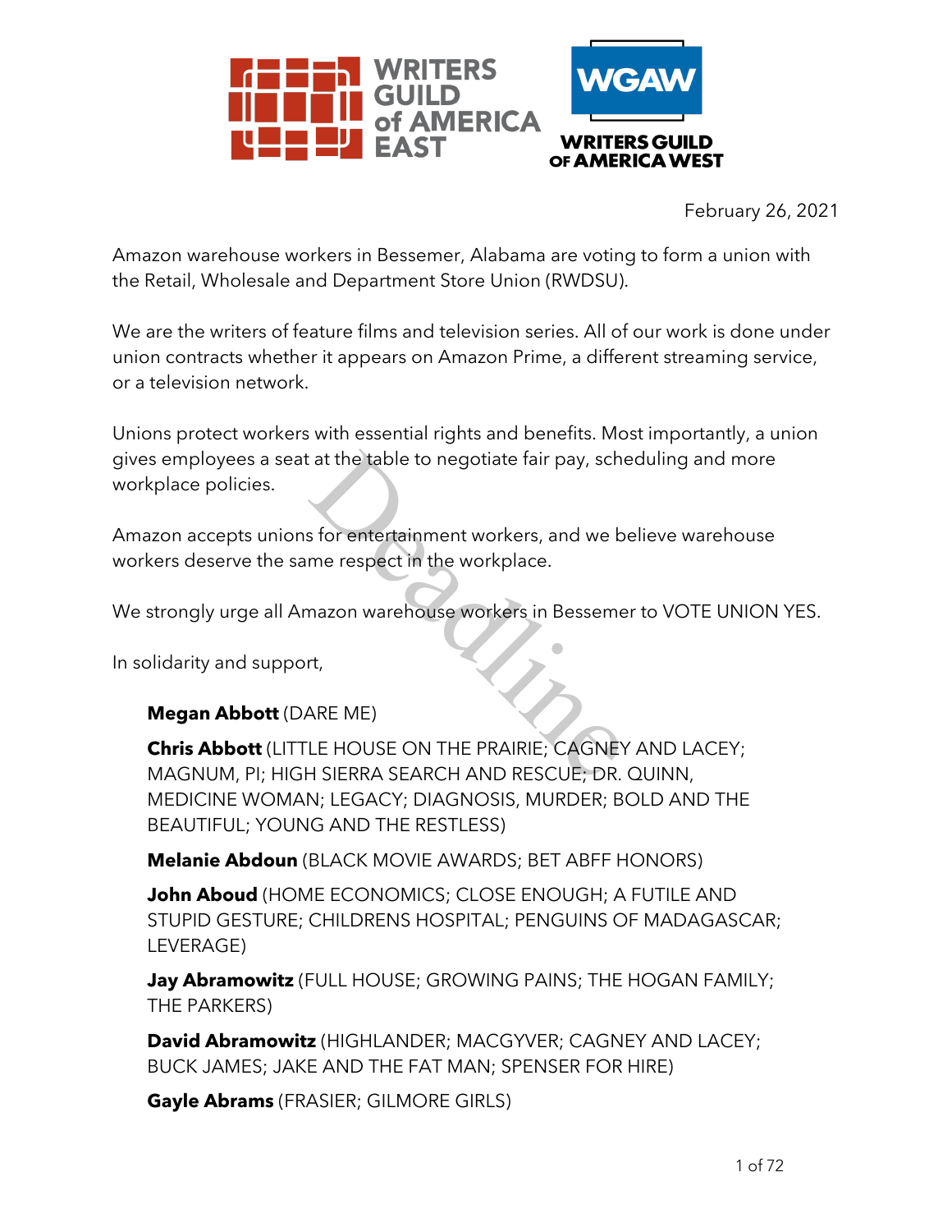WRITERS GUILD of AMERICA EAST

WGAW WRITERS GUILD OF AMERICA WEST

February 26, 2021

Amazon warehouse workers in Bessemer, Alabama are voting to form a union with the Retail, Wholesale and Department Store Union (RWDSU).

We are the writers of feature films and television series. All of our work is done under union contracts whether it appears on Amazon Prime, a different streaming service, or a television network.

Unions protect workers with essential rights and benefits. Most importantly, a union gives employees a seat at the table to negotiate fair pay, scheduling and more workplace policies.

Amazon accepts unions for entertainment workers, and we believe warehouse workers deserve the same respect in the workplace.

We strongly urge all Amazon warehouse workers in Bessemer to VOTE UNION YES.

In solidarity and support,

**Megan Abbott** (DARE ME)

**Chris Abbott** (LITTLE HOUSE ON THE PRAIRIE; CAGNEY AND LACEY; MAGNUM, PI; HIGH SIERRA SEARCH AND RESCUE; DR. QUINN, MEDICINE WOMAN; LEGACY; DIAGNOSIS, MURDER; BOLD AND THE BEAUTIFUL; YOUNG AND THE RESTLESS)

**Melanie Abdoun** (BLACK MOVIE AWARDS; BET ABFF HONORS)

**John Aboud** (HOME ECONOMICS; CLOSE ENOUGH; A FUTILE AND STUPID GESTURE; CHILDRENS HOSPITAL; PENGUINS OF MADAGASCAR; LEVERAGE)

**Jay Abramowitz** (FULL HOUSE; GROWING PAINS; THE HOGAN FAMILY; THE PARKERS)

**David Abramowitz** (HIGHLANDER; MACGYVER; CAGNEY AND LACEY; BUCK JAMES; JAKE AND THE FAT MAN; SPENSER FOR HIRE)

**Gayle Abrams** (FRASIER; GILMORE GIRLS)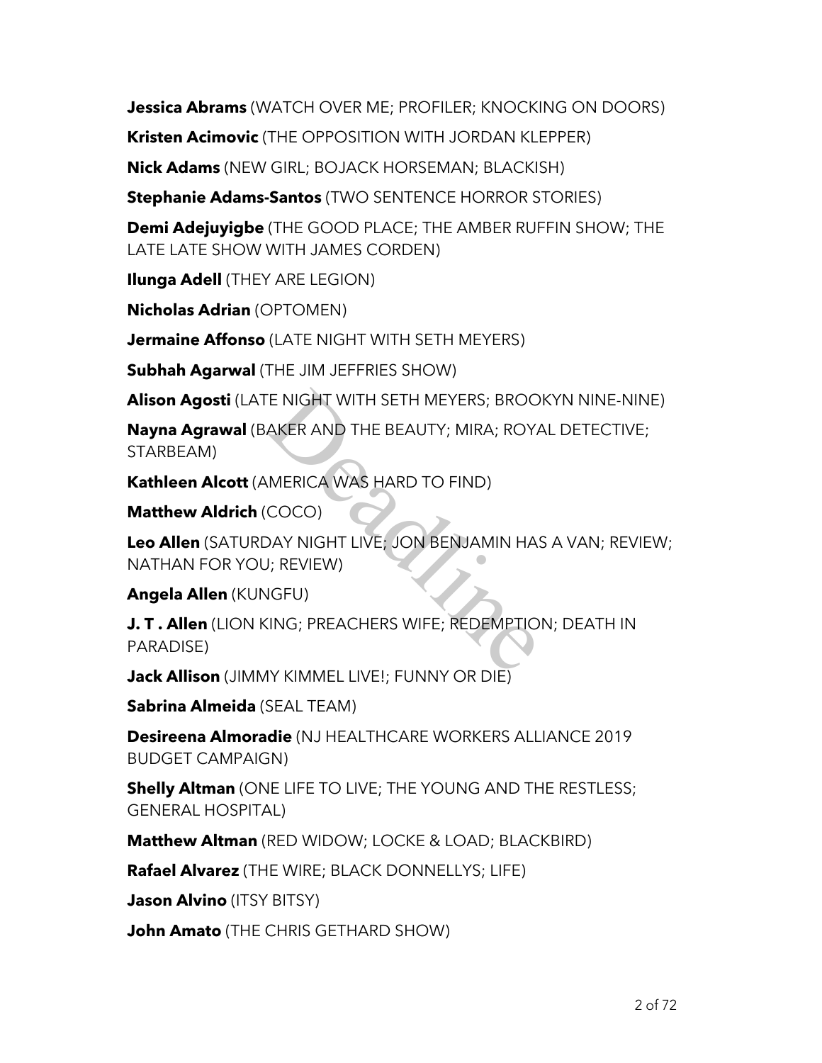**Jessica Abrams** (WATCH OVER ME; PROFILER; KNOCKING ON DOORS)

**Kristen Acimovic** (THE OPPOSITION WITH JORDAN KLEPPER)

**Nick Adams** (NEW GIRL; BOJACK HORSEMAN; BLACKISH)

**Stephanie Adams-Santos** (TWO SENTENCE HORROR STORIES)

**Demi Adejuyigbe** (THE GOOD PLACE; THE AMBER RUFFIN SHOW; THE LATE LATE SHOW WITH JAMES CORDEN)

**Ilunga Adell** (THEY ARE LEGION)

**Nicholas Adrian** (OPTOMEN)

**Jermaine Affonso** (LATE NIGHT WITH SETH MEYERS)

**Subhah Agarwal** (THE JIM JEFFRIES SHOW)

**Alison Agosti** (LATE NIGHT WITH SETH MEYERS; BROOKYN NINE-NINE)

**Nayna Agrawal** (BAKER AND THE BEAUTY; MIRA; ROYAL DETECTIVE; STARBEAM)

**Kathleen Alcott** (AMERICA WAS HARD TO FIND)

**Matthew Aldrich** (COCO)

**Leo Allen** (SATURDAY NIGHT LIVE; JON BENJAMIN HAS A VAN; REVIEW; NATHAN FOR YOU; REVIEW)

**Angela Allen** (KUNGFU)

**J. T . Allen** (LION KING; PREACHERS WIFE; REDEMPTION; DEATH IN PARADISE)

**Jack Allison** (JIMMY KIMMEL LIVE!; FUNNY OR DIE)

**Sabrina Almeida** (SEAL TEAM)

**Desireena Almoradie** (NJ HEALTHCARE WORKERS ALLIANCE 2019 BUDGET CAMPAIGN)

**Shelly Altman** (ONE LIFE TO LIVE; THE YOUNG AND THE RESTLESS; GENERAL HOSPITAL)

**Matthew Altman** (RED WIDOW; LOCKE & LOAD; BLACKBIRD)

**Rafael Alvarez** (THE WIRE; BLACK DONNELLYS; LIFE)

**Jason Alvino** (ITSY BITSY)

**John Amato** (THE CHRIS GETHARD SHOW)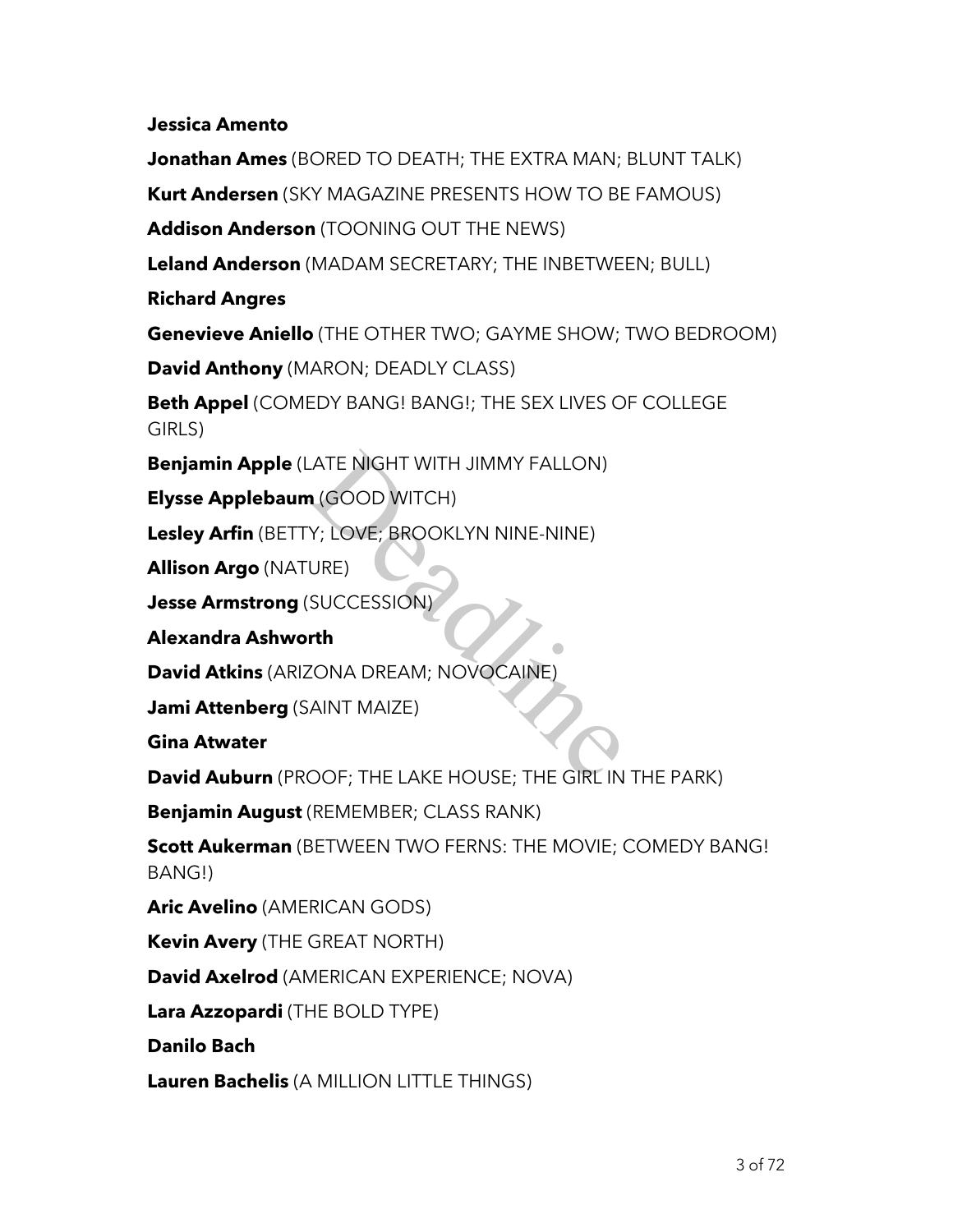**Jessica Amento**

**Jonathan Ames** (BORED TO DEATH; THE EXTRA MAN; BLUNT TALK)

**Kurt Andersen** (SKY MAGAZINE PRESENTS HOW TO BE FAMOUS)

**Addison Anderson** (TOONING OUT THE NEWS)

**Leland Anderson** (MADAM SECRETARY; THE INBETWEEN; BULL)

**Richard Angres**

**Genevieve Aniello** (THE OTHER TWO; GAYME SHOW; TWO BEDROOM)

**David Anthony** (MARON; DEADLY CLASS)

**Beth Appel** (COMEDY BANG! BANG!; THE SEX LIVES OF COLLEGE GIRLS)

**Benjamin Apple** (LATE NIGHT WITH JIMMY FALLON)

**Elysse Applebaum** (GOOD WITCH)

**Lesley Arfin** (BETTY; LOVE; BROOKLYN NINE-NINE)

**Allison Argo** (NATURE)

**Jesse Armstrong** (SUCCESSION)

**Alexandra Ashworth**

**David Atkins** (ARIZONA DREAM; NOVOCAINE)

**Jami Attenberg** (SAINT MAIZE)

**Gina Atwater**

**David Auburn** (PROOF; THE LAKE HOUSE; THE GIRL IN THE PARK)

**Benjamin August** (REMEMBER; CLASS RANK)

**Scott Aukerman** (BETWEEN TWO FERNS: THE MOVIE; COMEDY BANG! BANG!)

**Aric Avelino** (AMERICAN GODS)

**Kevin Avery** (THE GREAT NORTH)

**David Axelrod** (AMERICAN EXPERIENCE; NOVA)

**Lara Azzopardi** (THE BOLD TYPE)

**Danilo Bach**

**Lauren Bachelis** (A MILLION LITTLE THINGS)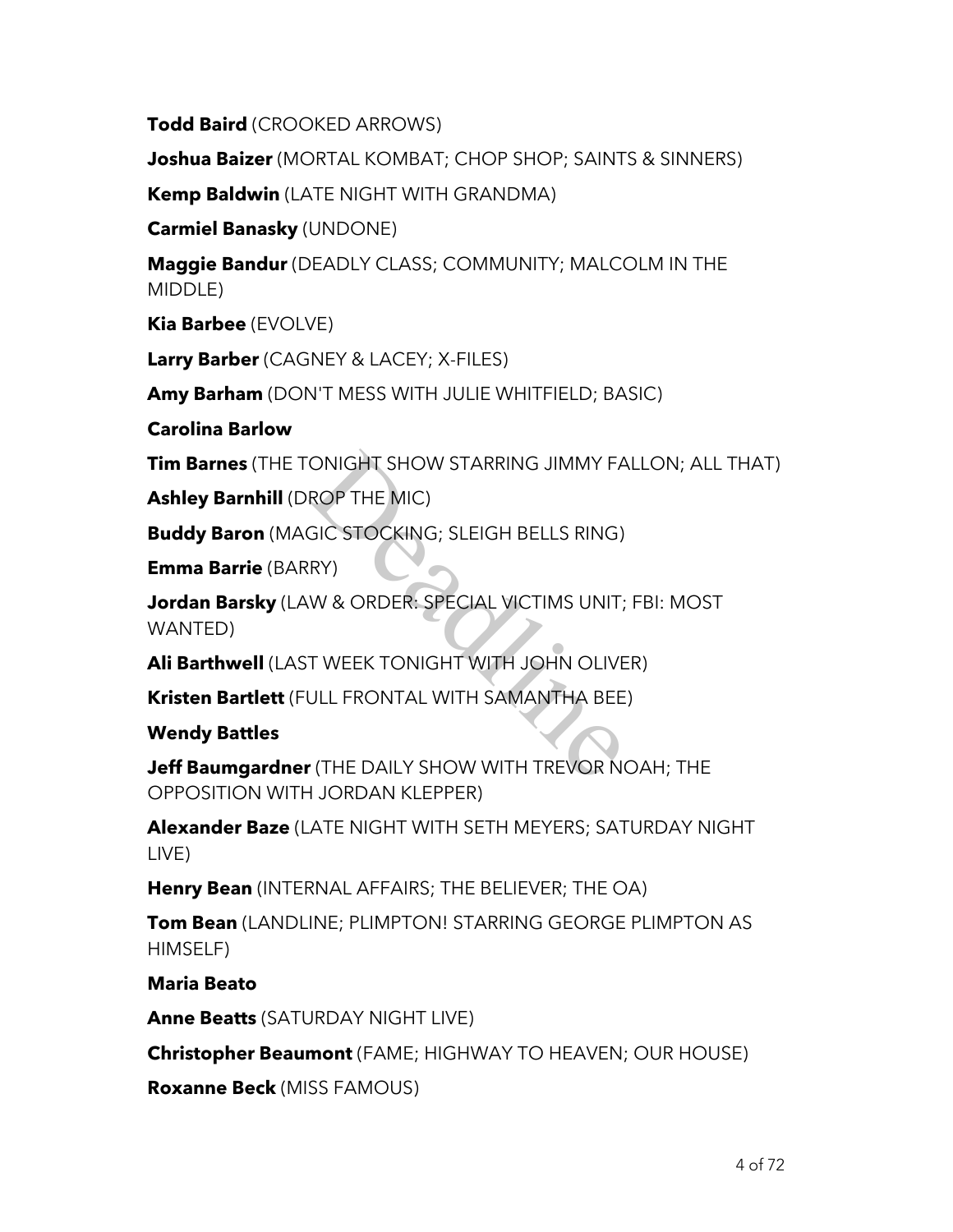**Todd Baird** (CROOKED ARROWS)

**Joshua Baizer** (MORTAL KOMBAT; CHOP SHOP; SAINTS & SINNERS)

**Kemp Baldwin** (LATE NIGHT WITH GRANDMA)

**Carmiel Banasky** (UNDONE)

**Maggie Bandur** (DEADLY CLASS; COMMUNITY; MALCOLM IN THE MIDDLE)

**Kia Barbee** (EVOLVE)

**Larry Barber** (CAGNEY & LACEY; X-FILES)

**Amy Barham** (DON'T MESS WITH JULIE WHITFIELD; BASIC)

**Carolina Barlow**

**Tim Barnes** (THE TONIGHT SHOW STARRING JIMMY FALLON; ALL THAT)

**Ashley Barnhill** (DROP THE MIC)

**Buddy Baron** (MAGIC STOCKING; SLEIGH BELLS RING)

**Emma Barrie** (BARRY)

**Jordan Barsky** (LAW & ORDER: SPECIAL VICTIMS UNIT; FBI: MOST WANTED)

**Ali Barthwell** (LAST WEEK TONIGHT WITH JOHN OLIVER)

**Kristen Bartlett** (FULL FRONTAL WITH SAMANTHA BEE)

**Wendy Battles**

**Jeff Baumgardner** (THE DAILY SHOW WITH TREVOR NOAH; THE OPPOSITION WITH JORDAN KLEPPER)

**Alexander Baze** (LATE NIGHT WITH SETH MEYERS; SATURDAY NIGHT LIVE)

**Henry Bean** (INTERNAL AFFAIRS; THE BELIEVER; THE OA)

**Tom Bean** (LANDLINE; PLIMPTON! STARRING GEORGE PLIMPTON AS HIMSELF)

**Maria Beato**

**Anne Beatts** (SATURDAY NIGHT LIVE)

**Christopher Beaumont** (FAME; HIGHWAY TO HEAVEN; OUR HOUSE)

**Roxanne Beck** (MISS FAMOUS)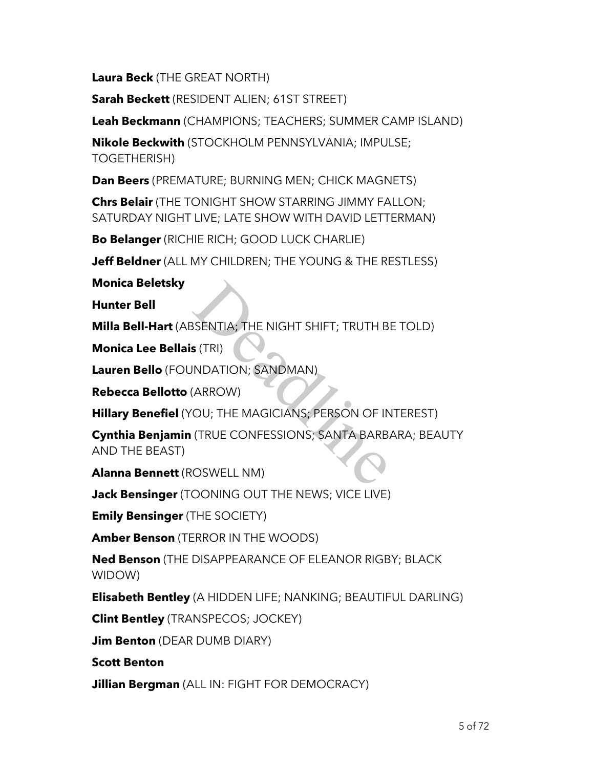**Laura Beck** (THE GREAT NORTH)

**Sarah Beckett** (RESIDENT ALIEN; 61ST STREET)

**Leah Beckmann** (CHAMPIONS; TEACHERS; SUMMER CAMP ISLAND)

**Nikole Beckwith** (STOCKHOLM PENNSYLVANIA; IMPULSE; TOGETHERISH)

**Dan Beers** (PREMATURE; BURNING MEN; CHICK MAGNETS)

**Chrs Belair** (THE TONIGHT SHOW STARRING JIMMY FALLON; SATURDAY NIGHT LIVE; LATE SHOW WITH DAVID LETTERMAN)

**Bo Belanger** (RICHIE RICH; GOOD LUCK CHARLIE)

**Jeff Beldner** (ALL MY CHILDREN; THE YOUNG & THE RESTLESS)

**Monica Beletsky**

**Hunter Bell**

**Milla Bell-Hart** (ABSENTIA; THE NIGHT SHIFT; TRUTH BE TOLD)

**Monica Lee Bellais** (TRI)

**Lauren Bello** (FOUNDATION; SANDMAN)

**Rebecca Bellotto** (ARROW)

**Hillary Benefiel** (YOU; THE MAGICIANS; PERSON OF INTEREST)

**Cynthia Benjamin** (TRUE CONFESSIONS; SANTA BARBARA; BEAUTY AND THE BEAST)

**Alanna Bennett** (ROSWELL NM)

**Jack Bensinger** (TOONING OUT THE NEWS; VICE LIVE)

**Emily Bensinger** (THE SOCIETY)

**Amber Benson** (TERROR IN THE WOODS)

**Ned Benson** (THE DISAPPEARANCE OF ELEANOR RIGBY; BLACK WIDOW)

**Elisabeth Bentley** (A HIDDEN LIFE; NANKING; BEAUTIFUL DARLING)

**Clint Bentley** (TRANSPECOS; JOCKEY)

**Jim Benton** (DEAR DUMB DIARY)

**Scott Benton**

**Jillian Bergman** (ALL IN: FIGHT FOR DEMOCRACY)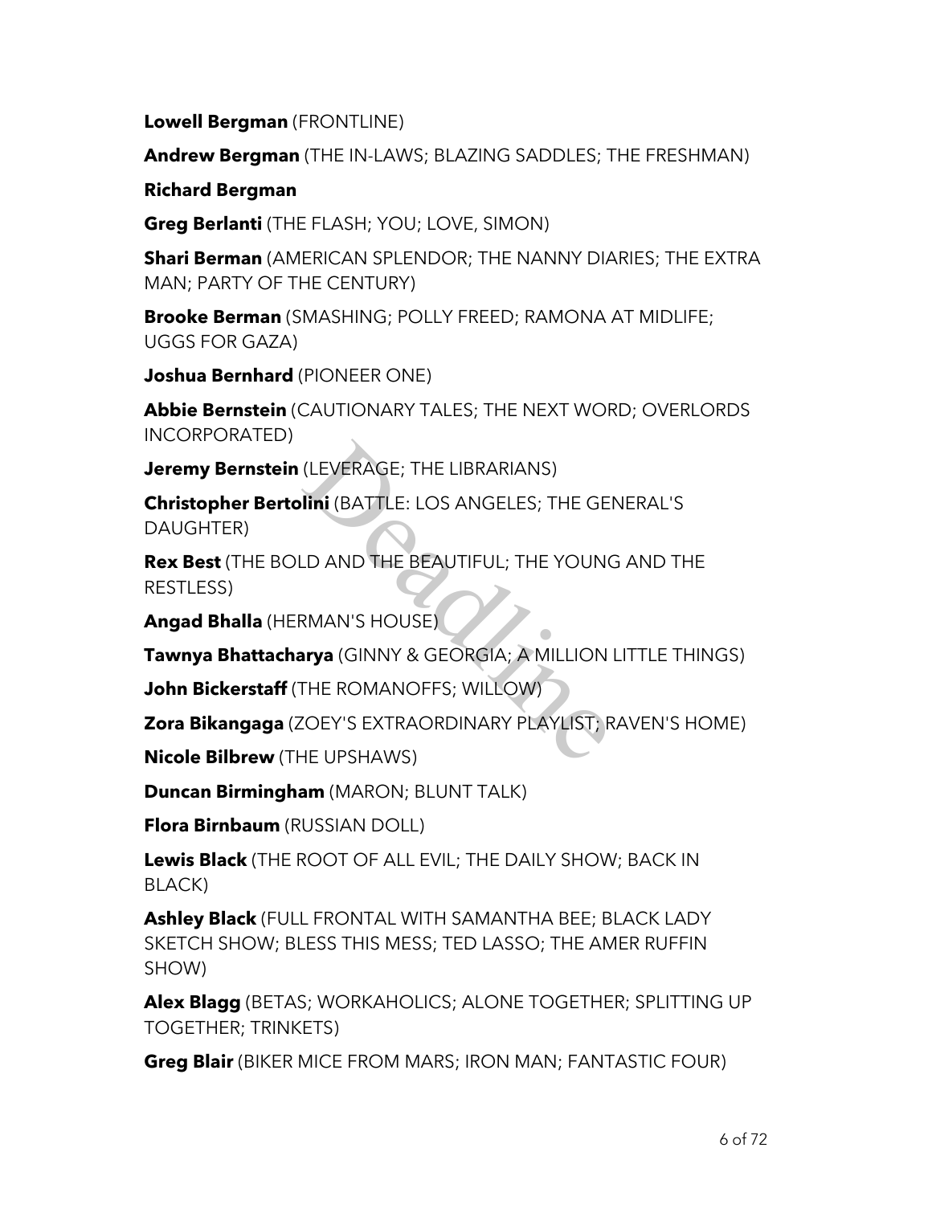**Lowell Bergman** (FRONTLINE)

**Andrew Bergman** (THE IN-LAWS; BLAZING SADDLES; THE FRESHMAN)

**Richard Bergman**

**Greg Berlanti** (THE FLASH; YOU; LOVE, SIMON)

**Shari Berman** (AMERICAN SPLENDOR; THE NANNY DIARIES; THE EXTRA MAN; PARTY OF THE CENTURY)

**Brooke Berman** (SMASHING; POLLY FREED; RAMONA AT MIDLIFE; UGGS FOR GAZA)

**Joshua Bernhard** (PIONEER ONE)

**Abbie Bernstein** (CAUTIONARY TALES; THE NEXT WORD; OVERLORDS INCORPORATED)

**Jeremy Bernstein** (LEVERAGE; THE LIBRARIANS)

**Christopher Bertolini** (BATTLE: LOS ANGELES; THE GENERAL'S DAUGHTER)

**Rex Best** (THE BOLD AND THE BEAUTIFUL; THE YOUNG AND THE RESTLESS)

**Angad Bhalla** (HERMAN'S HOUSE)

**Tawnya Bhattacharya** (GINNY & GEORGIA; A MILLION LITTLE THINGS)

**John Bickerstaff** (THE ROMANOFFS; WILLOW)

**Zora Bikangaga** (ZOEY'S EXTRAORDINARY PLAYLIST; RAVEN'S HOME)

**Nicole Bilbrew** (THE UPSHAWS)

**Duncan Birmingham** (MARON; BLUNT TALK)

**Flora Birnbaum** (RUSSIAN DOLL)

**Lewis Black** (THE ROOT OF ALL EVIL; THE DAILY SHOW; BACK IN BLACK)

**Ashley Black** (FULL FRONTAL WITH SAMANTHA BEE; BLACK LADY SKETCH SHOW; BLESS THIS MESS; TED LASSO; THE AMER RUFFIN SHOW)

**Alex Blagg** (BETAS; WORKAHOLICS; ALONE TOGETHER; SPLITTING UP TOGETHER; TRINKETS)

**Greg Blair** (BIKER MICE FROM MARS; IRON MAN; FANTASTIC FOUR)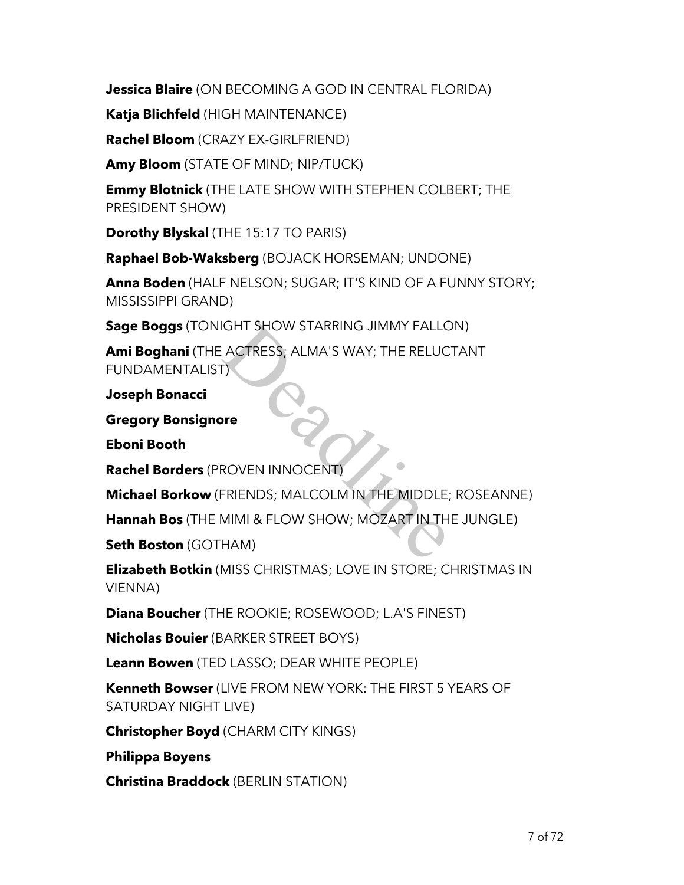**Jessica Blaire** (ON BECOMING A GOD IN CENTRAL FLORIDA)

**Katja Blichfeld** (HIGH MAINTENANCE)

**Rachel Bloom** (CRAZY EX-GIRLFRIEND)

**Amy Bloom** (STATE OF MIND; NIP/TUCK)

**Emmy Blotnick** (THE LATE SHOW WITH STEPHEN COLBERT; THE PRESIDENT SHOW)

**Dorothy Blyskal** (THE 15:17 TO PARIS)

**Raphael Bob-Waksberg** (BOJACK HORSEMAN; UNDONE)

**Anna Boden** (HALF NELSON; SUGAR; IT'S KIND OF A FUNNY STORY; MISSISSIPPI GRAND)

**Sage Boggs** (TONIGHT SHOW STARRING JIMMY FALLON)

**Ami Boghani** (THE ACTRESS; ALMA'S WAY; THE RELUCTANT FUNDAMENTALIST)

**Joseph Bonacci**

**Gregory Bonsignore**

**Eboni Booth**

**Rachel Borders** (PROVEN INNOCENT)

**Michael Borkow** (FRIENDS; MALCOLM IN THE MIDDLE; ROSEANNE)

**Hannah Bos** (THE MIMI & FLOW SHOW; MOZART IN THE JUNGLE)

**Seth Boston** (GOTHAM)

**Elizabeth Botkin** (MISS CHRISTMAS; LOVE IN STORE; CHRISTMAS IN VIENNA)

**Diana Boucher** (THE ROOKIE; ROSEWOOD; L.A'S FINEST)

**Nicholas Bouier** (BARKER STREET BOYS)

**Leann Bowen** (TED LASSO; DEAR WHITE PEOPLE)

**Kenneth Bowser** (LIVE FROM NEW YORK: THE FIRST 5 YEARS OF SATURDAY NIGHT LIVE)

**Christopher Boyd** (CHARM CITY KINGS)

**Philippa Boyens**

**Christina Braddock** (BERLIN STATION)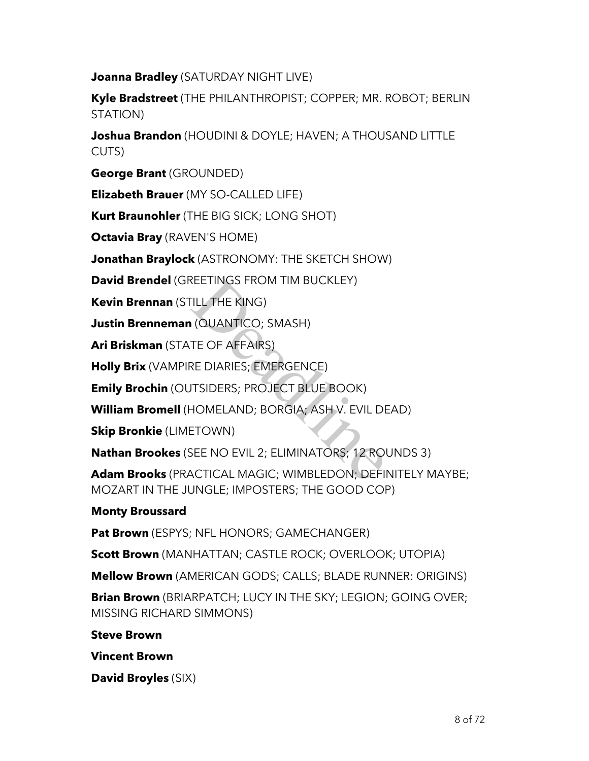**Joanna Bradley** (SATURDAY NIGHT LIVE)

**Kyle Bradstreet** (THE PHILANTHROPIST; COPPER; MR. ROBOT; BERLIN STATION)

**Joshua Brandon** (HOUDINI & DOYLE; HAVEN; A THOUSAND LITTLE CUTS)

**George Brant** (GROUNDED)

**Elizabeth Brauer** (MY SO-CALLED LIFE)

**Kurt Braunohler** (THE BIG SICK; LONG SHOT)

**Octavia Bray** (RAVEN'S HOME)

**Jonathan Braylock** (ASTRONOMY: THE SKETCH SHOW)

**David Brendel** (GREETINGS FROM TIM BUCKLEY)

**Kevin Brennan** (STILL THE KING)

**Justin Brenneman** (QUANTICO; SMASH)

**Ari Briskman** (STATE OF AFFAIRS)

**Holly Brix** (VAMPIRE DIARIES; EMERGENCE)

**Emily Brochin** (OUTSIDERS; PROJECT BLUE BOOK)

**William Bromell** (HOMELAND; BORGIA; ASH V. EVIL DEAD)

**Skip Bronkie** (LIMETOWN)

**Nathan Brookes** (SEE NO EVIL 2; ELIMINATORS; 12 ROUNDS 3)

**Adam Brooks** (PRACTICAL MAGIC; WIMBLEDON; DEFINITELY MAYBE; MOZART IN THE JUNGLE; IMPOSTERS; THE GOOD COP)

**Monty Broussard**

**Pat Brown** (ESPYS; NFL HONORS; GAMECHANGER)

**Scott Brown** (MANHATTAN; CASTLE ROCK; OVERLOOK; UTOPIA)

**Mellow Brown** (AMERICAN GODS; CALLS; BLADE RUNNER: ORIGINS)

**Brian Brown** (BRIARPATCH; LUCY IN THE SKY; LEGION; GOING OVER; MISSING RICHARD SIMMONS)

**Steve Brown**

**Vincent Brown**

**David Broyles** (SIX)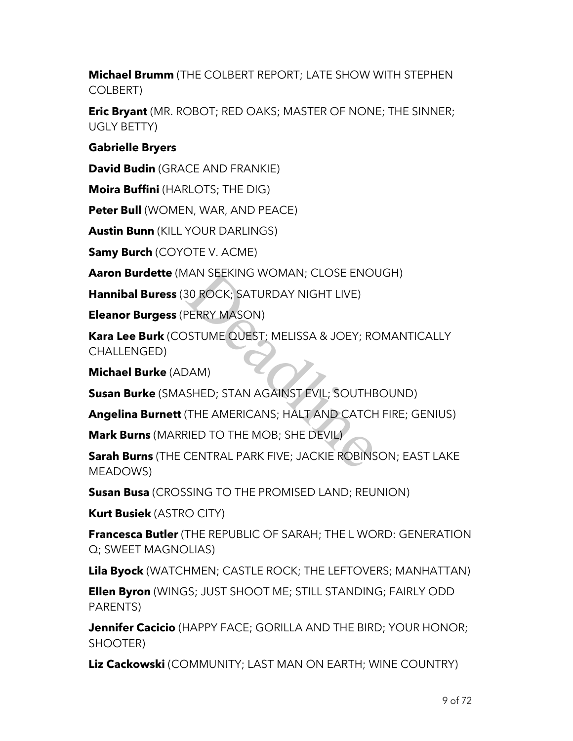**Michael Brumm** (THE COLBERT REPORT; LATE SHOW WITH STEPHEN COLBERT)

**Eric Bryant** (MR. ROBOT; RED OAKS; MASTER OF NONE; THE SINNER; UGLY BETTY)

**Gabrielle Bryers**

**David Budin** (GRACE AND FRANKIE)

**Moira Buffini** (HARLOTS; THE DIG)

**Peter Bull** (WOMEN, WAR, AND PEACE)

**Austin Bunn** (KILL YOUR DARLINGS)

**Samy Burch** (COYOTE V. ACME)

**Aaron Burdette** (MAN SEEKING WOMAN; CLOSE ENOUGH)

**Hannibal Buress** (30 ROCK; SATURDAY NIGHT LIVE)

**Eleanor Burgess** (PERRY MASON)

**Kara Lee Burk** (COSTUME QUEST; MELISSA & JOEY; ROMANTICALLY CHALLENGED)

**Michael Burke** (ADAM)

**Susan Burke** (SMASHED; STAN AGAINST EVIL; SOUTHBOUND)

**Angelina Burnett** (THE AMERICANS; HALT AND CATCH FIRE; GENIUS)

**Mark Burns** (MARRIED TO THE MOB; SHE DEVIL)

**Sarah Burns** (THE CENTRAL PARK FIVE; JACKIE ROBINSON; EAST LAKE MEADOWS)

**Susan Busa** (CROSSING TO THE PROMISED LAND; REUNION)

**Kurt Busiek** (ASTRO CITY)

**Francesca Butler** (THE REPUBLIC OF SARAH; THE L WORD: GENERATION Q; SWEET MAGNOLIAS)

**Lila Byock** (WATCHMEN; CASTLE ROCK; THE LEFTOVERS; MANHATTAN)

**Ellen Byron** (WINGS; JUST SHOOT ME; STILL STANDING; FAIRLY ODD PARENTS)

**Jennifer Cacicio** (HAPPY FACE; GORILLA AND THE BIRD; YOUR HONOR; SHOOTER)

**Liz Cackowski** (COMMUNITY; LAST MAN ON EARTH; WINE COUNTRY)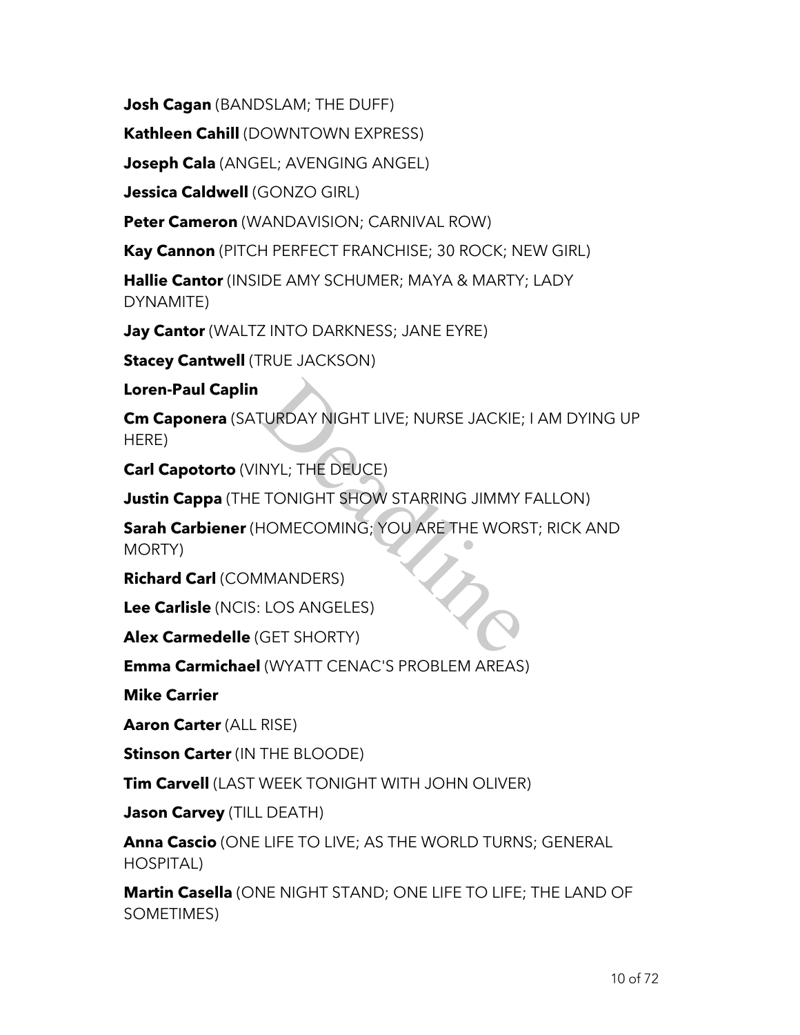**Josh Cagan** (BANDSLAM; THE DUFF)

**Kathleen Cahill** (DOWNTOWN EXPRESS)

**Joseph Cala** (ANGEL; AVENGING ANGEL)

**Jessica Caldwell** (GONZO GIRL)

**Peter Cameron** (WANDAVISION; CARNIVAL ROW)

**Kay Cannon** (PITCH PERFECT FRANCHISE; 30 ROCK; NEW GIRL)

**Hallie Cantor** (INSIDE AMY SCHUMER; MAYA & MARTY; LADY DYNAMITE)

**Jay Cantor** (WALTZ INTO DARKNESS; JANE EYRE)

**Stacey Cantwell** (TRUE JACKSON)

**Loren-Paul Caplin**

**Cm Caponera** (SATURDAY NIGHT LIVE; NURSE JACKIE; I AM DYING UP HERE)

**Carl Capotorto** (VINYL; THE DEUCE)

**Justin Cappa** (THE TONIGHT SHOW STARRING JIMMY FALLON)

**Sarah Carbiener** (HOMECOMING; YOU ARE THE WORST; RICK AND MORTY)

**Richard Carl** (COMMANDERS)

**Lee Carlisle** (NCIS: LOS ANGELES)

**Alex Carmedelle** (GET SHORTY)

**Emma Carmichael** (WYATT CENAC'S PROBLEM AREAS)

**Mike Carrier**

**Aaron Carter** (ALL RISE)

**Stinson Carter** (IN THE BLOODE)

**Tim Carvell** (LAST WEEK TONIGHT WITH JOHN OLIVER)

**Jason Carvey** (TILL DEATH)

**Anna Cascio** (ONE LIFE TO LIVE; AS THE WORLD TURNS; GENERAL HOSPITAL)

**Martin Casella** (ONE NIGHT STAND; ONE LIFE TO LIFE; THE LAND OF SOMETIMES)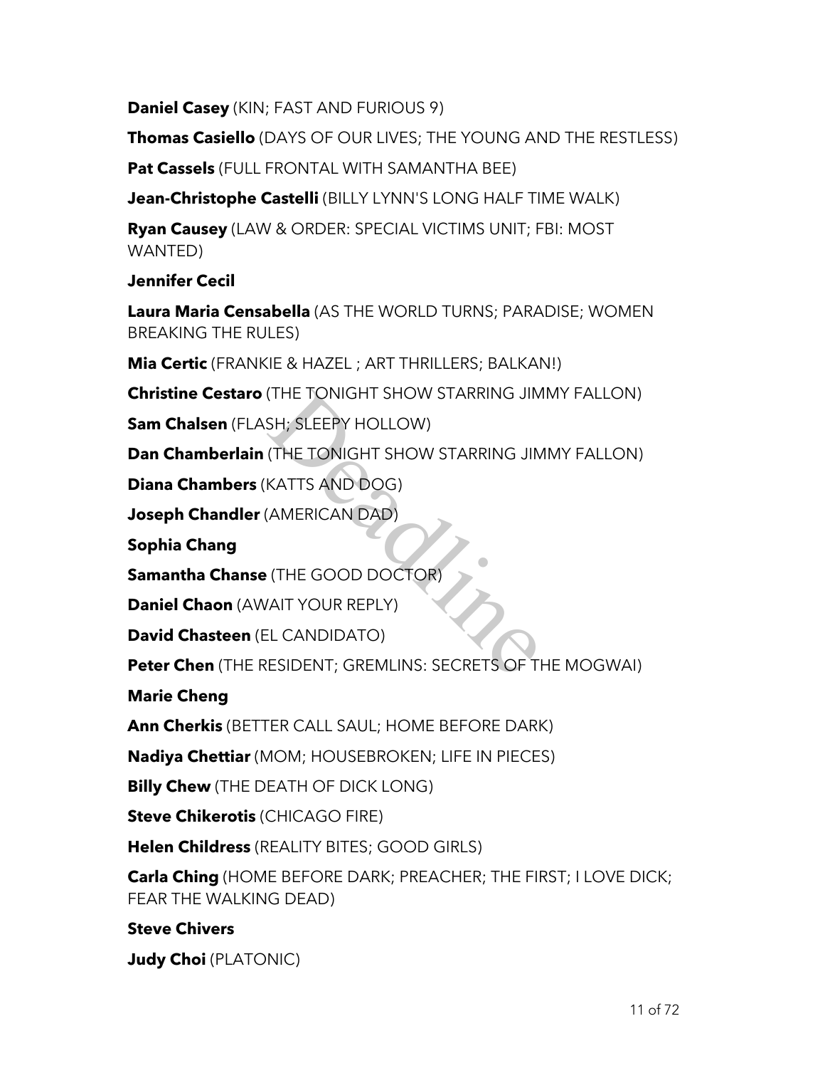**Daniel Casey** (KIN; FAST AND FURIOUS 9)

**Thomas Casiello** (DAYS OF OUR LIVES; THE YOUNG AND THE RESTLESS)

**Pat Cassels** (FULL FRONTAL WITH SAMANTHA BEE)

**Jean-Christophe Castelli** (BILLY LYNN'S LONG HALF TIME WALK)

**Ryan Causey** (LAW & ORDER: SPECIAL VICTIMS UNIT; FBI: MOST WANTED)

**Jennifer Cecil**

**Laura Maria Censabella** (AS THE WORLD TURNS; PARADISE; WOMEN BREAKING THE RULES)

**Mia Certic** (FRANKIE & HAZEL ; ART THRILLERS; BALKAN!)

**Christine Cestaro** (THE TONIGHT SHOW STARRING JIMMY FALLON)

**Sam Chalsen** (FLASH; SLEEPY HOLLOW)

**Dan Chamberlain** (THE TONIGHT SHOW STARRING JIMMY FALLON)

**Diana Chambers** (KATTS AND DOG)

**Joseph Chandler** (AMERICAN DAD)

**Sophia Chang**

**Samantha Chanse** (THE GOOD DOCTOR)

**Daniel Chaon** (AWAIT YOUR REPLY)

**David Chasteen** (EL CANDIDATO)

**Peter Chen** (THE RESIDENT; GREMLINS: SECRETS OF THE MOGWAI)

**Marie Cheng**

**Ann Cherkis** (BETTER CALL SAUL; HOME BEFORE DARK)

**Nadiya Chettiar** (MOM; HOUSEBROKEN; LIFE IN PIECES)

**Billy Chew** (THE DEATH OF DICK LONG)

**Steve Chikerotis** (CHICAGO FIRE)

**Helen Childress** (REALITY BITES; GOOD GIRLS)

**Carla Ching** (HOME BEFORE DARK; PREACHER; THE FIRST; I LOVE DICK; FEAR THE WALKING DEAD)

**Steve Chivers**

**Judy Choi** (PLATONIC)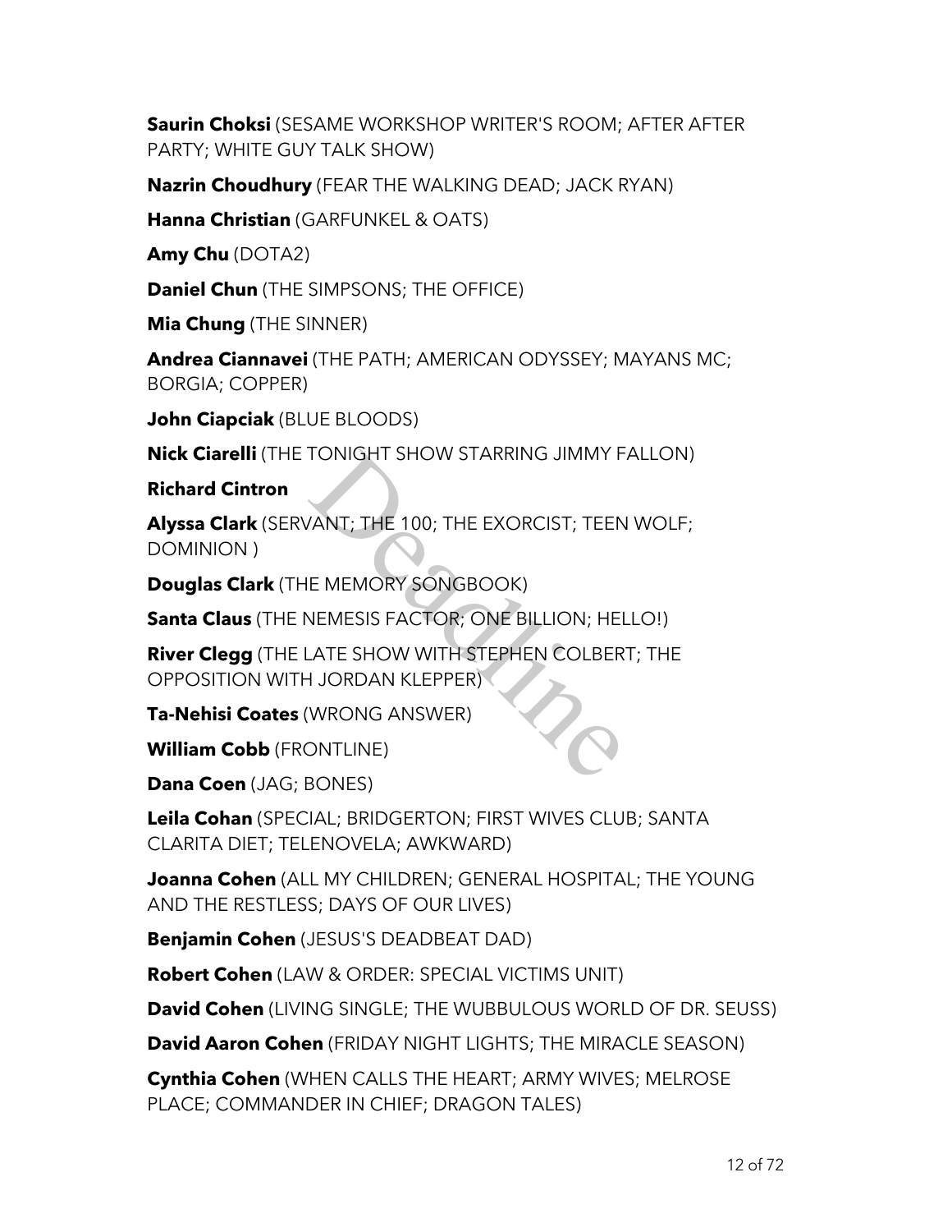**Saurin Choksi** (SESAME WORKSHOP WRITER'S ROOM; AFTER AFTER PARTY; WHITE GUY TALK SHOW)

**Nazrin Choudhury** (FEAR THE WALKING DEAD; JACK RYAN)

**Hanna Christian** (GARFUNKEL & OATS)

**Amy Chu** (DOTA2)

**Daniel Chun** (THE SIMPSONS; THE OFFICE)

**Mia Chung** (THE SINNER)

**Andrea Ciannavei** (THE PATH; AMERICAN ODYSSEY; MAYANS MC; BORGIA; COPPER)

**John Ciapciak** (BLUE BLOODS)

**Nick Ciarelli** (THE TONIGHT SHOW STARRING JIMMY FALLON)

**Richard Cintron**

**Alyssa Clark** (SERVANT; THE 100; THE EXORCIST; TEEN WOLF; DOMINION )

**Douglas Clark** (THE MEMORY SONGBOOK)

**Santa Claus** (THE NEMESIS FACTOR; ONE BILLION; HELLO!)

**River Clegg** (THE LATE SHOW WITH STEPHEN COLBERT; THE OPPOSITION WITH JORDAN KLEPPER)

**Ta-Nehisi Coates** (WRONG ANSWER)

**William Cobb** (FRONTLINE)

**Dana Coen** (JAG; BONES)

**Leila Cohan** (SPECIAL; BRIDGERTON; FIRST WIVES CLUB; SANTA CLARITA DIET; TELENOVELA; AWKWARD)

**Joanna Cohen** (ALL MY CHILDREN; GENERAL HOSPITAL; THE YOUNG AND THE RESTLESS; DAYS OF OUR LIVES)

**Benjamin Cohen** (JESUS'S DEADBEAT DAD)

**Robert Cohen** (LAW & ORDER: SPECIAL VICTIMS UNIT)

**David Cohen** (LIVING SINGLE; THE WUBBULOUS WORLD OF DR. SEUSS)

**David Aaron Cohen** (FRIDAY NIGHT LIGHTS; THE MIRACLE SEASON)

**Cynthia Cohen** (WHEN CALLS THE HEART; ARMY WIVES; MELROSE PLACE; COMMANDER IN CHIEF; DRAGON TALES)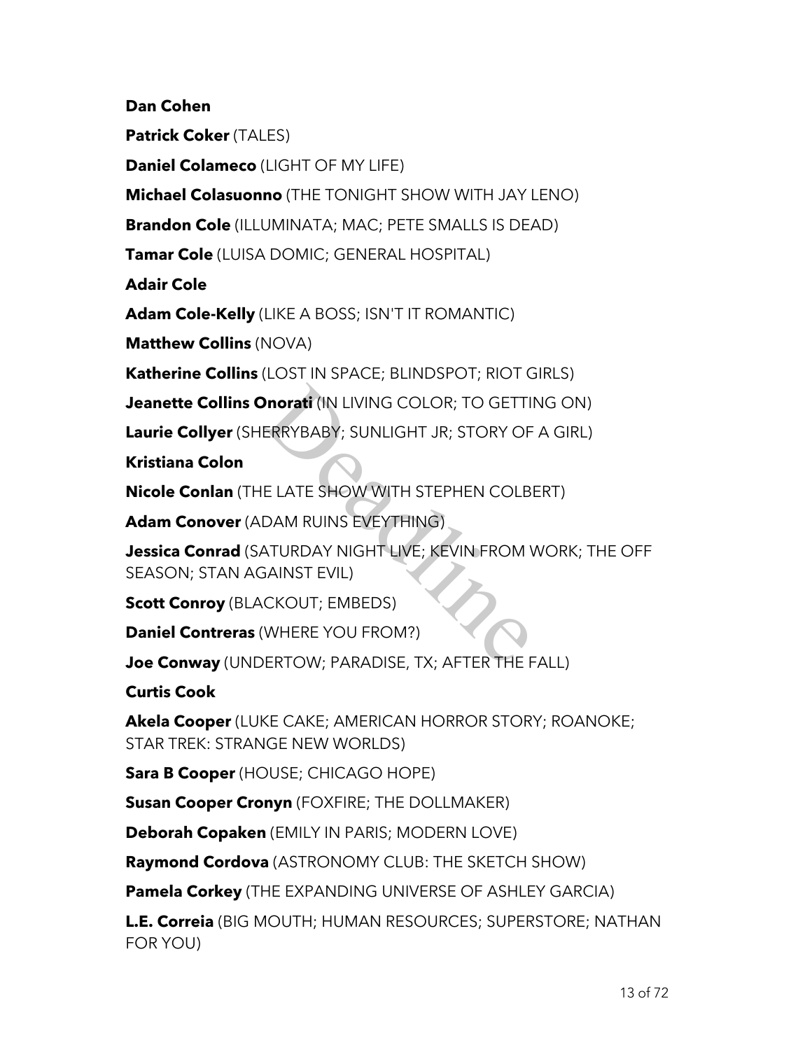**Dan Cohen**

**Patrick Coker** (TALES)

**Daniel Colameco** (LIGHT OF MY LIFE)

**Michael Colasuonno** (THE TONIGHT SHOW WITH JAY LENO)

**Brandon Cole** (ILLUMINATA; MAC; PETE SMALLS IS DEAD)

**Tamar Cole** (LUISA DOMIC; GENERAL HOSPITAL)

**Adair Cole**

**Adam Cole-Kelly** (LIKE A BOSS; ISN'T IT ROMANTIC)

**Matthew Collins** (NOVA)

**Katherine Collins** (LOST IN SPACE; BLINDSPOT; RIOT GIRLS)

**Jeanette Collins Onorati** (IN LIVING COLOR; TO GETTING ON)

**Laurie Collyer** (SHERRYBABY; SUNLIGHT JR; STORY OF A GIRL)

**Kristiana Colon**

**Nicole Conlan** (THE LATE SHOW WITH STEPHEN COLBERT)

**Adam Conover** (ADAM RUINS EVEYTHING)

**Jessica Conrad** (SATURDAY NIGHT LIVE; KEVIN FROM WORK; THE OFF SEASON; STAN AGAINST EVIL)

**Scott Conroy** (BLACKOUT; EMBEDS)

**Daniel Contreras** (WHERE YOU FROM?)

**Joe Conway** (UNDERTOW; PARADISE, TX; AFTER THE FALL)

**Curtis Cook**

**Akela Cooper** (LUKE CAKE; AMERICAN HORROR STORY; ROANOKE; STAR TREK: STRANGE NEW WORLDS)

**Sara B Cooper** (HOUSE; CHICAGO HOPE)

**Susan Cooper Cronyn** (FOXFIRE; THE DOLLMAKER)

**Deborah Copaken** (EMILY IN PARIS; MODERN LOVE)

**Raymond Cordova** (ASTRONOMY CLUB: THE SKETCH SHOW)

**Pamela Corkey** (THE EXPANDING UNIVERSE OF ASHLEY GARCIA)

**L.E. Correia** (BIG MOUTH; HUMAN RESOURCES; SUPERSTORE; NATHAN FOR YOU)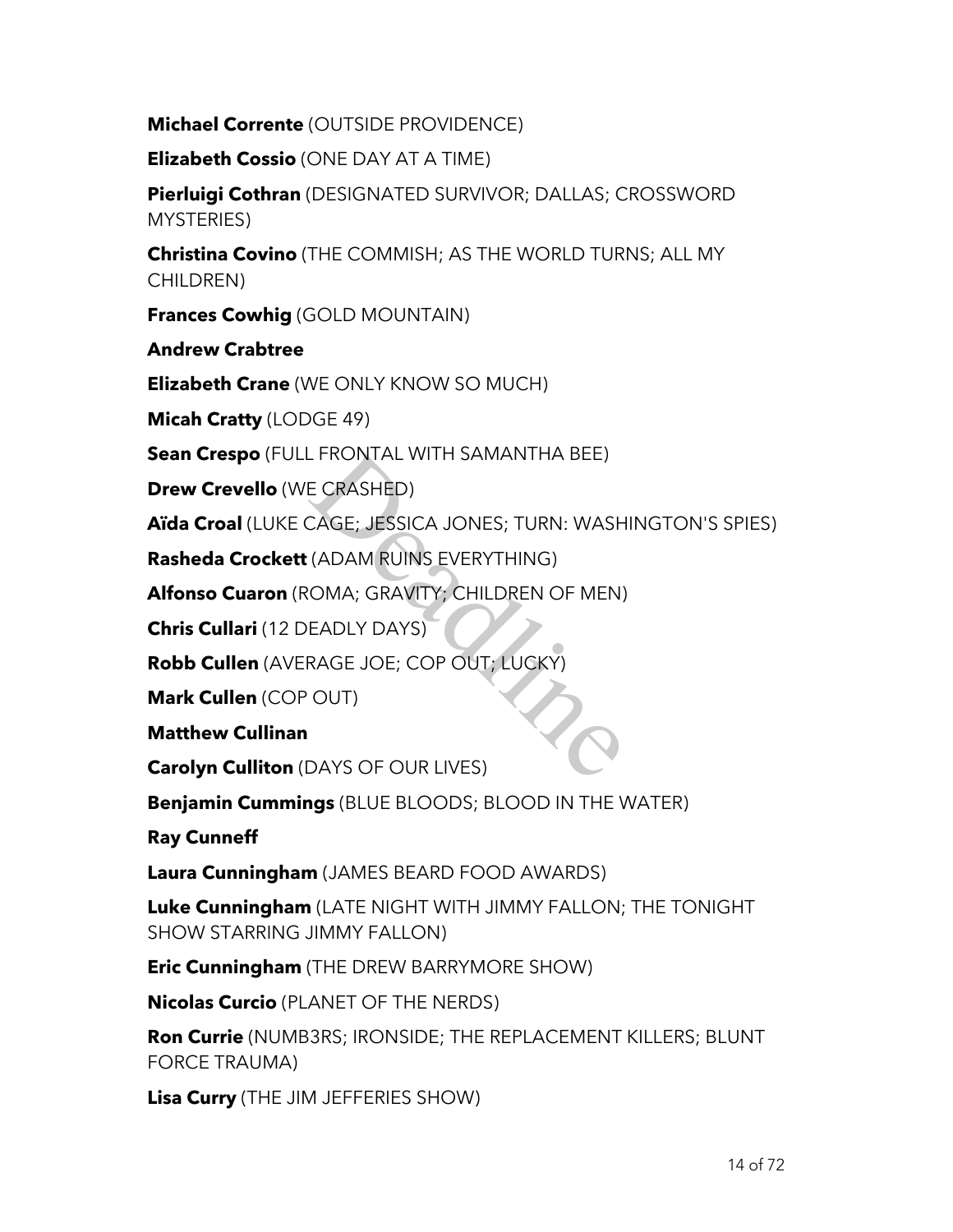**Michael Corrente** (OUTSIDE PROVIDENCE)

**Elizabeth Cossio** (ONE DAY AT A TIME)

**Pierluigi Cothran** (DESIGNATED SURVIVOR; DALLAS; CROSSWORD MYSTERIES)

**Christina Covino** (THE COMMISH; AS THE WORLD TURNS; ALL MY CHILDREN)

**Frances Cowhig** (GOLD MOUNTAIN)

**Andrew Crabtree**

**Elizabeth Crane** (WE ONLY KNOW SO MUCH)

**Micah Cratty** (LODGE 49)

**Sean Crespo** (FULL FRONTAL WITH SAMANTHA BEE)

**Drew Crevello** (WE CRASHED)

**Aïda Croal** (LUKE CAGE; JESSICA JONES; TURN: WASHINGTON'S SPIES)

**Rasheda Crockett** (ADAM RUINS EVERYTHING)

**Alfonso Cuaron** (ROMA; GRAVITY; CHILDREN OF MEN)

**Chris Cullari** (12 DEADLY DAYS)

**Robb Cullen** (AVERAGE JOE; COP OUT; LUCKY)

**Mark Cullen** (COP OUT)

**Matthew Cullinan**

**Carolyn Culliton** (DAYS OF OUR LIVES)

**Benjamin Cummings** (BLUE BLOODS; BLOOD IN THE WATER)

**Ray Cunneff**

**Laura Cunningham** (JAMES BEARD FOOD AWARDS)

**Luke Cunningham** (LATE NIGHT WITH JIMMY FALLON; THE TONIGHT SHOW STARRING JIMMY FALLON)

**Eric Cunningham** (THE DREW BARRYMORE SHOW)

**Nicolas Curcio** (PLANET OF THE NERDS)

**Ron Currie** (NUMB3RS; IRONSIDE; THE REPLACEMENT KILLERS; BLUNT FORCE TRAUMA)

**Lisa Curry** (THE JIM JEFFERIES SHOW)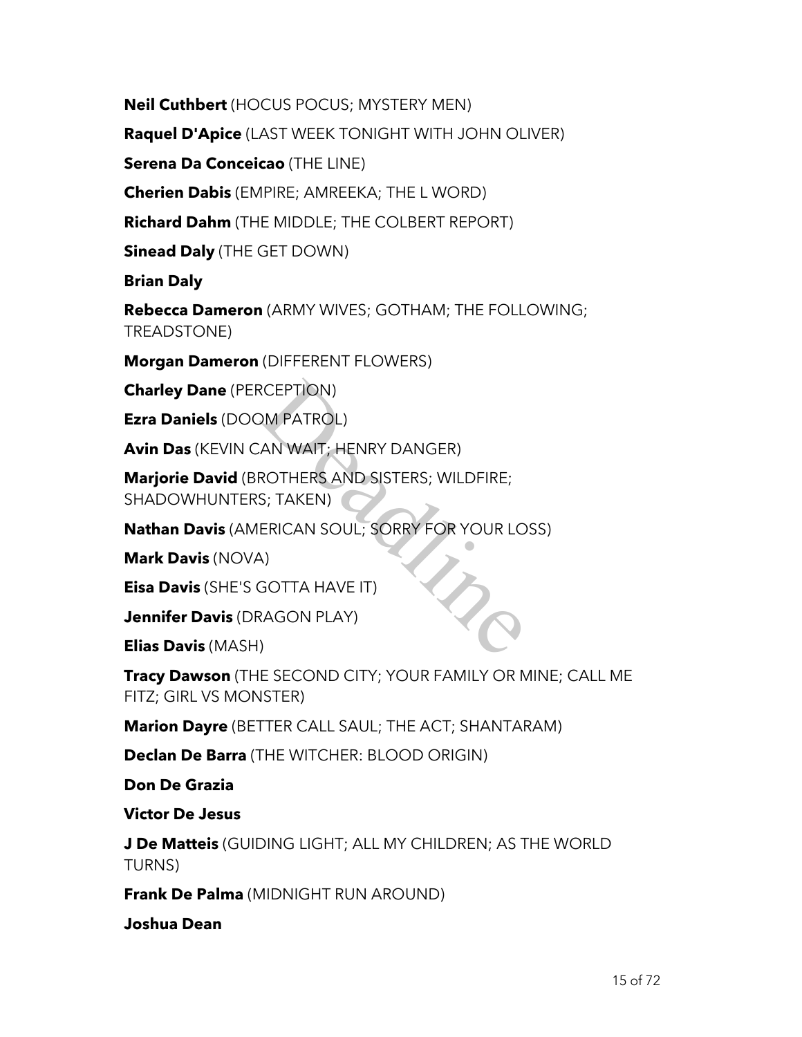**Neil Cuthbert** (HOCUS POCUS; MYSTERY MEN)

**Raquel D'Apice** (LAST WEEK TONIGHT WITH JOHN OLIVER)

**Serena Da Conceicao** (THE LINE)

**Cherien Dabis** (EMPIRE; AMREEKA; THE L WORD)

**Richard Dahm** (THE MIDDLE; THE COLBERT REPORT)

**Sinead Daly** (THE GET DOWN)

**Brian Daly**

**Rebecca Dameron** (ARMY WIVES; GOTHAM; THE FOLLOWING; TREADSTONE)

**Morgan Dameron** (DIFFERENT FLOWERS)

**Charley Dane** (PERCEPTION)

**Ezra Daniels** (DOOM PATROL)

**Avin Das** (KEVIN CAN WAIT; HENRY DANGER)

**Marjorie David** (BROTHERS AND SISTERS; WILDFIRE; SHADOWHUNTERS; TAKEN)

**Nathan Davis** (AMERICAN SOUL; SORRY FOR YOUR LOSS)

**Mark Davis** (NOVA)

**Eisa Davis** (SHE'S GOTTA HAVE IT)

**Jennifer Davis** (DRAGON PLAY)

**Elias Davis** (MASH)

**Tracy Dawson** (THE SECOND CITY; YOUR FAMILY OR MINE; CALL ME FITZ; GIRL VS MONSTER)

**Marion Dayre** (BETTER CALL SAUL; THE ACT; SHANTARAM)

**Declan De Barra** (THE WITCHER: BLOOD ORIGIN)

**Don De Grazia**

**Victor De Jesus**

**J De Matteis** (GUIDING LIGHT; ALL MY CHILDREN; AS THE WORLD TURNS)

**Frank De Palma** (MIDNIGHT RUN AROUND)

**Joshua Dean**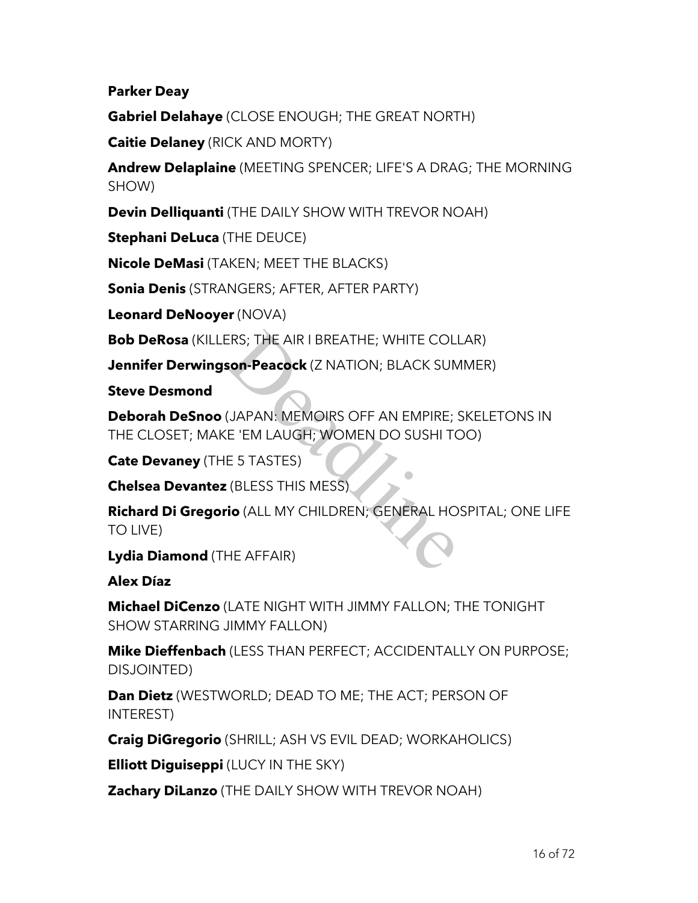**Parker Deay**

**Gabriel Delahaye** (CLOSE ENOUGH; THE GREAT NORTH)

**Caitie Delaney** (RICK AND MORTY)

**Andrew Delaplaine** (MEETING SPENCER; LIFE'S A DRAG; THE MORNING SHOW)

**Devin Delliquanti** (THE DAILY SHOW WITH TREVOR NOAH)

**Stephani DeLuca** (THE DEUCE)

**Nicole DeMasi** (TAKEN; MEET THE BLACKS)

**Sonia Denis** (STRANGERS; AFTER, AFTER PARTY)

**Leonard DeNooyer** (NOVA)

**Bob DeRosa** (KILLERS; THE AIR I BREATHE; WHITE COLLAR)

**Jennifer Derwingson-Peacock** (Z NATION; BLACK SUMMER)

**Steve Desmond**

**Deborah DeSnoo** (JAPAN: MEMOIRS OFF AN EMPIRE; SKELETONS IN THE CLOSET; MAKE 'EM LAUGH; WOMEN DO SUSHI TOO)

**Cate Devaney** (THE 5 TASTES)

**Chelsea Devantez** (BLESS THIS MESS)

**Richard Di Gregorio** (ALL MY CHILDREN; GENERAL HOSPITAL; ONE LIFE TO LIVE)

**Lydia Diamond** (THE AFFAIR)

**Alex Díaz**

**Michael DiCenzo** (LATE NIGHT WITH JIMMY FALLON; THE TONIGHT SHOW STARRING JIMMY FALLON)

**Mike Dieffenbach** (LESS THAN PERFECT; ACCIDENTALLY ON PURPOSE; DISJOINTED)

**Dan Dietz** (WESTWORLD; DEAD TO ME; THE ACT; PERSON OF INTEREST)

**Craig DiGregorio** (SHRILL; ASH VS EVIL DEAD; WORKAHOLICS)

**Elliott Diguiseppi** (LUCY IN THE SKY)

**Zachary DiLanzo** (THE DAILY SHOW WITH TREVOR NOAH)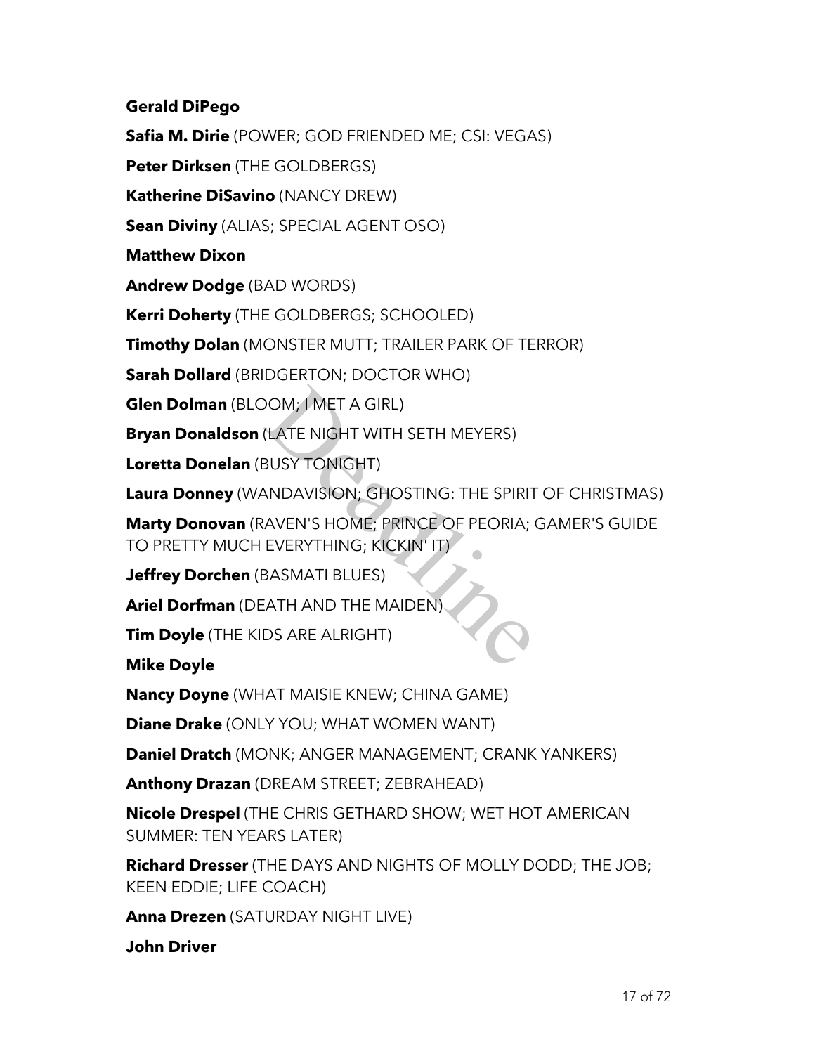**Gerald DiPego**

**Safia M. Dirie** (POWER; GOD FRIENDED ME; CSI: VEGAS)

**Peter Dirksen** (THE GOLDBERGS)

**Katherine DiSavino** (NANCY DREW)

**Sean Diviny** (ALIAS; SPECIAL AGENT OSO)

**Matthew Dixon**

**Andrew Dodge** (BAD WORDS)

**Kerri Doherty** (THE GOLDBERGS; SCHOOLED)

**Timothy Dolan** (MONSTER MUTT; TRAILER PARK OF TERROR)

**Sarah Dollard** (BRIDGERTON; DOCTOR WHO)

**Glen Dolman** (BLOOM; I MET A GIRL)

**Bryan Donaldson** (LATE NIGHT WITH SETH MEYERS)

**Loretta Donelan** (BUSY TONIGHT)

**Laura Donney** (WANDAVISION; GHOSTING: THE SPIRIT OF CHRISTMAS)

**Marty Donovan** (RAVEN'S HOME; PRINCE OF PEORIA; GAMER'S GUIDE TO PRETTY MUCH EVERYTHING; KICKIN' IT)

**Jeffrey Dorchen** (BASMATI BLUES)

**Ariel Dorfman** (DEATH AND THE MAIDEN)

**Tim Doyle** (THE KIDS ARE ALRIGHT)

**Mike Doyle**

**Nancy Doyne** (WHAT MAISIE KNEW; CHINA GAME)

**Diane Drake** (ONLY YOU; WHAT WOMEN WANT)

**Daniel Dratch** (MONK; ANGER MANAGEMENT; CRANK YANKERS)

**Anthony Drazan** (DREAM STREET; ZEBRAHEAD)

**Nicole Drespel** (THE CHRIS GETHARD SHOW; WET HOT AMERICAN SUMMER: TEN YEARS LATER)

**Richard Dresser** (THE DAYS AND NIGHTS OF MOLLY DODD; THE JOB; KEEN EDDIE; LIFE COACH)

**Anna Drezen** (SATURDAY NIGHT LIVE)

**John Driver**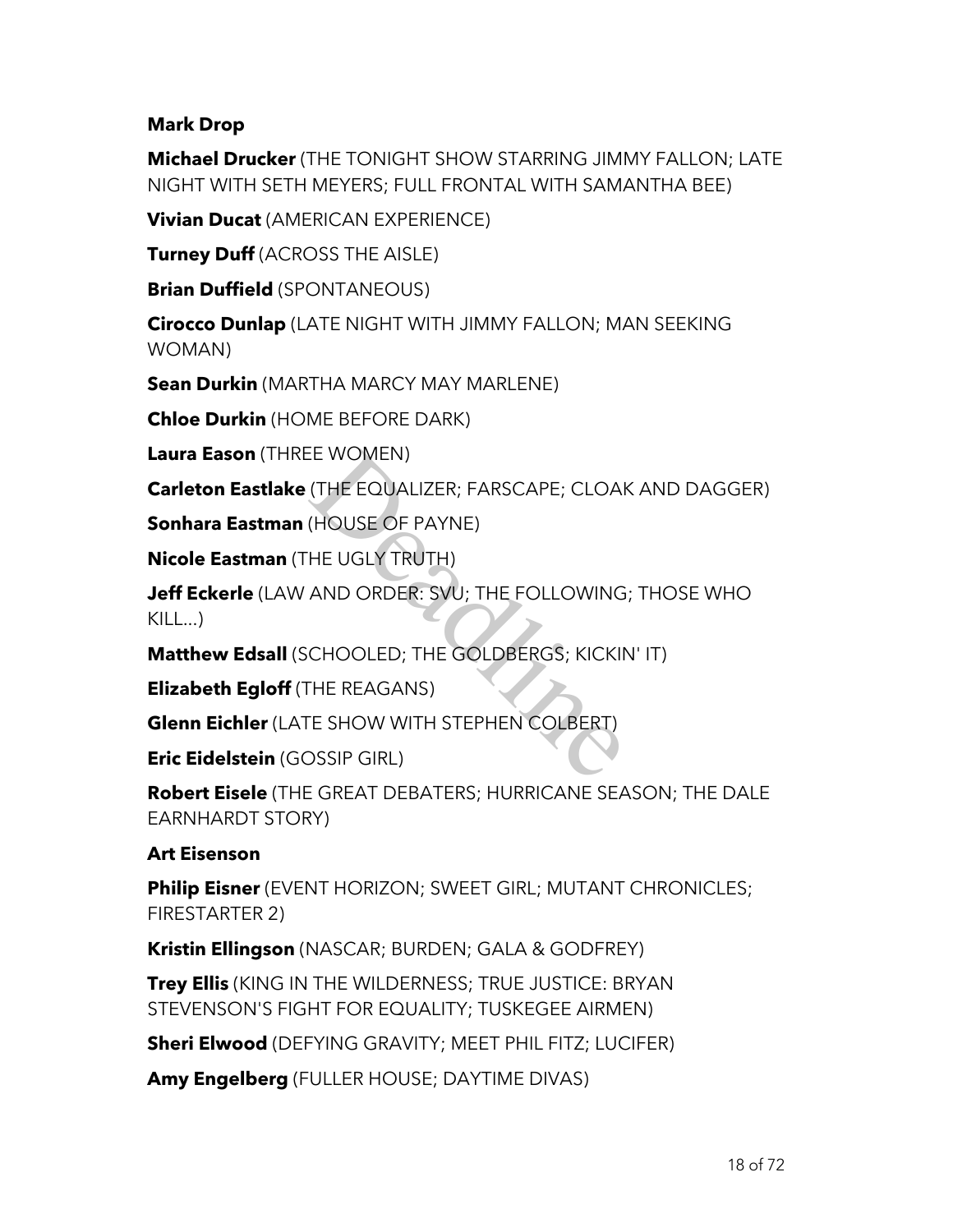**Mark Drop**

**Michael Drucker** (THE TONIGHT SHOW STARRING JIMMY FALLON; LATE NIGHT WITH SETH MEYERS; FULL FRONTAL WITH SAMANTHA BEE)

**Vivian Ducat** (AMERICAN EXPERIENCE)

**Turney Duff** (ACROSS THE AISLE)

**Brian Duffield** (SPONTANEOUS)

**Cirocco Dunlap** (LATE NIGHT WITH JIMMY FALLON; MAN SEEKING WOMAN)

**Sean Durkin** (MARTHA MARCY MAY MARLENE)

**Chloe Durkin** (HOME BEFORE DARK)

**Laura Eason** (THREE WOMEN)

**Carleton Eastlake** (THE EQUALIZER; FARSCAPE; CLOAK AND DAGGER)

**Sonhara Eastman** (HOUSE OF PAYNE)

**Nicole Eastman** (THE UGLY TRUTH)

**Jeff Eckerle** (LAW AND ORDER: SVU; THE FOLLOWING; THOSE WHO KILL...)

**Matthew Edsall** (SCHOOLED; THE GOLDBERGS; KICKIN' IT)

**Elizabeth Egloff** (THE REAGANS)

**Glenn Eichler** (LATE SHOW WITH STEPHEN COLBERT)

**Eric Eidelstein** (GOSSIP GIRL)

**Robert Eisele** (THE GREAT DEBATERS; HURRICANE SEASON; THE DALE EARNHARDT STORY)

**Art Eisenson**

**Philip Eisner** (EVENT HORIZON; SWEET GIRL; MUTANT CHRONICLES; FIRESTARTER 2)

**Kristin Ellingson** (NASCAR; BURDEN; GALA & GODFREY)

**Trey Ellis** (KING IN THE WILDERNESS; TRUE JUSTICE: BRYAN STEVENSON'S FIGHT FOR EQUALITY; TUSKEGEE AIRMEN)

**Sheri Elwood** (DEFYING GRAVITY; MEET PHIL FITZ; LUCIFER)

**Amy Engelberg** (FULLER HOUSE; DAYTIME DIVAS)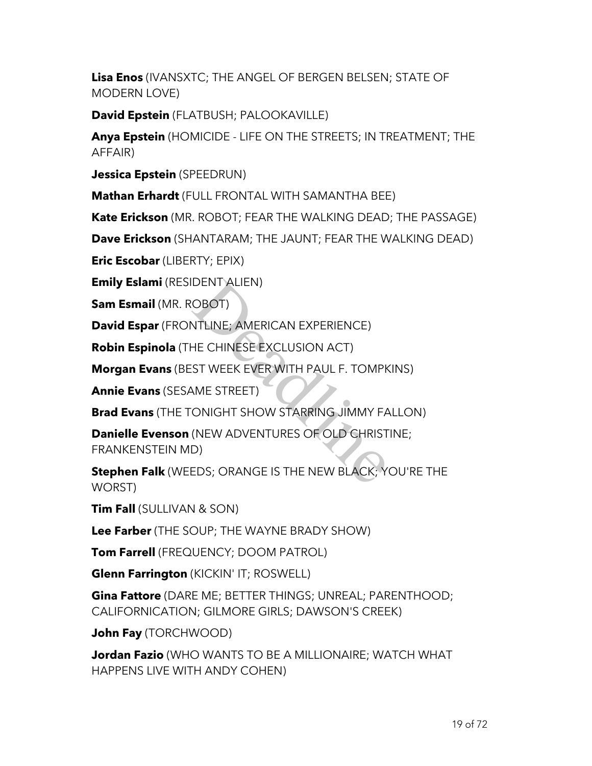**Lisa Enos** (IVANSXTC; THE ANGEL OF BERGEN BELSEN; STATE OF MODERN LOVE)

**David Epstein** (FLATBUSH; PALOOKAVILLE)

**Anya Epstein** (HOMICIDE - LIFE ON THE STREETS; IN TREATMENT; THE AFFAIR)

**Jessica Epstein** (SPEEDRUN)

**Mathan Erhardt** (FULL FRONTAL WITH SAMANTHA BEE)

**Kate Erickson** (MR. ROBOT; FEAR THE WALKING DEAD; THE PASSAGE)

**Dave Erickson** (SHANTARAM; THE JAUNT; FEAR THE WALKING DEAD)

**Eric Escobar** (LIBERTY; EPIX)

**Emily Eslami** (RESIDENT ALIEN)

**Sam Esmail** (MR. ROBOT)

**David Espar** (FRONTLINE; AMERICAN EXPERIENCE)

**Robin Espinola** (THE CHINESE EXCLUSION ACT)

**Morgan Evans** (BEST WEEK EVER WITH PAUL F. TOMPKINS)

**Annie Evans** (SESAME STREET)

**Brad Evans** (THE TONIGHT SHOW STARRING JIMMY FALLON)

**Danielle Evenson** (NEW ADVENTURES OF OLD CHRISTINE; FRANKENSTEIN MD)

**Stephen Falk** (WEEDS; ORANGE IS THE NEW BLACK; YOU'RE THE WORST)

**Tim Fall** (SULLIVAN & SON)

**Lee Farber** (THE SOUP; THE WAYNE BRADY SHOW)

**Tom Farrell** (FREQUENCY; DOOM PATROL)

**Glenn Farrington** (KICKIN' IT; ROSWELL)

**Gina Fattore** (DARE ME; BETTER THINGS; UNREAL; PARENTHOOD; CALIFORNICATION; GILMORE GIRLS; DAWSON'S CREEK)

**John Fay** (TORCHWOOD)

**Jordan Fazio** (WHO WANTS TO BE A MILLIONAIRE; WATCH WHAT HAPPENS LIVE WITH ANDY COHEN)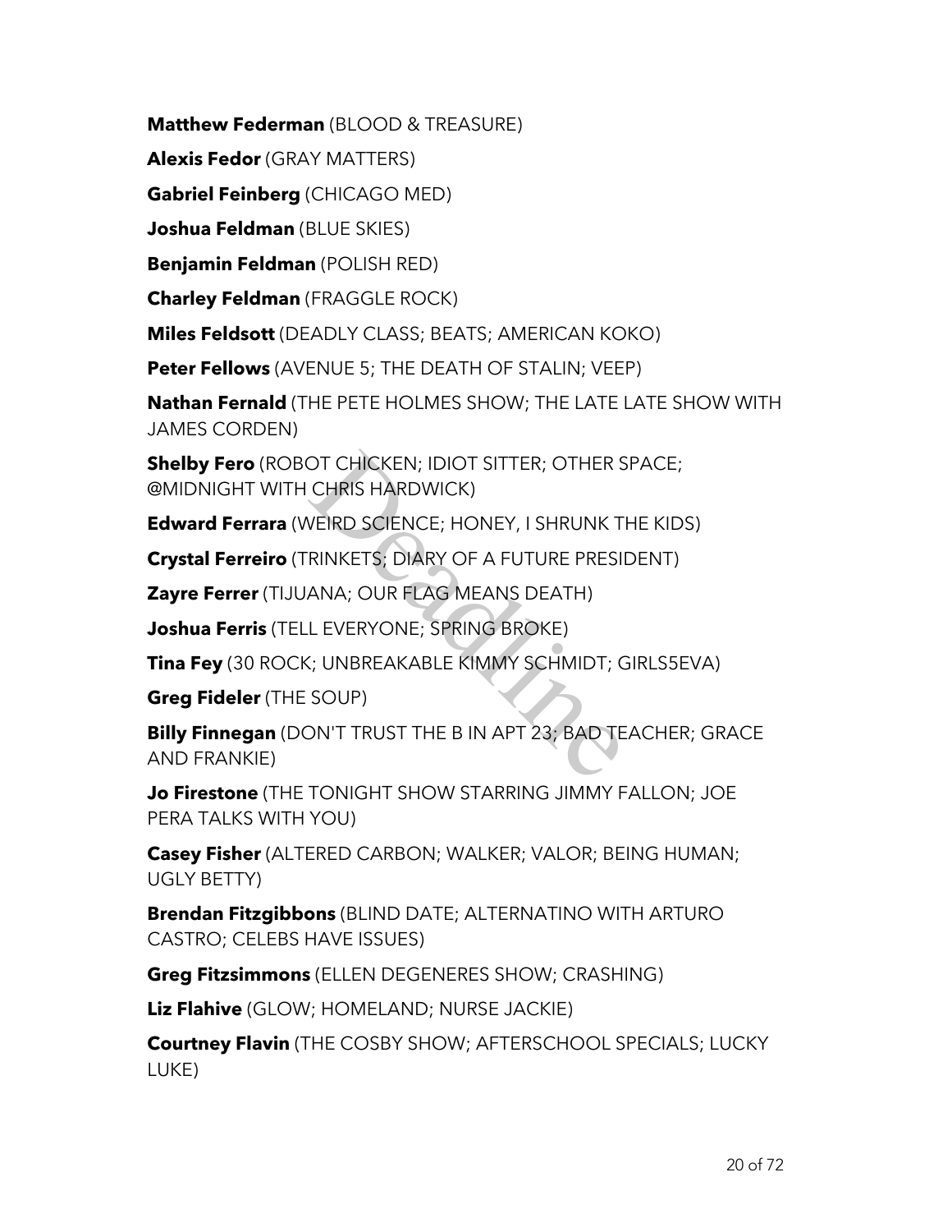**Matthew Federman** (BLOOD & TREASURE)

**Alexis Fedor** (GRAY MATTERS)

**Gabriel Feinberg** (CHICAGO MED)

**Joshua Feldman** (BLUE SKIES)

**Benjamin Feldman** (POLISH RED)

**Charley Feldman** (FRAGGLE ROCK)

**Miles Feldsott** (DEADLY CLASS; BEATS; AMERICAN KOKO)

**Peter Fellows** (AVENUE 5; THE DEATH OF STALIN; VEEP)

**Nathan Fernald** (THE PETE HOLMES SHOW; THE LATE LATE SHOW WITH JAMES CORDEN)

**Shelby Fero** (ROBOT CHICKEN; IDIOT SITTER; OTHER SPACE; @MIDNIGHT WITH CHRIS HARDWICK)

**Edward Ferrara** (WEIRD SCIENCE; HONEY, I SHRUNK THE KIDS)

**Crystal Ferreiro** (TRINKETS; DIARY OF A FUTURE PRESIDENT)

**Zayre Ferrer** (TIJUANA; OUR FLAG MEANS DEATH)

**Joshua Ferris** (TELL EVERYONE; SPRING BROKE)

**Tina Fey** (30 ROCK; UNBREAKABLE KIMMY SCHMIDT; GIRLS5EVA)

**Greg Fideler** (THE SOUP)

**Billy Finnegan** (DON'T TRUST THE B IN APT 23; BAD TEACHER; GRACE AND FRANKIE)

**Jo Firestone** (THE TONIGHT SHOW STARRING JIMMY FALLON; JOE PERA TALKS WITH YOU)

**Casey Fisher** (ALTERED CARBON; WALKER; VALOR; BEING HUMAN; UGLY BETTY)

**Brendan Fitzgibbons** (BLIND DATE; ALTERNATINO WITH ARTURO CASTRO; CELEBS HAVE ISSUES)

**Greg Fitzsimmons** (ELLEN DEGENERES SHOW; CRASHING)

**Liz Flahive** (GLOW; HOMELAND; NURSE JACKIE)

**Courtney Flavin** (THE COSBY SHOW; AFTERSCHOOL SPECIALS; LUCKY LUKE)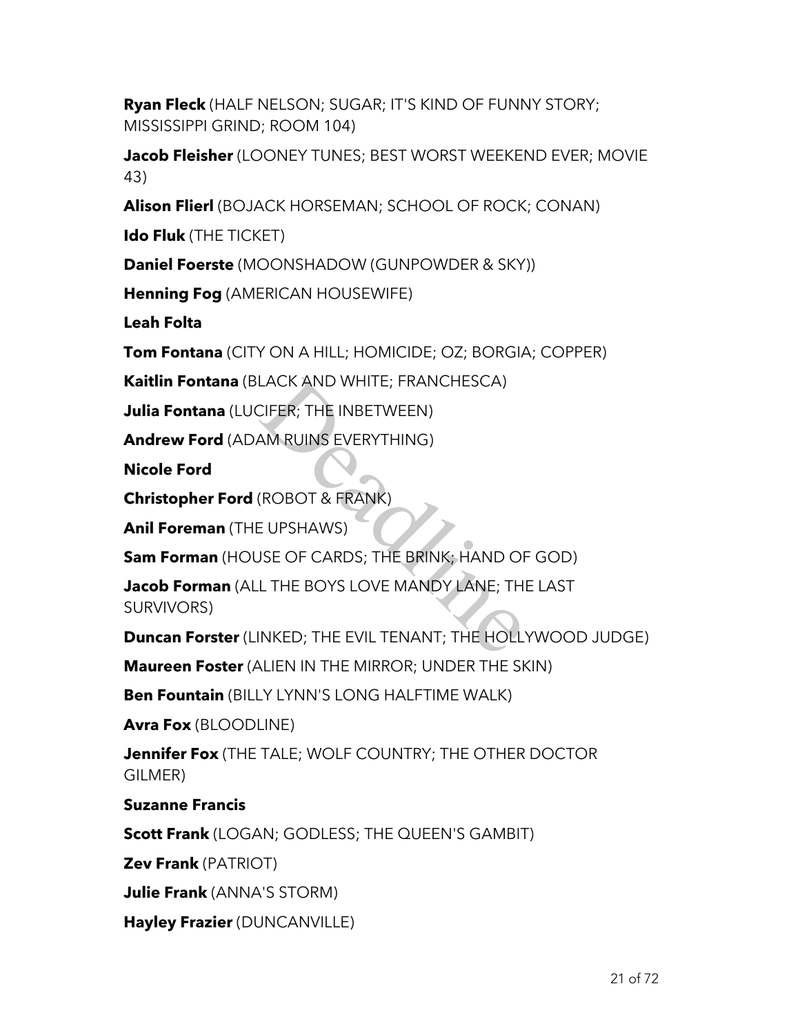**Ryan Fleck** (HALF NELSON; SUGAR; IT'S KIND OF FUNNY STORY; MISSISSIPPI GRIND; ROOM 104)

**Jacob Fleisher** (LOONEY TUNES; BEST WORST WEEKEND EVER; MOVIE 43)

**Alison Flierl** (BOJACK HORSEMAN; SCHOOL OF ROCK; CONAN)

**Ido Fluk** (THE TICKET)

**Daniel Foerste** (MOONSHADOW (GUNPOWDER & SKY))

**Henning Fog** (AMERICAN HOUSEWIFE)

**Leah Folta**

**Tom Fontana** (CITY ON A HILL; HOMICIDE; OZ; BORGIA; COPPER)

**Kaitlin Fontana** (BLACK AND WHITE; FRANCHESCA)

**Julia Fontana** (LUCIFER; THE INBETWEEN)

**Andrew Ford** (ADAM RUINS EVERYTHING)

**Nicole Ford**

**Christopher Ford** (ROBOT & FRANK)

**Anil Foreman** (THE UPSHAWS)

**Sam Forman** (HOUSE OF CARDS; THE BRINK; HAND OF GOD)

**Jacob Forman** (ALL THE BOYS LOVE MANDY LANE; THE LAST SURVIVORS)

**Duncan Forster** (LINKED; THE EVIL TENANT; THE HOLLYWOOD JUDGE)

**Maureen Foster** (ALIEN IN THE MIRROR; UNDER THE SKIN)

**Ben Fountain** (BILLY LYNN'S LONG HALFTIME WALK)

**Avra Fox** (BLOODLINE)

**Jennifer Fox** (THE TALE; WOLF COUNTRY; THE OTHER DOCTOR GILMER)

**Suzanne Francis**

**Scott Frank** (LOGAN; GODLESS; THE QUEEN'S GAMBIT)

**Zev Frank** (PATRIOT)

**Julie Frank** (ANNA'S STORM)

**Hayley Frazier** (DUNCANVILLE)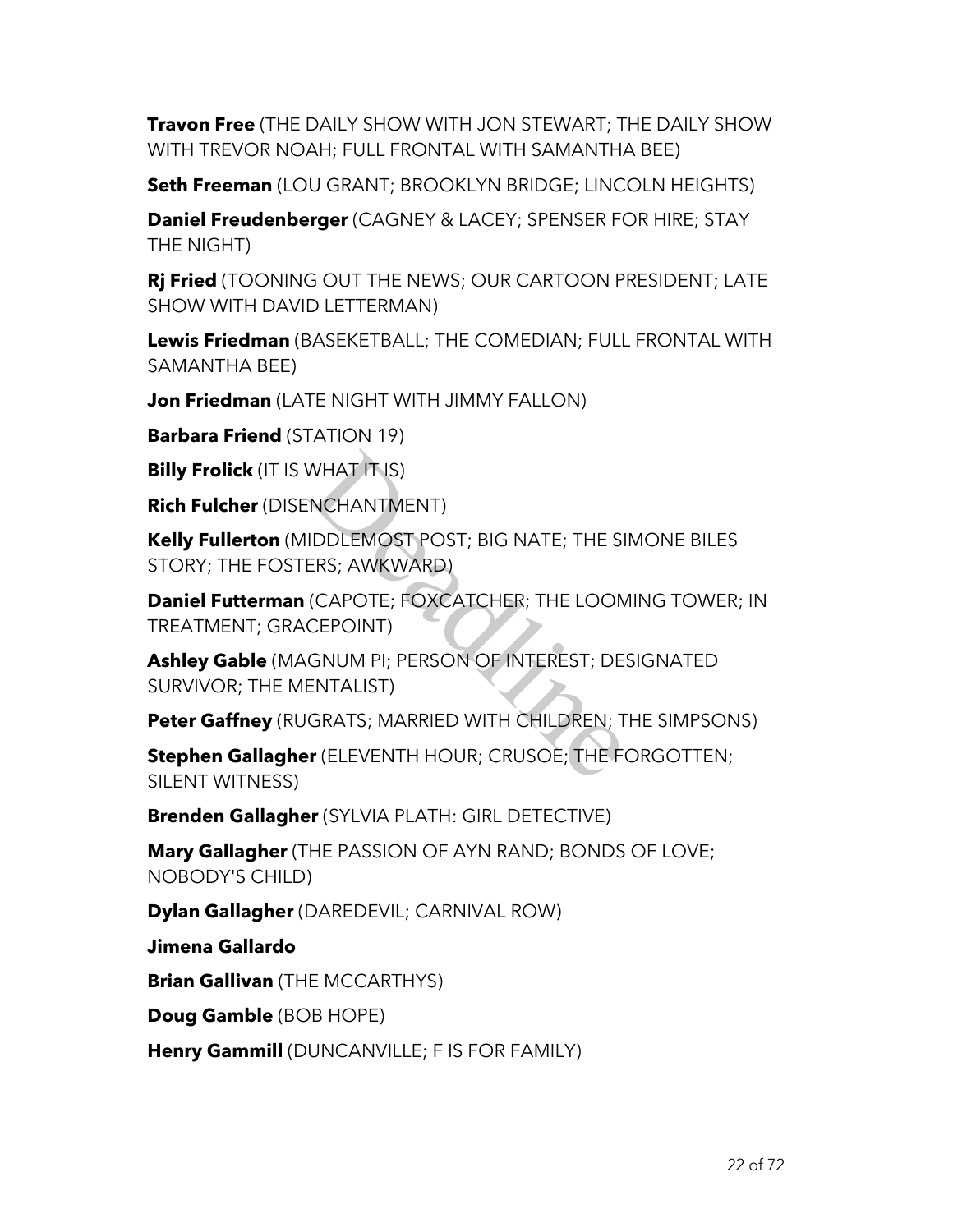**Travon Free** (THE DAILY SHOW WITH JON STEWART; THE DAILY SHOW WITH TREVOR NOAH; FULL FRONTAL WITH SAMANTHA BEE)

**Seth Freeman** (LOU GRANT; BROOKLYN BRIDGE; LINCOLN HEIGHTS)

**Daniel Freudenberger** (CAGNEY & LACEY; SPENSER FOR HIRE; STAY THE NIGHT)

**Rj Fried** (TOONING OUT THE NEWS; OUR CARTOON PRESIDENT; LATE SHOW WITH DAVID LETTERMAN)

**Lewis Friedman** (BASEKETBALL; THE COMEDIAN; FULL FRONTAL WITH SAMANTHA BEE)

**Jon Friedman** (LATE NIGHT WITH JIMMY FALLON)

**Barbara Friend** (STATION 19)

**Billy Frolick** (IT IS WHAT IT IS)

**Rich Fulcher** (DISENCHANTMENT)

**Kelly Fullerton** (MIDDLEMOST POST; BIG NATE; THE SIMONE BILES STORY; THE FOSTERS; AWKWARD)

**Daniel Futterman** (CAPOTE; FOXCATCHER; THE LOOMING TOWER; IN TREATMENT; GRACEPOINT)

**Ashley Gable** (MAGNUM PI; PERSON OF INTEREST; DESIGNATED SURVIVOR; THE MENTALIST)

**Peter Gaffney** (RUGRATS; MARRIED WITH CHILDREN; THE SIMPSONS)

**Stephen Gallagher** (ELEVENTH HOUR; CRUSOE; THE FORGOTTEN; SILENT WITNESS)

**Brenden Gallagher** (SYLVIA PLATH: GIRL DETECTIVE)

**Mary Gallagher** (THE PASSION OF AYN RAND; BONDS OF LOVE; NOBODY'S CHILD)

**Dylan Gallagher** (DAREDEVIL; CARNIVAL ROW)

**Jimena Gallardo**

**Brian Gallivan** (THE MCCARTHYS)

**Doug Gamble** (BOB HOPE)

**Henry Gammill** (DUNCANVILLE; F IS FOR FAMILY)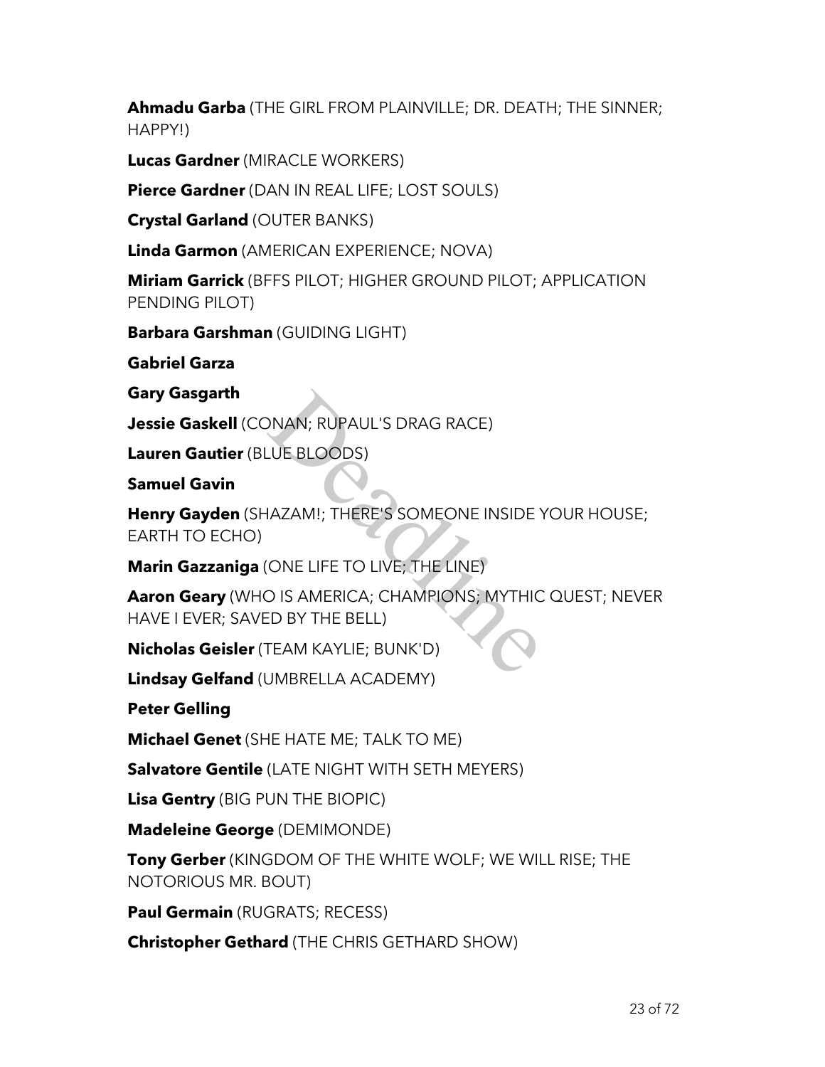**Ahmadu Garba** (THE GIRL FROM PLAINVILLE; DR. DEATH; THE SINNER; HAPPY!)

**Lucas Gardner** (MIRACLE WORKERS)

**Pierce Gardner** (DAN IN REAL LIFE; LOST SOULS)

**Crystal Garland** (OUTER BANKS)

**Linda Garmon** (AMERICAN EXPERIENCE; NOVA)

**Miriam Garrick** (BFFS PILOT; HIGHER GROUND PILOT; APPLICATION PENDING PILOT)

**Barbara Garshman** (GUIDING LIGHT)

**Gabriel Garza**

**Gary Gasgarth**

**Jessie Gaskell** (CONAN; RUPAUL'S DRAG RACE)

**Lauren Gautier** (BLUE BLOODS)

**Samuel Gavin**

**Henry Gayden** (SHAZAM!; THERE'S SOMEONE INSIDE YOUR HOUSE; EARTH TO ECHO)

**Marin Gazzaniga** (ONE LIFE TO LIVE; THE LINE)

**Aaron Geary** (WHO IS AMERICA; CHAMPIONS; MYTHIC QUEST; NEVER HAVE I EVER; SAVED BY THE BELL)

**Nicholas Geisler** (TEAM KAYLIE; BUNK'D)

**Lindsay Gelfand** (UMBRELLA ACADEMY)

**Peter Gelling**

**Michael Genet** (SHE HATE ME; TALK TO ME)

**Salvatore Gentile** (LATE NIGHT WITH SETH MEYERS)

**Lisa Gentry** (BIG PUN THE BIOPIC)

**Madeleine George** (DEMIMONDE)

**Tony Gerber** (KINGDOM OF THE WHITE WOLF; WE WILL RISE; THE NOTORIOUS MR. BOUT)

**Paul Germain** (RUGRATS; RECESS)

**Christopher Gethard** (THE CHRIS GETHARD SHOW)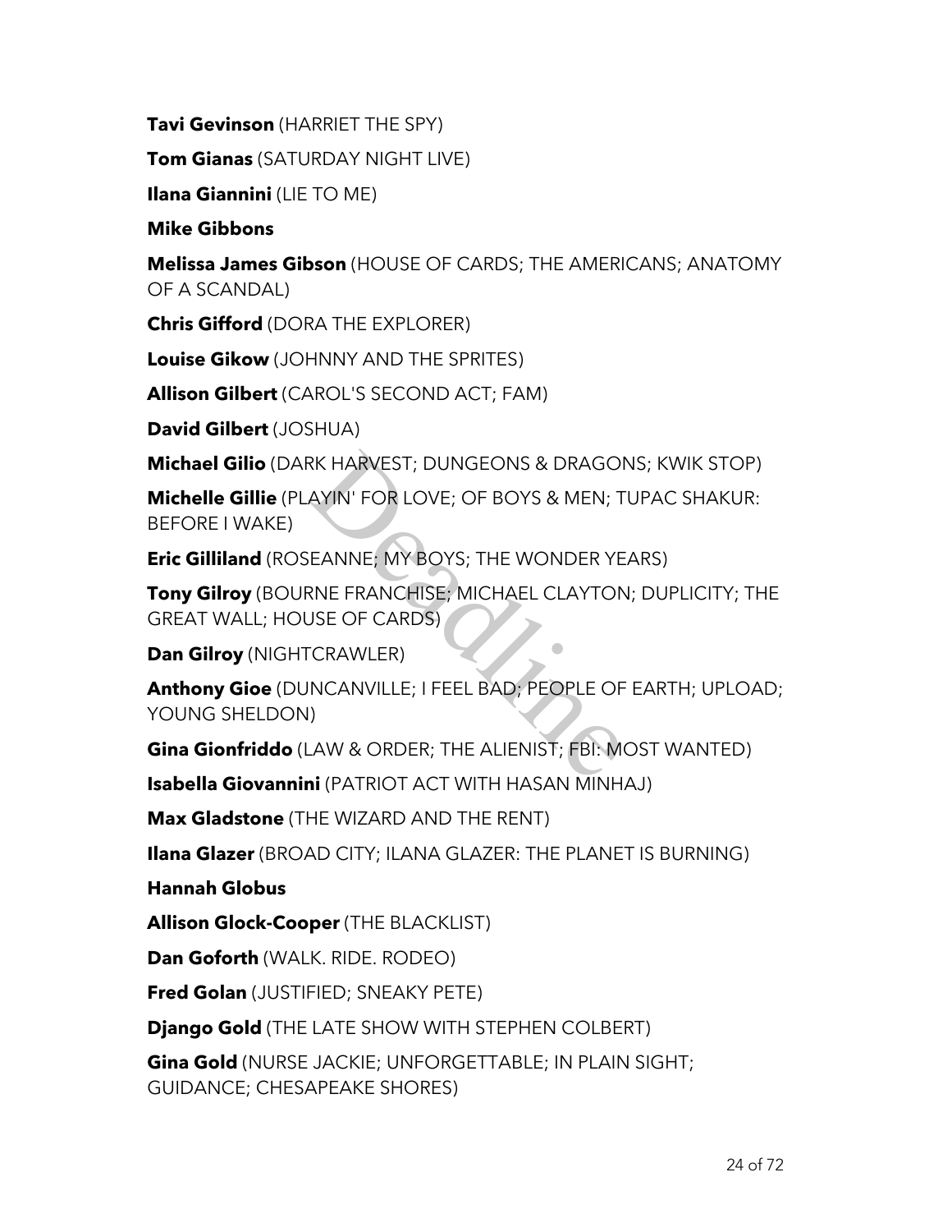**Tavi Gevinson** (HARRIET THE SPY)

**Tom Gianas** (SATURDAY NIGHT LIVE)

**Ilana Giannini** (LIE TO ME)

**Mike Gibbons**

**Melissa James Gibson** (HOUSE OF CARDS; THE AMERICANS; ANATOMY OF A SCANDAL)

**Chris Gifford** (DORA THE EXPLORER)

**Louise Gikow** (JOHNNY AND THE SPRITES)

**Allison Gilbert** (CAROL'S SECOND ACT; FAM)

**David Gilbert** (JOSHUA)

**Michael Gilio** (DARK HARVEST; DUNGEONS & DRAGONS; KWIK STOP)

**Michelle Gillie** (PLAYIN' FOR LOVE; OF BOYS & MEN; TUPAC SHAKUR: BEFORE I WAKE)

**Eric Gilliland** (ROSEANNE; MY BOYS; THE WONDER YEARS)

**Tony Gilroy** (BOURNE FRANCHISE; MICHAEL CLAYTON; DUPLICITY; THE GREAT WALL; HOUSE OF CARDS)

**Dan Gilroy** (NIGHTCRAWLER)

**Anthony Gioe** (DUNCANVILLE; I FEEL BAD; PEOPLE OF EARTH; UPLOAD; YOUNG SHELDON)

**Gina Gionfriddo** (LAW & ORDER; THE ALIENIST; FBI: MOST WANTED)

**Isabella Giovannini** (PATRIOT ACT WITH HASAN MINHAJ)

**Max Gladstone** (THE WIZARD AND THE RENT)

**Ilana Glazer** (BROAD CITY; ILANA GLAZER: THE PLANET IS BURNING)

**Hannah Globus**

**Allison Glock-Cooper** (THE BLACKLIST)

**Dan Goforth** (WALK. RIDE. RODEO)

**Fred Golan** (JUSTIFIED; SNEAKY PETE)

**Django Gold** (THE LATE SHOW WITH STEPHEN COLBERT)

**Gina Gold** (NURSE JACKIE; UNFORGETTABLE; IN PLAIN SIGHT; GUIDANCE; CHESAPEAKE SHORES)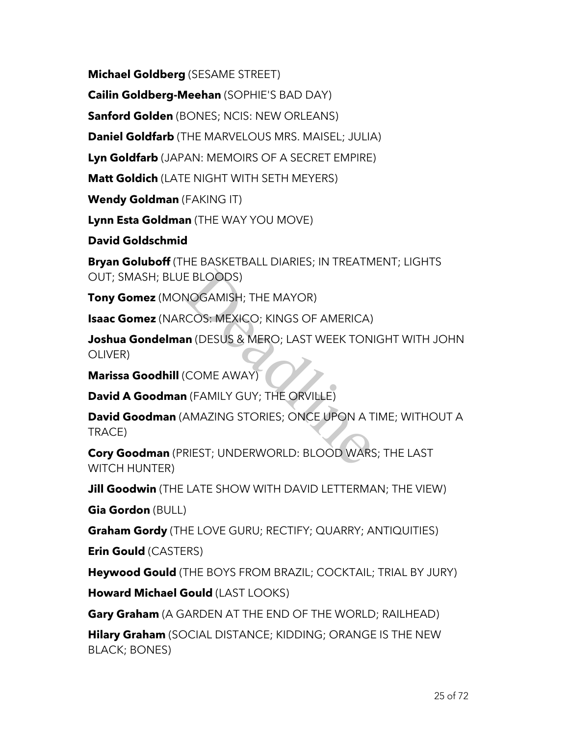**Michael Goldberg** (SESAME STREET)

**Cailin Goldberg-Meehan** (SOPHIE'S BAD DAY)

**Sanford Golden** (BONES; NCIS: NEW ORLEANS)

**Daniel Goldfarb** (THE MARVELOUS MRS. MAISEL; JULIA)

**Lyn Goldfarb** (JAPAN: MEMOIRS OF A SECRET EMPIRE)

**Matt Goldich** (LATE NIGHT WITH SETH MEYERS)

**Wendy Goldman** (FAKING IT)

**Lynn Esta Goldman** (THE WAY YOU MOVE)

**David Goldschmid**

**Bryan Goluboff** (THE BASKETBALL DIARIES; IN TREATMENT; LIGHTS OUT; SMASH; BLUE BLOODS)

**Tony Gomez** (MONOGAMISH; THE MAYOR)

**Isaac Gomez** (NARCOS: MEXICO; KINGS OF AMERICA)

**Joshua Gondelman** (DESUS & MERO; LAST WEEK TONIGHT WITH JOHN OLIVER)

**Marissa Goodhill** (COME AWAY)

**David A Goodman** (FAMILY GUY; THE ORVILLE)

**David Goodman** (AMAZING STORIES; ONCE UPON A TIME; WITHOUT A TRACE)

**Cory Goodman** (PRIEST; UNDERWORLD: BLOOD WARS; THE LAST WITCH HUNTER)

**Jill Goodwin** (THE LATE SHOW WITH DAVID LETTERMAN; THE VIEW)

**Gia Gordon** (BULL)

**Graham Gordy** (THE LOVE GURU; RECTIFY; QUARRY; ANTIQUITIES)

**Erin Gould** (CASTERS)

**Heywood Gould** (THE BOYS FROM BRAZIL; COCKTAIL; TRIAL BY JURY)

**Howard Michael Gould** (LAST LOOKS)

**Gary Graham** (A GARDEN AT THE END OF THE WORLD; RAILHEAD)

**Hilary Graham** (SOCIAL DISTANCE; KIDDING; ORANGE IS THE NEW BLACK; BONES)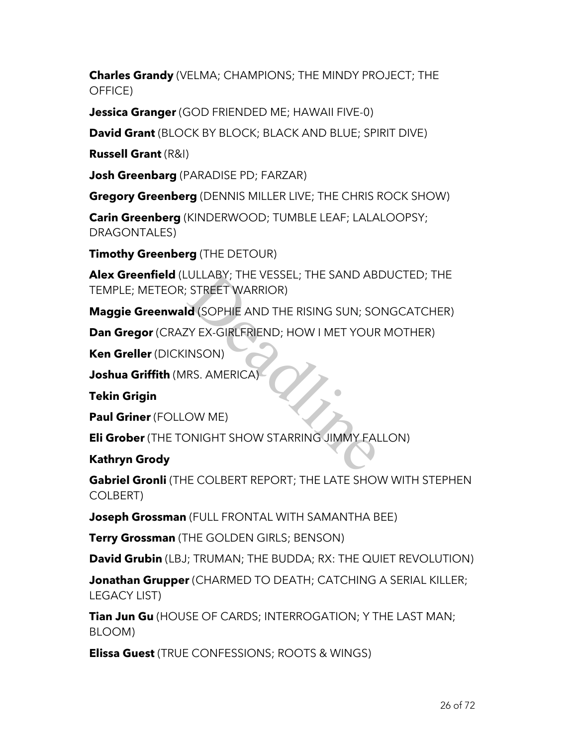**Charles Grandy** (VELMA; CHAMPIONS; THE MINDY PROJECT; THE OFFICE)

**Jessica Granger** (GOD FRIENDED ME; HAWAII FIVE-0)

**David Grant** (BLOCK BY BLOCK; BLACK AND BLUE; SPIRIT DIVE)

**Russell Grant** (R&I)

**Josh Greenbarg** (PARADISE PD; FARZAR)

**Gregory Greenberg** (DENNIS MILLER LIVE; THE CHRIS ROCK SHOW)

**Carin Greenberg** (KINDERWOOD; TUMBLE LEAF; LALALOOPSY; DRAGONTALES)

**Timothy Greenberg** (THE DETOUR)

**Alex Greenfield** (LULLABY; THE VESSEL; THE SAND ABDUCTED; THE TEMPLE; METEOR; STREET WARRIOR)

**Maggie Greenwald** (SOPHIE AND THE RISING SUN; SONGCATCHER)

**Dan Gregor** (CRAZY EX-GIRLFRIEND; HOW I MET YOUR MOTHER)

**Ken Greller** (DICKINSON)

**Joshua Griffith** (MRS. AMERICA)

**Tekin Grigin**

**Paul Griner** (FOLLOW ME)

**Eli Grober** (THE TONIGHT SHOW STARRING JIMMY FALLON)

**Kathryn Grody**

**Gabriel Gronli** (THE COLBERT REPORT; THE LATE SHOW WITH STEPHEN COLBERT)

**Joseph Grossman** (FULL FRONTAL WITH SAMANTHA BEE)

**Terry Grossman** (THE GOLDEN GIRLS; BENSON)

**David Grubin** (LBJ; TRUMAN; THE BUDDA; RX: THE QUIET REVOLUTION)

**Jonathan Grupper** (CHARMED TO DEATH; CATCHING A SERIAL KILLER; LEGACY LIST)

**Tian Jun Gu** (HOUSE OF CARDS; INTERROGATION; Y THE LAST MAN; BLOOM)

**Elissa Guest** (TRUE CONFESSIONS; ROOTS & WINGS)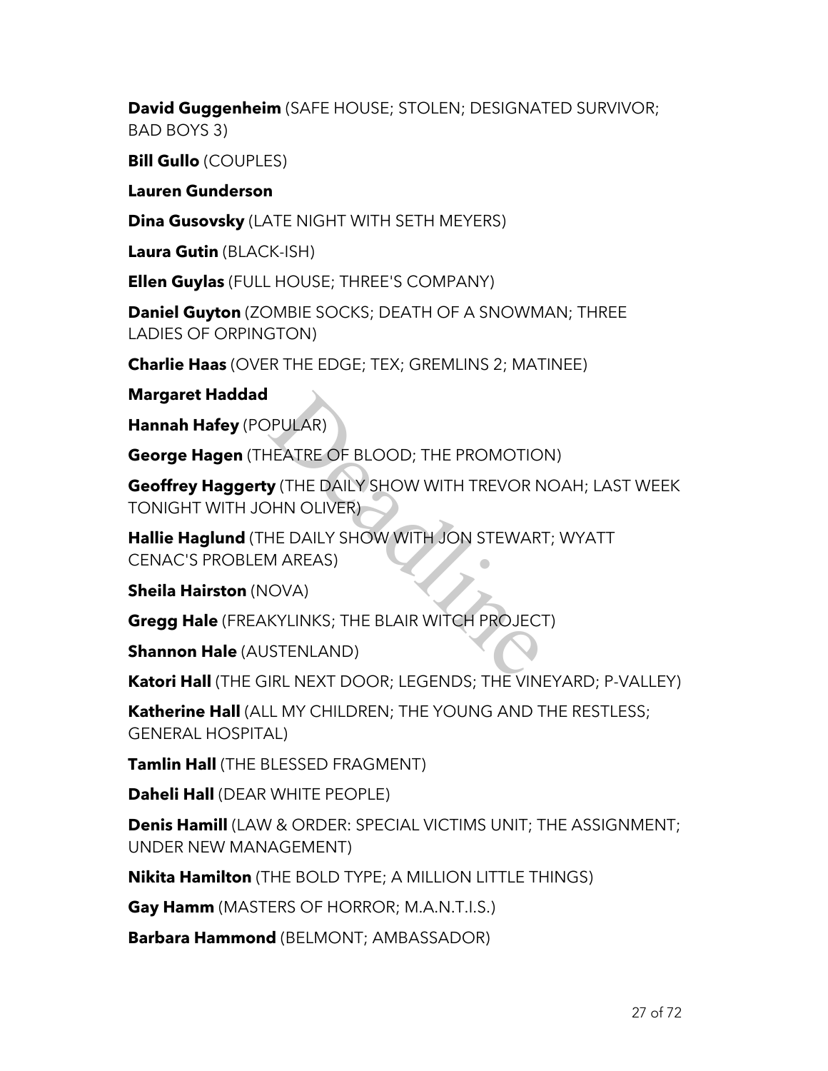**David Guggenheim** (SAFE HOUSE; STOLEN; DESIGNATED SURVIVOR; BAD BOYS 3)

**Bill Gullo** (COUPLES)

**Lauren Gunderson**

**Dina Gusovsky** (LATE NIGHT WITH SETH MEYERS)

**Laura Gutin** (BLACK-ISH)

**Ellen Guylas** (FULL HOUSE; THREE'S COMPANY)

**Daniel Guyton** (ZOMBIE SOCKS; DEATH OF A SNOWMAN; THREE LADIES OF ORPINGTON)

**Charlie Haas** (OVER THE EDGE; TEX; GREMLINS 2; MATINEE)

**Margaret Haddad**

**Hannah Hafey** (POPULAR)

**George Hagen** (THEATRE OF BLOOD; THE PROMOTION)

**Geoffrey Haggerty** (THE DAILY SHOW WITH TREVOR NOAH; LAST WEEK TONIGHT WITH JOHN OLIVER)

**Hallie Haglund** (THE DAILY SHOW WITH JON STEWART; WYATT CENAC'S PROBLEM AREAS)

**Sheila Hairston** (NOVA)

**Gregg Hale** (FREAKYLINKS; THE BLAIR WITCH PROJECT)

**Shannon Hale** (AUSTENLAND)

**Katori Hall** (THE GIRL NEXT DOOR; LEGENDS; THE VINEYARD; P-VALLEY)

**Katherine Hall** (ALL MY CHILDREN; THE YOUNG AND THE RESTLESS; GENERAL HOSPITAL)

**Tamlin Hall** (THE BLESSED FRAGMENT)

**Daheli Hall** (DEAR WHITE PEOPLE)

**Denis Hamill** (LAW & ORDER: SPECIAL VICTIMS UNIT; THE ASSIGNMENT; UNDER NEW MANAGEMENT)

**Nikita Hamilton** (THE BOLD TYPE; A MILLION LITTLE THINGS)

**Gay Hamm** (MASTERS OF HORROR; M.A.N.T.I.S.)

**Barbara Hammond** (BELMONT; AMBASSADOR)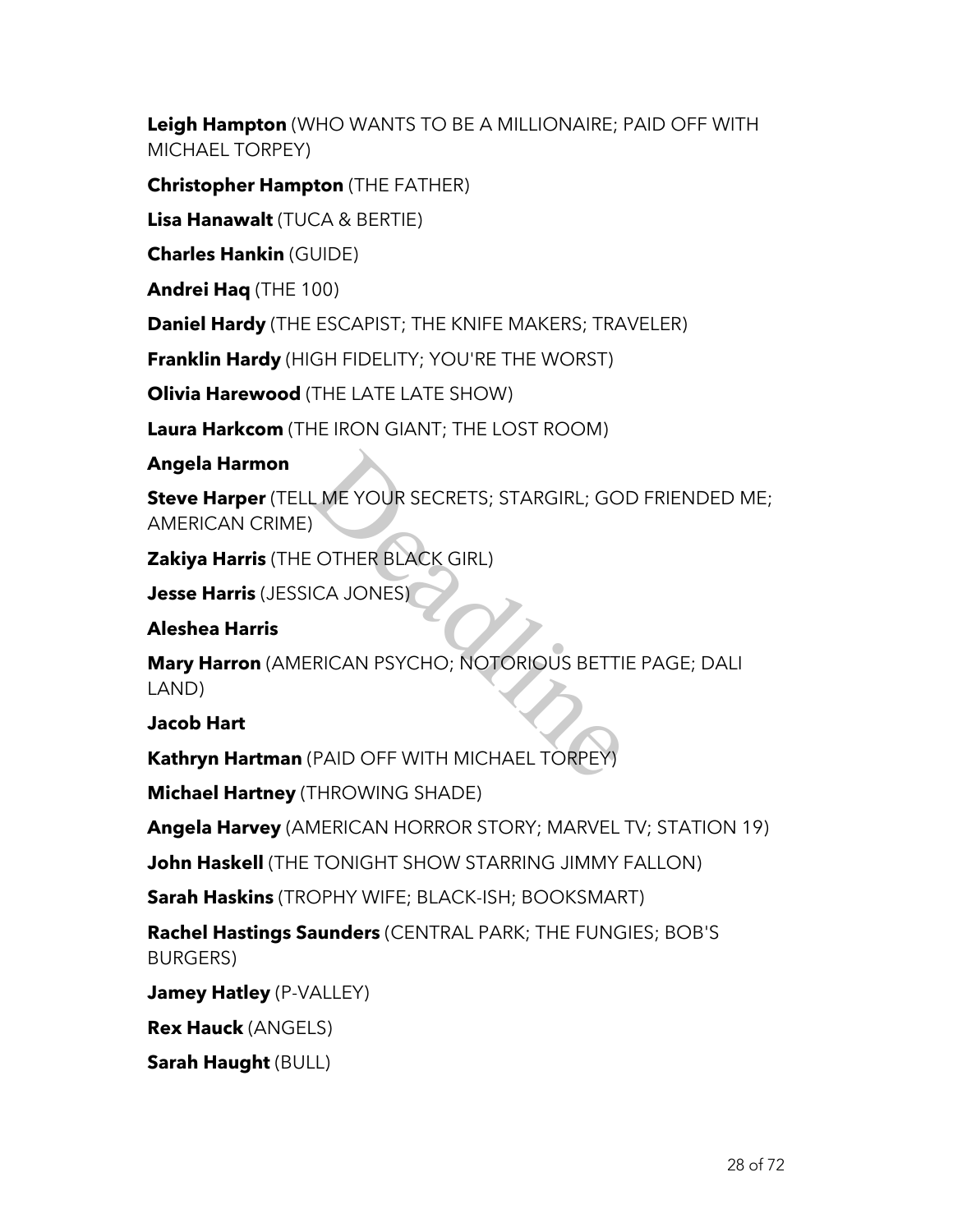**Leigh Hampton** (WHO WANTS TO BE A MILLIONAIRE; PAID OFF WITH MICHAEL TORPEY)

**Christopher Hampton** (THE FATHER)

**Lisa Hanawalt** (TUCA & BERTIE)

**Charles Hankin** (GUIDE)

**Andrei Haq** (THE 100)

**Daniel Hardy** (THE ESCAPIST; THE KNIFE MAKERS; TRAVELER)

**Franklin Hardy** (HIGH FIDELITY; YOU'RE THE WORST)

**Olivia Harewood** (THE LATE LATE SHOW)

**Laura Harkcom** (THE IRON GIANT; THE LOST ROOM)

**Angela Harmon**

**Steve Harper** (TELL ME YOUR SECRETS; STARGIRL; GOD FRIENDED ME; AMERICAN CRIME)

**Zakiya Harris** (THE OTHER BLACK GIRL)

**Jesse Harris** (JESSICA JONES)

**Aleshea Harris**

**Mary Harron** (AMERICAN PSYCHO; NOTORIOUS BETTIE PAGE; DALI LAND)

**Jacob Hart**

**Kathryn Hartman** (PAID OFF WITH MICHAEL TORPEY)

**Michael Hartney** (THROWING SHADE)

**Angela Harvey** (AMERICAN HORROR STORY; MARVEL TV; STATION 19)

**John Haskell** (THE TONIGHT SHOW STARRING JIMMY FALLON)

**Sarah Haskins** (TROPHY WIFE; BLACK-ISH; BOOKSMART)

**Rachel Hastings Saunders** (CENTRAL PARK; THE FUNGIES; BOB'S BURGERS)

**Jamey Hatley** (P-VALLEY)

**Rex Hauck** (ANGELS)

**Sarah Haught** (BULL)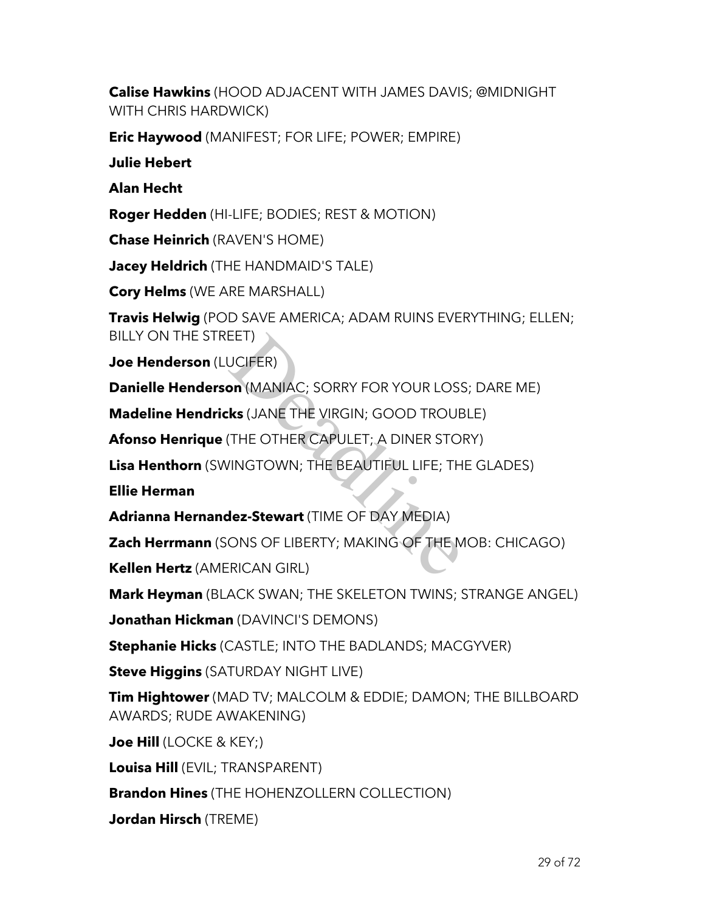**Calise Hawkins** (HOOD ADJACENT WITH JAMES DAVIS; @MIDNIGHT WITH CHRIS HARDWICK)

**Eric Haywood** (MANIFEST; FOR LIFE; POWER; EMPIRE)

**Julie Hebert**

**Alan Hecht**

**Roger Hedden** (HI-LIFE; BODIES; REST & MOTION)

**Chase Heinrich** (RAVEN'S HOME)

**Jacey Heldrich** (THE HANDMAID'S TALE)

**Cory Helms** (WE ARE MARSHALL)

**Travis Helwig** (POD SAVE AMERICA; ADAM RUINS EVERYTHING; ELLEN; BILLY ON THE STREET)

**Joe Henderson** (LUCIFER)

**Danielle Henderson** (MANIAC; SORRY FOR YOUR LOSS; DARE ME)

**Madeline Hendricks** (JANE THE VIRGIN; GOOD TROUBLE)

**Afonso Henrique** (THE OTHER CAPULET; A DINER STORY)

**Lisa Henthorn** (SWINGTOWN; THE BEAUTIFUL LIFE; THE GLADES)

**Ellie Herman**

**Adrianna Hernandez-Stewart** (TIME OF DAY MEDIA)

**Zach Herrmann** (SONS OF LIBERTY; MAKING OF THE MOB: CHICAGO)

**Kellen Hertz** (AMERICAN GIRL)

**Mark Heyman** (BLACK SWAN; THE SKELETON TWINS; STRANGE ANGEL)

**Jonathan Hickman** (DAVINCI'S DEMONS)

**Stephanie Hicks** (CASTLE; INTO THE BADLANDS; MACGYVER)

**Steve Higgins** (SATURDAY NIGHT LIVE)

**Tim Hightower** (MAD TV; MALCOLM & EDDIE; DAMON; THE BILLBOARD AWARDS; RUDE AWAKENING)

**Joe Hill** (LOCKE & KEY;)

**Louisa Hill** (EVIL; TRANSPARENT)

**Brandon Hines** (THE HOHENZOLLERN COLLECTION)

**Jordan Hirsch** (TREME)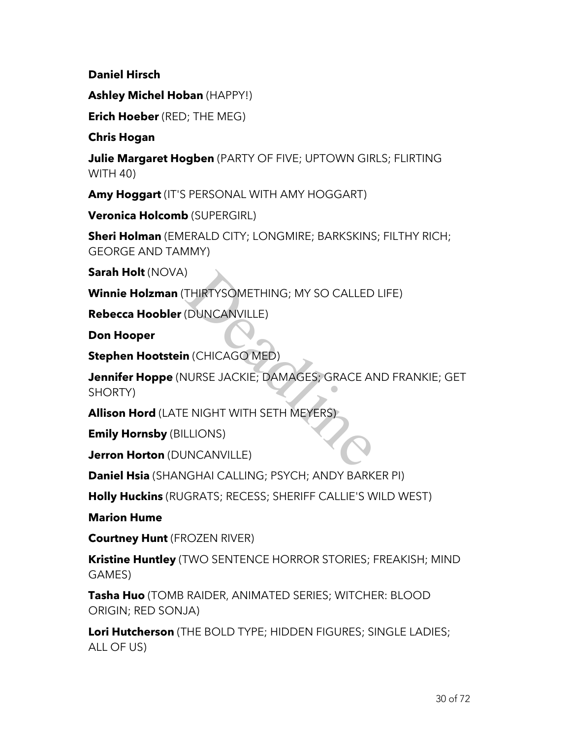**Daniel Hirsch**

**Ashley Michel Hoban** (HAPPY!)

**Erich Hoeber** (RED; THE MEG)

**Chris Hogan**

**Julie Margaret Hogben** (PARTY OF FIVE; UPTOWN GIRLS; FLIRTING WITH 40)

**Amy Hoggart** (IT'S PERSONAL WITH AMY HOGGART)

**Veronica Holcomb** (SUPERGIRL)

**Sheri Holman** (EMERALD CITY; LONGMIRE; BARKSKINS; FILTHY RICH; GEORGE AND TAMMY)

**Sarah Holt** (NOVA)

**Winnie Holzman** (THIRTYSOMETHING; MY SO CALLED LIFE)

**Rebecca Hoobler** (DUNCANVILLE)

**Don Hooper**

**Stephen Hootstein** (CHICAGO MED)

**Jennifer Hoppe** (NURSE JACKIE; DAMAGES; GRACE AND FRANKIE; GET SHORTY)

**Allison Hord** (LATE NIGHT WITH SETH MEYERS)

**Emily Hornsby** (BILLIONS)

**Jerron Horton** (DUNCANVILLE)

**Daniel Hsia** (SHANGHAI CALLING; PSYCH; ANDY BARKER PI)

**Holly Huckins** (RUGRATS; RECESS; SHERIFF CALLIE'S WILD WEST)

**Marion Hume**

**Courtney Hunt** (FROZEN RIVER)

**Kristine Huntley** (TWO SENTENCE HORROR STORIES; FREAKISH; MIND GAMES)

**Tasha Huo** (TOMB RAIDER, ANIMATED SERIES; WITCHER: BLOOD ORIGIN; RED SONJA)

**Lori Hutcherson** (THE BOLD TYPE; HIDDEN FIGURES; SINGLE LADIES; ALL OF US)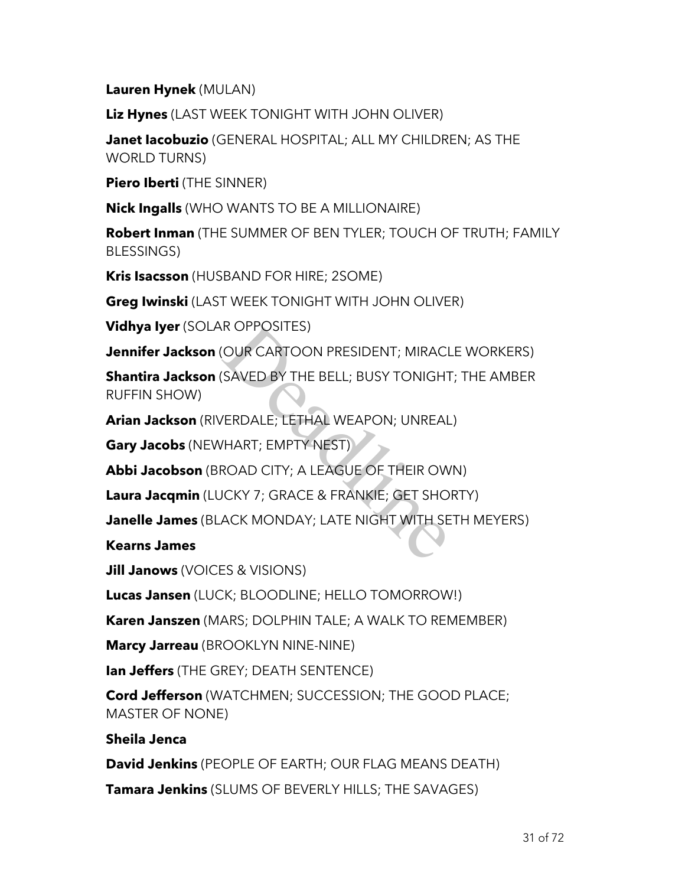**Lauren Hynek** (MULAN)

**Liz Hynes** (LAST WEEK TONIGHT WITH JOHN OLIVER)

**Janet Iacobuzio** (GENERAL HOSPITAL; ALL MY CHILDREN; AS THE WORLD TURNS)

**Piero Iberti** (THE SINNER)

**Nick Ingalls** (WHO WANTS TO BE A MILLIONAIRE)

**Robert Inman** (THE SUMMER OF BEN TYLER; TOUCH OF TRUTH; FAMILY BLESSINGS)

**Kris Isacsson** (HUSBAND FOR HIRE; 2SOME)

**Greg Iwinski** (LAST WEEK TONIGHT WITH JOHN OLIVER)

**Vidhya Iyer** (SOLAR OPPOSITES)

**Jennifer Jackson** (OUR CARTOON PRESIDENT; MIRACLE WORKERS)

**Shantira Jackson** (SAVED BY THE BELL; BUSY TONIGHT; THE AMBER RUFFIN SHOW)

**Arian Jackson** (RIVERDALE; LETHAL WEAPON; UNREAL)

**Gary Jacobs** (NEWHART; EMPTY NEST)

**Abbi Jacobson** (BROAD CITY; A LEAGUE OF THEIR OWN)

**Laura Jacqmin** (LUCKY 7; GRACE & FRANKIE; GET SHORTY)

**Janelle James** (BLACK MONDAY; LATE NIGHT WITH SETH MEYERS)

**Kearns James**

**Jill Janows** (VOICES & VISIONS)

**Lucas Jansen** (LUCK; BLOODLINE; HELLO TOMORROW!)

**Karen Janszen** (MARS; DOLPHIN TALE; A WALK TO REMEMBER)

**Marcy Jarreau** (BROOKLYN NINE-NINE)

**Ian Jeffers** (THE GREY; DEATH SENTENCE)

**Cord Jefferson** (WATCHMEN; SUCCESSION; THE GOOD PLACE; MASTER OF NONE)

**Sheila Jenca**

**David Jenkins** (PEOPLE OF EARTH; OUR FLAG MEANS DEATH)

**Tamara Jenkins** (SLUMS OF BEVERLY HILLS; THE SAVAGES)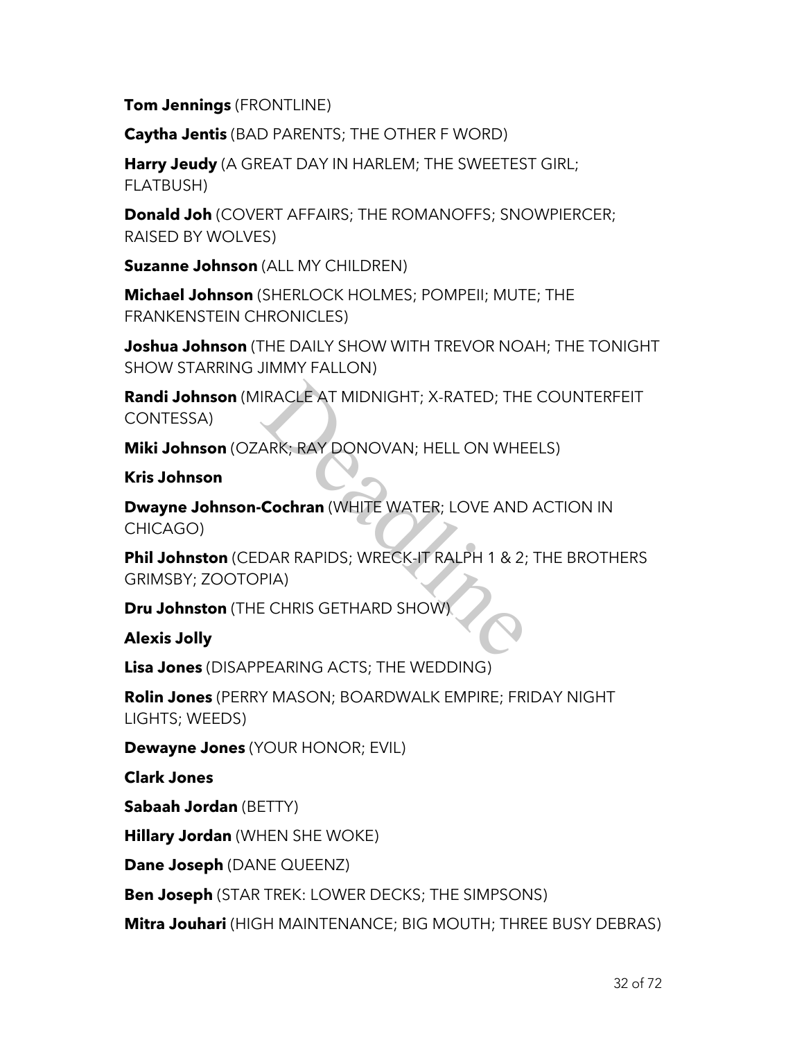**Tom Jennings** (FRONTLINE)

**Caytha Jentis** (BAD PARENTS; THE OTHER F WORD)

**Harry Jeudy** (A GREAT DAY IN HARLEM; THE SWEETEST GIRL; FLATBUSH)

**Donald Joh** (COVERT AFFAIRS; THE ROMANOFFS; SNOWPIERCER; RAISED BY WOLVES)

**Suzanne Johnson** (ALL MY CHILDREN)

**Michael Johnson** (SHERLOCK HOLMES; POMPEII; MUTE; THE FRANKENSTEIN CHRONICLES)

**Joshua Johnson** (THE DAILY SHOW WITH TREVOR NOAH; THE TONIGHT SHOW STARRING JIMMY FALLON)

**Randi Johnson** (MIRACLE AT MIDNIGHT; X-RATED; THE COUNTERFEIT CONTESSA)

**Miki Johnson** (OZARK; RAY DONOVAN; HELL ON WHEELS)

**Kris Johnson**

**Dwayne Johnson-Cochran** (WHITE WATER; LOVE AND ACTION IN CHICAGO)

**Phil Johnston** (CEDAR RAPIDS; WRECK-IT RALPH 1 & 2; THE BROTHERS GRIMSBY; ZOOTOPIA)

**Dru Johnston** (THE CHRIS GETHARD SHOW)

**Alexis Jolly**

**Lisa Jones** (DISAPPEARING ACTS; THE WEDDING)

**Rolin Jones** (PERRY MASON; BOARDWALK EMPIRE; FRIDAY NIGHT LIGHTS; WEEDS)

**Dewayne Jones** (YOUR HONOR; EVIL)

**Clark Jones**

**Sabaah Jordan** (BETTY)

**Hillary Jordan** (WHEN SHE WOKE)

**Dane Joseph** (DANE QUEENZ)

**Ben Joseph** (STAR TREK: LOWER DECKS; THE SIMPSONS)

**Mitra Jouhari** (HIGH MAINTENANCE; BIG MOUTH; THREE BUSY DEBRAS)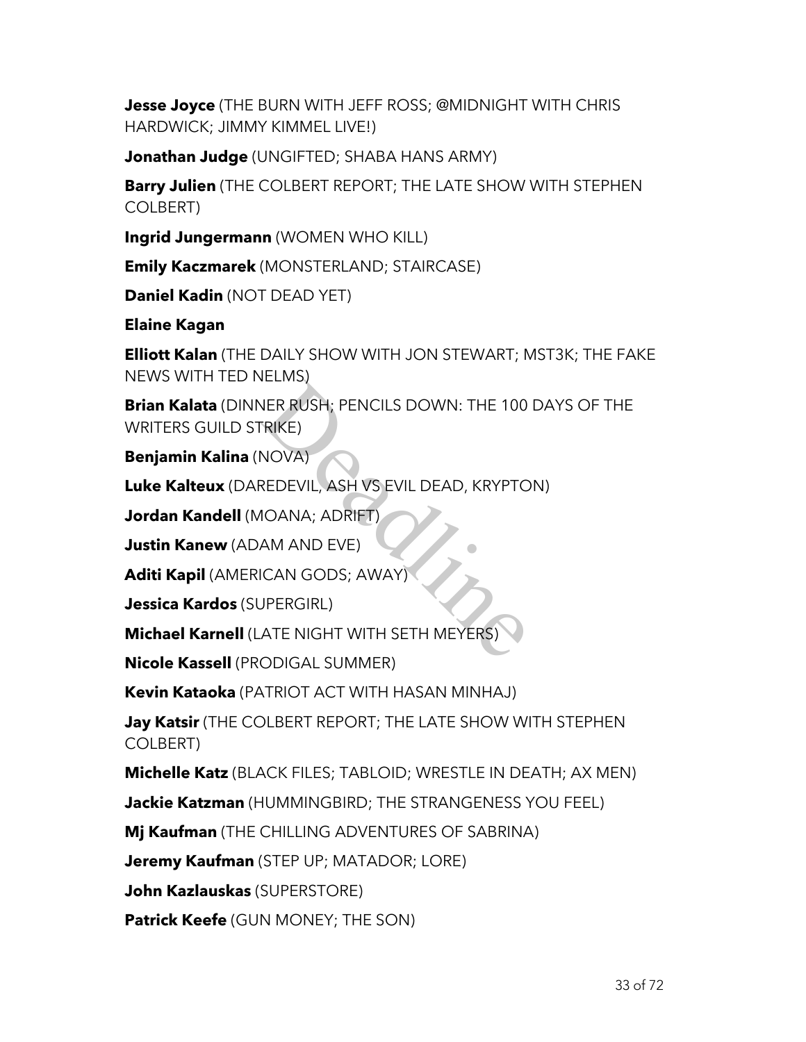**Jesse Joyce** (THE BURN WITH JEFF ROSS; @MIDNIGHT WITH CHRIS HARDWICK; JIMMY KIMMEL LIVE!)

**Jonathan Judge** (UNGIFTED; SHABA HANS ARMY)

**Barry Julien** (THE COLBERT REPORT; THE LATE SHOW WITH STEPHEN COLBERT)

**Ingrid Jungermann** (WOMEN WHO KILL)

**Emily Kaczmarek** (MONSTERLAND; STAIRCASE)

**Daniel Kadin** (NOT DEAD YET)

**Elaine Kagan**

**Elliott Kalan** (THE DAILY SHOW WITH JON STEWART; MST3K; THE FAKE NEWS WITH TED NELMS)

**Brian Kalata** (DINNER RUSH; PENCILS DOWN: THE 100 DAYS OF THE WRITERS GUILD STRIKE)

**Benjamin Kalina** (NOVA)

**Luke Kalteux** (DAREDEVIL, ASH VS EVIL DEAD, KRYPTON)

**Jordan Kandell** (MOANA; ADRIFT)

**Justin Kanew** (ADAM AND EVE)

**Aditi Kapil** (AMERICAN GODS; AWAY)

**Jessica Kardos** (SUPERGIRL)

**Michael Karnell** (LATE NIGHT WITH SETH MEYERS)

**Nicole Kassell** (PRODIGAL SUMMER)

**Kevin Kataoka** (PATRIOT ACT WITH HASAN MINHAJ)

**Jay Katsir** (THE COLBERT REPORT; THE LATE SHOW WITH STEPHEN COLBERT)

**Michelle Katz** (BLACK FILES; TABLOID; WRESTLE IN DEATH; AX MEN)

**Jackie Katzman** (HUMMINGBIRD; THE STRANGENESS YOU FEEL)

**Mj Kaufman** (THE CHILLING ADVENTURES OF SABRINA)

**Jeremy Kaufman** (STEP UP; MATADOR; LORE)

**John Kazlauskas** (SUPERSTORE)

**Patrick Keefe** (GUN MONEY; THE SON)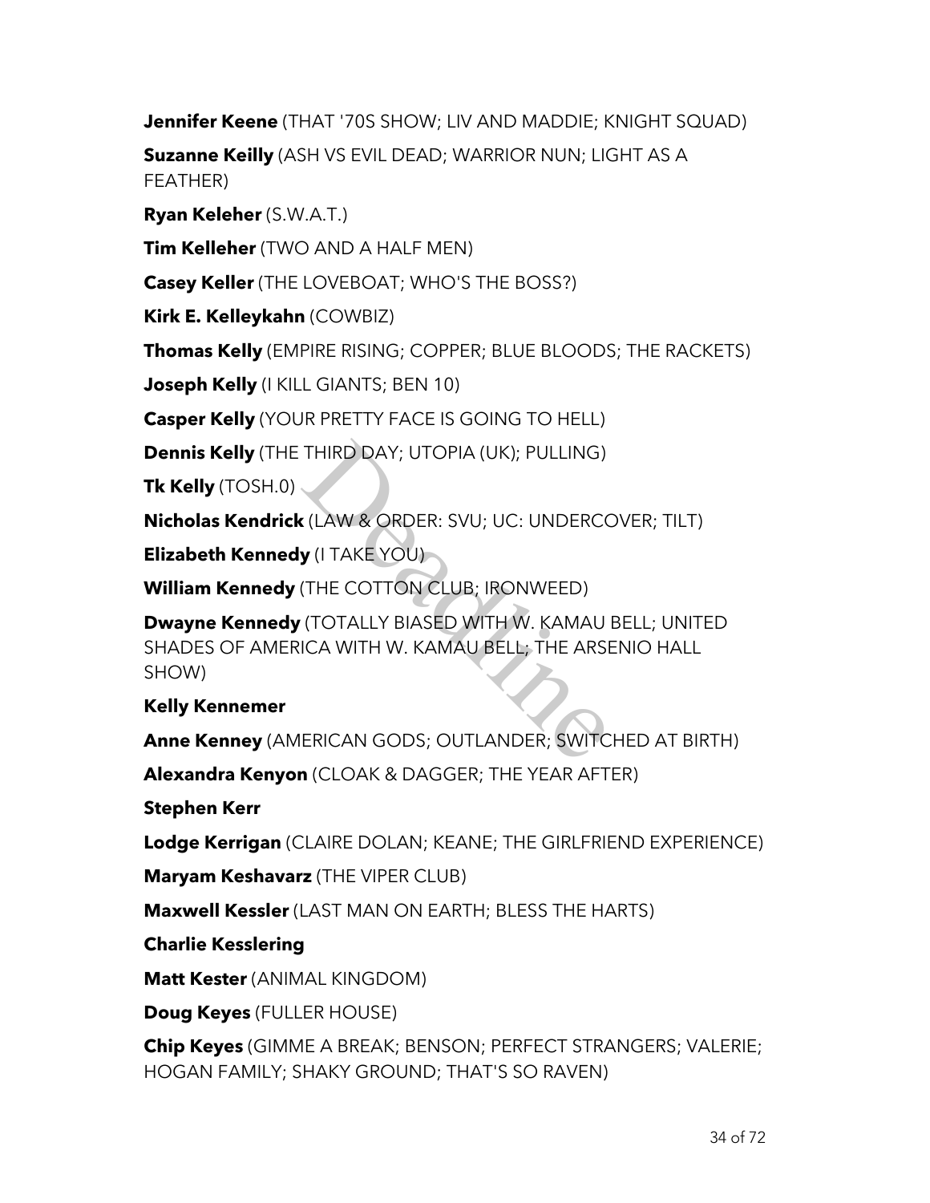**Jennifer Keene** (THAT '70S SHOW; LIV AND MADDIE; KNIGHT SQUAD)

**Suzanne Keilly** (ASH VS EVIL DEAD; WARRIOR NUN; LIGHT AS A FEATHER)

**Ryan Keleher** (S.W.A.T.)

**Tim Kelleher** (TWO AND A HALF MEN)

**Casey Keller** (THE LOVEBOAT; WHO'S THE BOSS?)

**Kirk E. Kelleykahn** (COWBIZ)

**Thomas Kelly** (EMPIRE RISING; COPPER; BLUE BLOODS; THE RACKETS)

**Joseph Kelly** (I KILL GIANTS; BEN 10)

**Casper Kelly** (YOUR PRETTY FACE IS GOING TO HELL)

**Dennis Kelly** (THE THIRD DAY; UTOPIA (UK); PULLING)

**Tk Kelly** (TOSH.0)

**Nicholas Kendrick** (LAW & ORDER: SVU; UC: UNDERCOVER; TILT)

**Elizabeth Kennedy** (I TAKE YOU)

**William Kennedy** (THE COTTON CLUB; IRONWEED)

**Dwayne Kennedy** (TOTALLY BIASED WITH W. KAMAU BELL; UNITED SHADES OF AMERICA WITH W. KAMAU BELL; THE ARSENIO HALL SHOW)

**Kelly Kennemer**

**Anne Kenney** (AMERICAN GODS; OUTLANDER; SWITCHED AT BIRTH)

**Alexandra Kenyon** (CLOAK & DAGGER; THE YEAR AFTER)

**Stephen Kerr**

**Lodge Kerrigan** (CLAIRE DOLAN; KEANE; THE GIRLFRIEND EXPERIENCE)

**Maryam Keshavarz** (THE VIPER CLUB)

**Maxwell Kessler** (LAST MAN ON EARTH; BLESS THE HARTS)

**Charlie Kesslering**

**Matt Kester** (ANIMAL KINGDOM)

**Doug Keyes** (FULLER HOUSE)

**Chip Keyes** (GIMME A BREAK; BENSON; PERFECT STRANGERS; VALERIE; HOGAN FAMILY; SHAKY GROUND; THAT'S SO RAVEN)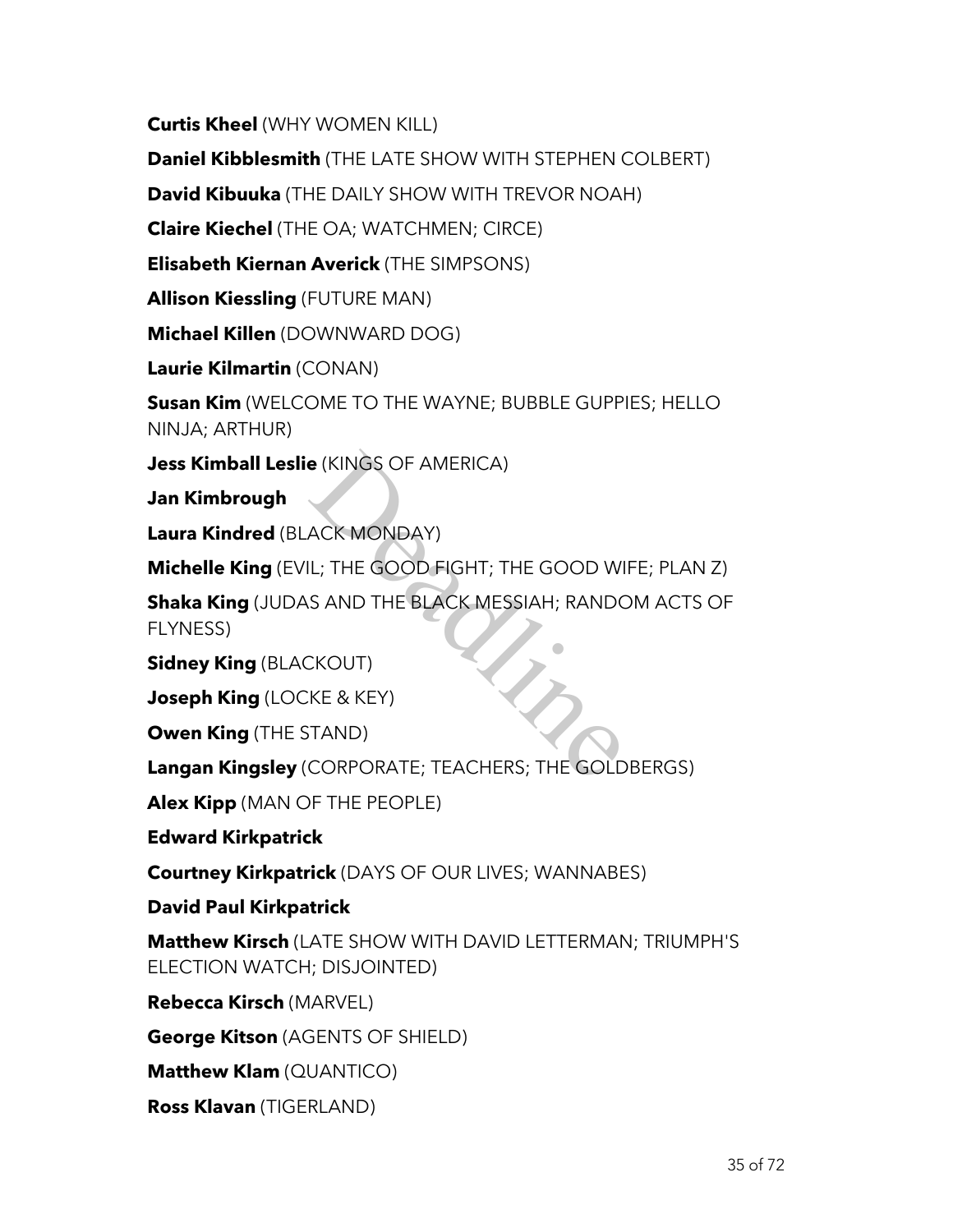**Curtis Kheel** (WHY WOMEN KILL)

**Daniel Kibblesmith** (THE LATE SHOW WITH STEPHEN COLBERT)

**David Kibuuka** (THE DAILY SHOW WITH TREVOR NOAH)

**Claire Kiechel** (THE OA; WATCHMEN; CIRCE)

**Elisabeth Kiernan Averick** (THE SIMPSONS)

**Allison Kiessling** (FUTURE MAN)

**Michael Killen** (DOWNWARD DOG)

**Laurie Kilmartin** (CONAN)

**Susan Kim** (WELCOME TO THE WAYNE; BUBBLE GUPPIES; HELLO NINJA; ARTHUR)

**Jess Kimball Leslie** (KINGS OF AMERICA)

**Jan Kimbrough**

**Laura Kindred** (BLACK MONDAY)

**Michelle King** (EVIL; THE GOOD FIGHT; THE GOOD WIFE; PLAN Z)

**Shaka King** (JUDAS AND THE BLACK MESSIAH; RANDOM ACTS OF FLYNESS)

**Sidney King** (BLACKOUT)

**Joseph King** (LOCKE & KEY)

**Owen King** (THE STAND)

**Langan Kingsley** (CORPORATE; TEACHERS; THE GOLDBERGS)

**Alex Kipp** (MAN OF THE PEOPLE)

**Edward Kirkpatrick**

**Courtney Kirkpatrick** (DAYS OF OUR LIVES; WANNABES)

**David Paul Kirkpatrick**

**Matthew Kirsch** (LATE SHOW WITH DAVID LETTERMAN; TRIUMPH'S ELECTION WATCH; DISJOINTED)

**Rebecca Kirsch** (MARVEL)

**George Kitson** (AGENTS OF SHIELD)

**Matthew Klam** (QUANTICO)

**Ross Klavan** (TIGERLAND)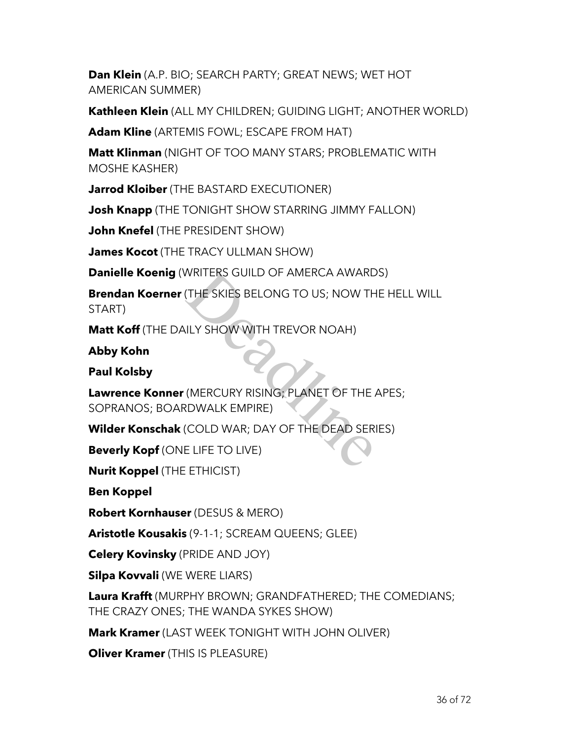**Dan Klein** (A.P. BIO; SEARCH PARTY; GREAT NEWS; WET HOT AMERICAN SUMMER)

**Kathleen Klein** (ALL MY CHILDREN; GUIDING LIGHT; ANOTHER WORLD)

**Adam Kline** (ARTEMIS FOWL; ESCAPE FROM HAT)

**Matt Klinman** (NIGHT OF TOO MANY STARS; PROBLEMATIC WITH MOSHE KASHER)

**Jarrod Kloiber** (THE BASTARD EXECUTIONER)

**Josh Knapp** (THE TONIGHT SHOW STARRING JIMMY FALLON)

**John Knefel** (THE PRESIDENT SHOW)

**James Kocot** (THE TRACY ULLMAN SHOW)

**Danielle Koenig** (WRITERS GUILD OF AMERCA AWARDS)

**Brendan Koerner** (THE SKIES BELONG TO US; NOW THE HELL WILL START)

**Matt Koff** (THE DAILY SHOW WITH TREVOR NOAH)

**Abby Kohn**

**Paul Kolsby**

**Lawrence Konner** (MERCURY RISING; PLANET OF THE APES; SOPRANOS; BOARDWALK EMPIRE)

**Wilder Konschak** (COLD WAR; DAY OF THE DEAD SERIES)

**Beverly Kopf** (ONE LIFE TO LIVE)

**Nurit Koppel** (THE ETHICIST)

**Ben Koppel**

**Robert Kornhauser** (DESUS & MERO)

**Aristotle Kousakis** (9-1-1; SCREAM QUEENS; GLEE)

**Celery Kovinsky** (PRIDE AND JOY)

**Silpa Kovvali** (WE WERE LIARS)

**Laura Krafft** (MURPHY BROWN; GRANDFATHERED; THE COMEDIANS; THE CRAZY ONES; THE WANDA SYKES SHOW)

**Mark Kramer** (LAST WEEK TONIGHT WITH JOHN OLIVER)

**Oliver Kramer** (THIS IS PLEASURE)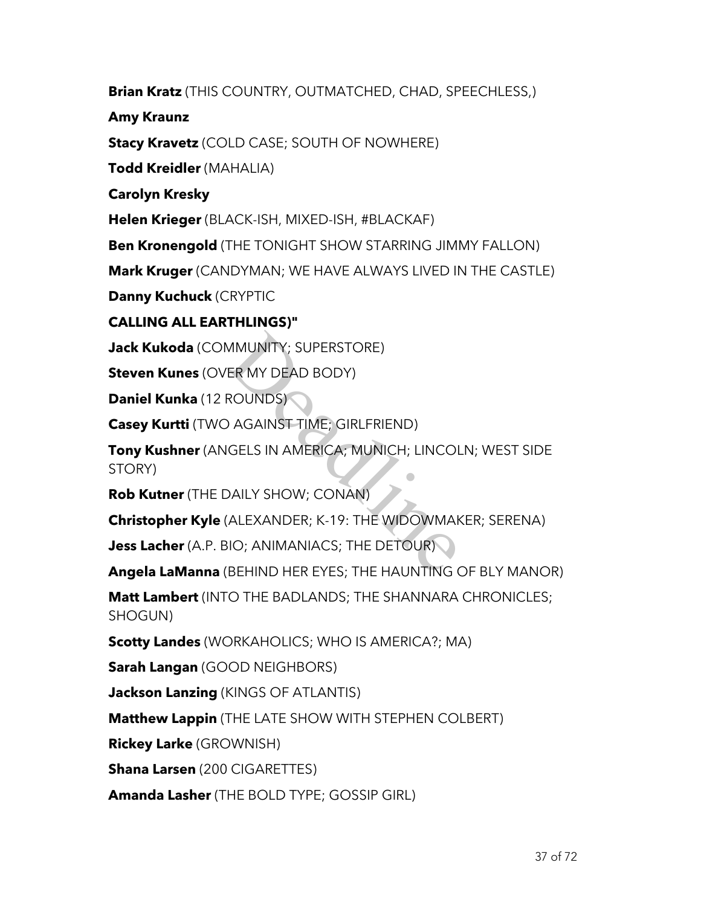**Brian Kratz** (THIS COUNTRY, OUTMATCHED, CHAD, SPEECHLESS,)

**Amy Kraunz**

**Stacy Kravetz** (COLD CASE; SOUTH OF NOWHERE)

**Todd Kreidler** (MAHALIA)

**Carolyn Kresky**

**Helen Krieger** (BLACK-ISH, MIXED-ISH, #BLACKAF)

**Ben Kronengold** (THE TONIGHT SHOW STARRING JIMMY FALLON)

**Mark Kruger** (CANDYMAN; WE HAVE ALWAYS LIVED IN THE CASTLE)

**Danny Kuchuck** (CRYPTIC

**CALLING ALL EARTHLINGS)"**

**Jack Kukoda** (COMMUNITY; SUPERSTORE)

**Steven Kunes** (OVER MY DEAD BODY)

**Daniel Kunka** (12 ROUNDS)

**Casey Kurtti** (TWO AGAINST TIME; GIRLFRIEND)

**Tony Kushner** (ANGELS IN AMERICA; MUNICH; LINCOLN; WEST SIDE STORY)

**Rob Kutner** (THE DAILY SHOW; CONAN)

**Christopher Kyle** (ALEXANDER; K-19: THE WIDOWMAKER; SERENA)

**Jess Lacher** (A.P. BIO; ANIMANIACS; THE DETOUR)

**Angela LaManna** (BEHIND HER EYES; THE HAUNTING OF BLY MANOR)

**Matt Lambert** (INTO THE BADLANDS; THE SHANNARA CHRONICLES; SHOGUN)

**Scotty Landes** (WORKAHOLICS; WHO IS AMERICA?; MA)

**Sarah Langan** (GOOD NEIGHBORS)

**Jackson Lanzing** (KINGS OF ATLANTIS)

**Matthew Lappin** (THE LATE SHOW WITH STEPHEN COLBERT)

**Rickey Larke** (GROWNISH)

**Shana Larsen** (200 CIGARETTES)

**Amanda Lasher** (THE BOLD TYPE; GOSSIP GIRL)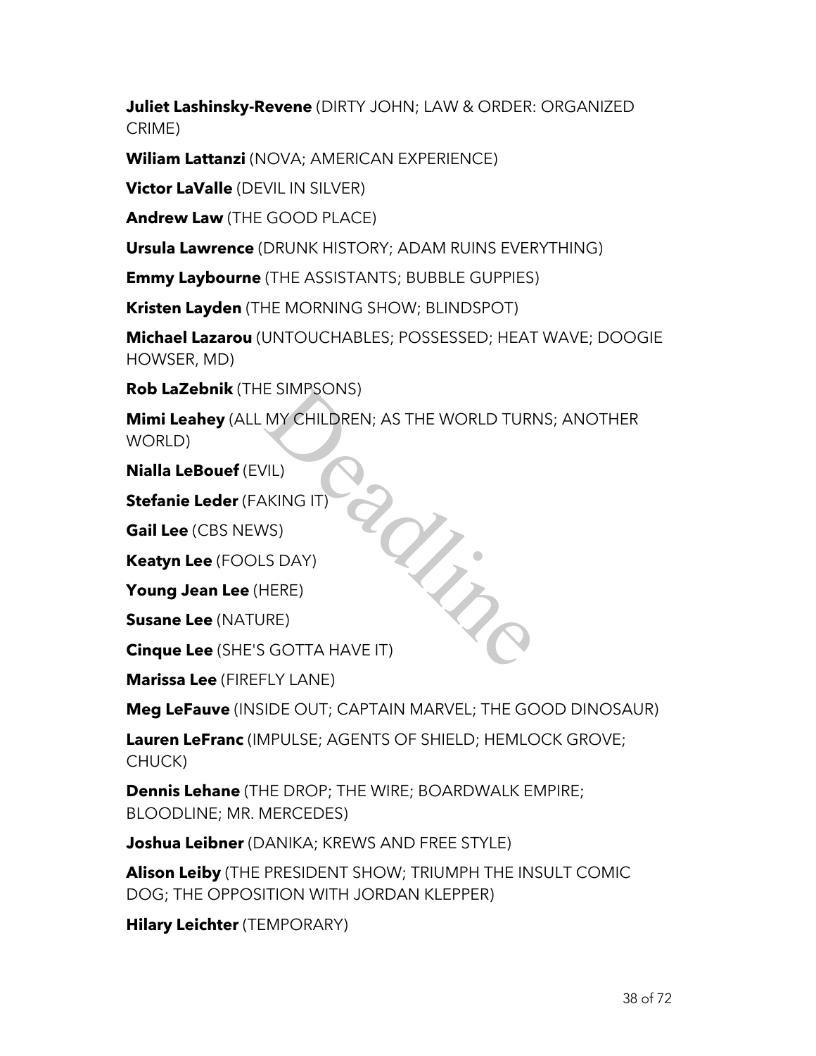**Juliet Lashinsky-Revene** (DIRTY JOHN; LAW & ORDER: ORGANIZED CRIME)

**Wiliam Lattanzi** (NOVA; AMERICAN EXPERIENCE)

**Victor LaValle** (DEVIL IN SILVER)

**Andrew Law** (THE GOOD PLACE)

**Ursula Lawrence** (DRUNK HISTORY; ADAM RUINS EVERYTHING)

**Emmy Laybourne** (THE ASSISTANTS; BUBBLE GUPPIES)

**Kristen Layden** (THE MORNING SHOW; BLINDSPOT)

**Michael Lazarou** (UNTOUCHABLES; POSSESSED; HEAT WAVE; DOOGIE HOWSER, MD)

**Rob LaZebnik** (THE SIMPSONS)

**Mimi Leahey** (ALL MY CHILDREN; AS THE WORLD TURNS; ANOTHER WORLD)

**Nialla LeBouef** (EVIL)

**Stefanie Leder** (FAKING IT)

**Gail Lee** (CBS NEWS)

**Keatyn Lee** (FOOLS DAY)

**Young Jean Lee** (HERE)

**Susane Lee** (NATURE)

**Cinque Lee** (SHE'S GOTTA HAVE IT)

**Marissa Lee** (FIREFLY LANE)

**Meg LeFauve** (INSIDE OUT; CAPTAIN MARVEL; THE GOOD DINOSAUR)

**Lauren LeFranc** (IMPULSE; AGENTS OF SHIELD; HEMLOCK GROVE; CHUCK)

**Dennis Lehane** (THE DROP; THE WIRE; BOARDWALK EMPIRE; BLOODLINE; MR. MERCEDES)

**Joshua Leibner** (DANIKA; KREWS AND FREE STYLE)

**Alison Leiby** (THE PRESIDENT SHOW; TRIUMPH THE INSULT COMIC DOG; THE OPPOSITION WITH JORDAN KLEPPER)

**Hilary Leichter** (TEMPORARY)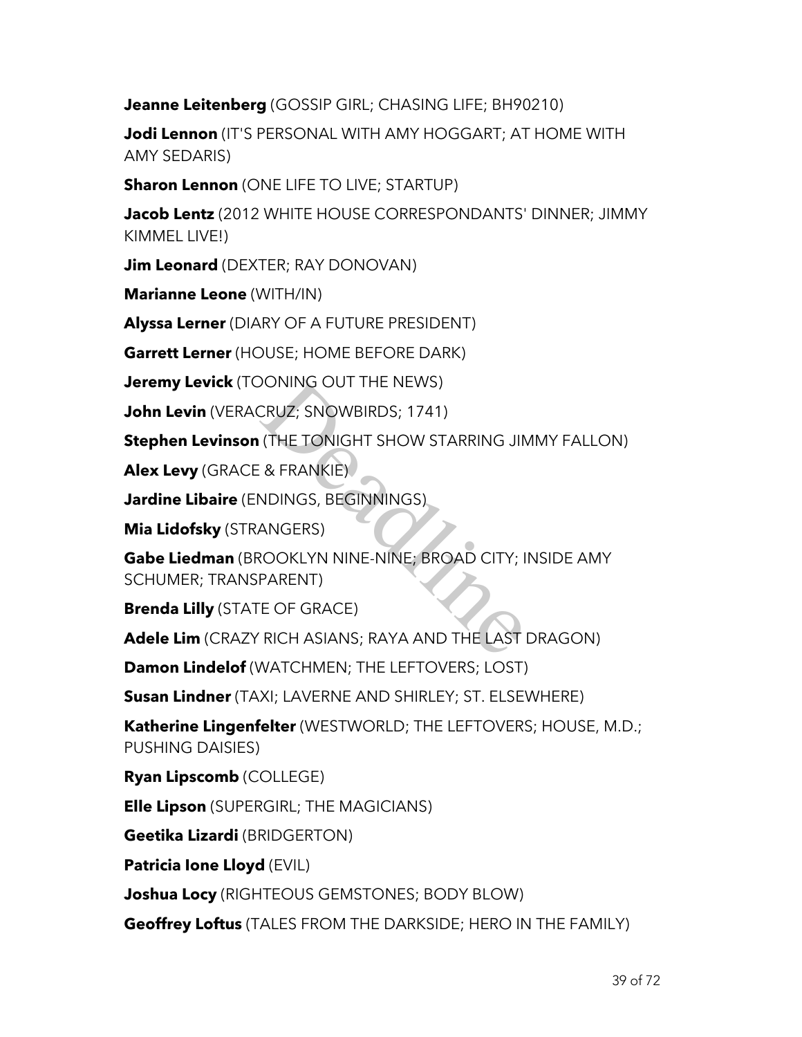**Jeanne Leitenberg** (GOSSIP GIRL; CHASING LIFE; BH90210)

**Jodi Lennon** (IT'S PERSONAL WITH AMY HOGGART; AT HOME WITH AMY SEDARIS)

**Sharon Lennon** (ONE LIFE TO LIVE; STARTUP)

**Jacob Lentz** (2012 WHITE HOUSE CORRESPONDANTS' DINNER; JIMMY KIMMEL LIVE!)

**Jim Leonard** (DEXTER; RAY DONOVAN)

**Marianne Leone** (WITH/IN)

**Alyssa Lerner** (DIARY OF A FUTURE PRESIDENT)

**Garrett Lerner** (HOUSE; HOME BEFORE DARK)

**Jeremy Levick** (TOONING OUT THE NEWS)

**John Levin** (VERACRUZ; SNOWBIRDS; 1741)

**Stephen Levinson** (THE TONIGHT SHOW STARRING JIMMY FALLON)

**Alex Levy** (GRACE & FRANKIE)

**Jardine Libaire** (ENDINGS, BEGINNINGS)

**Mia Lidofsky** (STRANGERS)

**Gabe Liedman** (BROOKLYN NINE-NINE; BROAD CITY; INSIDE AMY SCHUMER; TRANSPARENT)

**Brenda Lilly** (STATE OF GRACE)

**Adele Lim** (CRAZY RICH ASIANS; RAYA AND THE LAST DRAGON)

**Damon Lindelof** (WATCHMEN; THE LEFTOVERS; LOST)

**Susan Lindner** (TAXI; LAVERNE AND SHIRLEY; ST. ELSEWHERE)

**Katherine Lingenfelter** (WESTWORLD; THE LEFTOVERS; HOUSE, M.D.; PUSHING DAISIES)

**Ryan Lipscomb** (COLLEGE)

**Elle Lipson** (SUPERGIRL; THE MAGICIANS)

**Geetika Lizardi** (BRIDGERTON)

**Patricia Ione Lloyd** (EVIL)

**Joshua Locy** (RIGHTEOUS GEMSTONES; BODY BLOW)

**Geoffrey Loftus** (TALES FROM THE DARKSIDE; HERO IN THE FAMILY)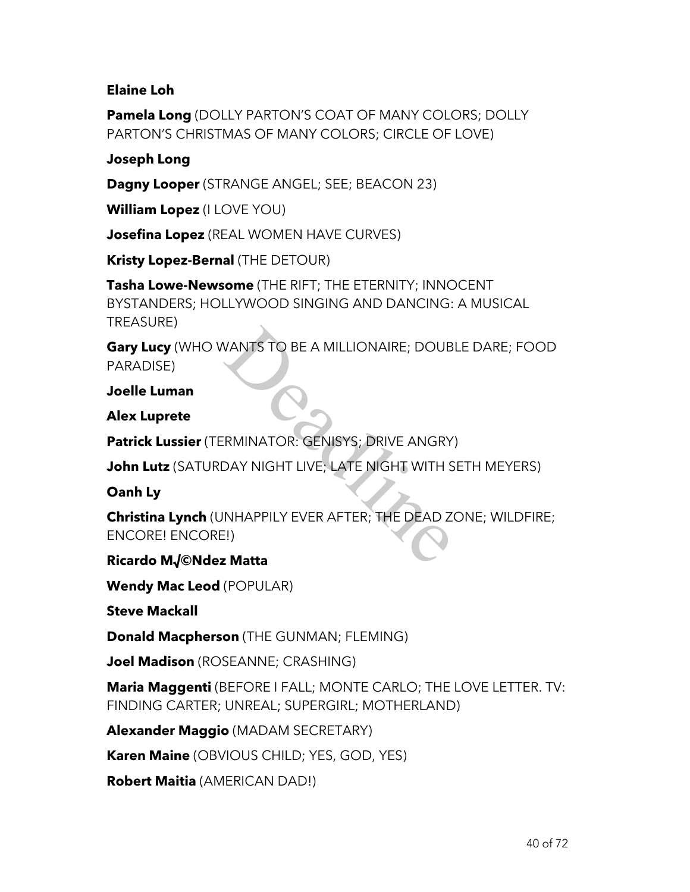**Elaine Loh**

**Pamela Long** (DOLLY PARTON'S COAT OF MANY COLORS; DOLLY PARTON'S CHRISTMAS OF MANY COLORS; CIRCLE OF LOVE)

**Joseph Long**

**Dagny Looper** (STRANGE ANGEL; SEE; BEACON 23)

**William Lopez** (I LOVE YOU)

**Josefina Lopez** (REAL WOMEN HAVE CURVES)

**Kristy Lopez-Bernal** (THE DETOUR)

**Tasha Lowe-Newsome** (THE RIFT; THE ETERNITY; INNOCENT BYSTANDERS; HOLLYWOOD SINGING AND DANCING: A MUSICAL TREASURE)

**Gary Lucy** (WHO WANTS TO BE A MILLIONAIRE; DOUBLE DARE; FOOD PARADISE)

**Joelle Luman**

**Alex Luprete**

**Patrick Lussier** (TERMINATOR: GENISYS; DRIVE ANGRY)

**John Lutz** (SATURDAY NIGHT LIVE; LATE NIGHT WITH SETH MEYERS)

**Oanh Ly**

**Christina Lynch** (UNHAPPILY EVER AFTER; THE DEAD ZONE; WILDFIRE; ENCORE! ENCORE!)

**Ricardo M√©Ndez Matta**

**Wendy Mac Leod** (POPULAR)

**Steve Mackall**

**Donald Macpherson** (THE GUNMAN; FLEMING)

**Joel Madison** (ROSEANNE; CRASHING)

**Maria Maggenti** (BEFORE I FALL; MONTE CARLO; THE LOVE LETTER. TV: FINDING CARTER; UNREAL; SUPERGIRL; MOTHERLAND)

**Alexander Maggio** (MADAM SECRETARY)

**Karen Maine** (OBVIOUS CHILD; YES, GOD, YES)

**Robert Maitia** (AMERICAN DAD!)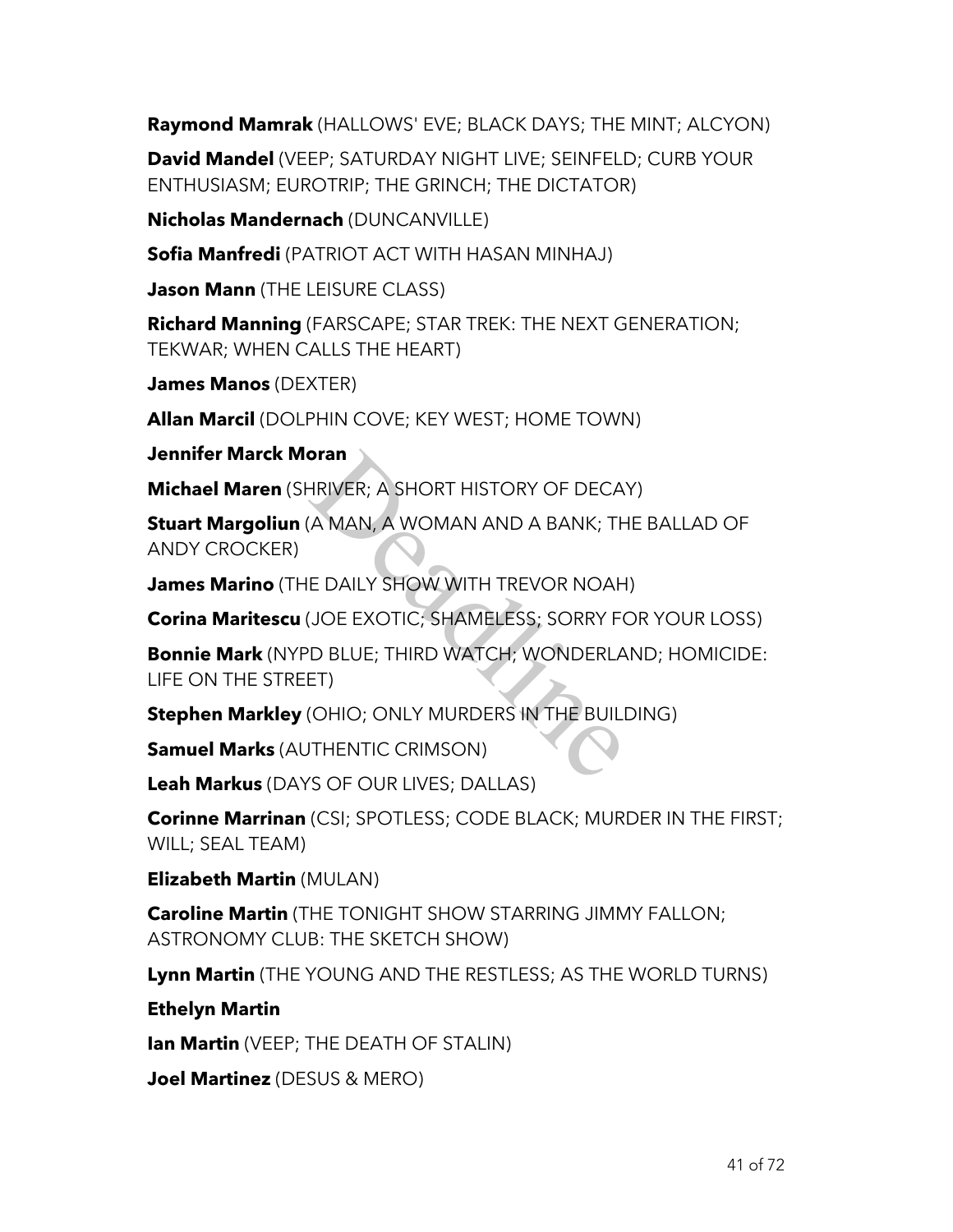**Raymond Mamrak** (HALLOWS' EVE; BLACK DAYS; THE MINT; ALCYON)

**David Mandel** (VEEP; SATURDAY NIGHT LIVE; SEINFELD; CURB YOUR ENTHUSIASM; EUROTRIP; THE GRINCH; THE DICTATOR)

**Nicholas Mandernach** (DUNCANVILLE)

**Sofia Manfredi** (PATRIOT ACT WITH HASAN MINHAJ)

**Jason Mann** (THE LEISURE CLASS)

**Richard Manning** (FARSCAPE; STAR TREK: THE NEXT GENERATION; TEKWAR; WHEN CALLS THE HEART)

**James Manos** (DEXTER)

**Allan Marcil** (DOLPHIN COVE; KEY WEST; HOME TOWN)

**Jennifer Marck Moran**

**Michael Maren** (SHRIVER; A SHORT HISTORY OF DECAY)

**Stuart Margoliun** (A MAN, A WOMAN AND A BANK; THE BALLAD OF ANDY CROCKER)

**James Marino** (THE DAILY SHOW WITH TREVOR NOAH)

**Corina Maritescu** (JOE EXOTIC; SHAMELESS; SORRY FOR YOUR LOSS)

**Bonnie Mark** (NYPD BLUE; THIRD WATCH; WONDERLAND; HOMICIDE: LIFE ON THE STREET)

**Stephen Markley** (OHIO; ONLY MURDERS IN THE BUILDING)

**Samuel Marks** (AUTHENTIC CRIMSON)

**Leah Markus** (DAYS OF OUR LIVES; DALLAS)

**Corinne Marrinan** (CSI; SPOTLESS; CODE BLACK; MURDER IN THE FIRST; WILL; SEAL TEAM)

**Elizabeth Martin** (MULAN)

**Caroline Martin** (THE TONIGHT SHOW STARRING JIMMY FALLON; ASTRONOMY CLUB: THE SKETCH SHOW)

**Lynn Martin** (THE YOUNG AND THE RESTLESS; AS THE WORLD TURNS)

**Ethelyn Martin**

**Ian Martin** (VEEP; THE DEATH OF STALIN)

**Joel Martinez** (DESUS & MERO)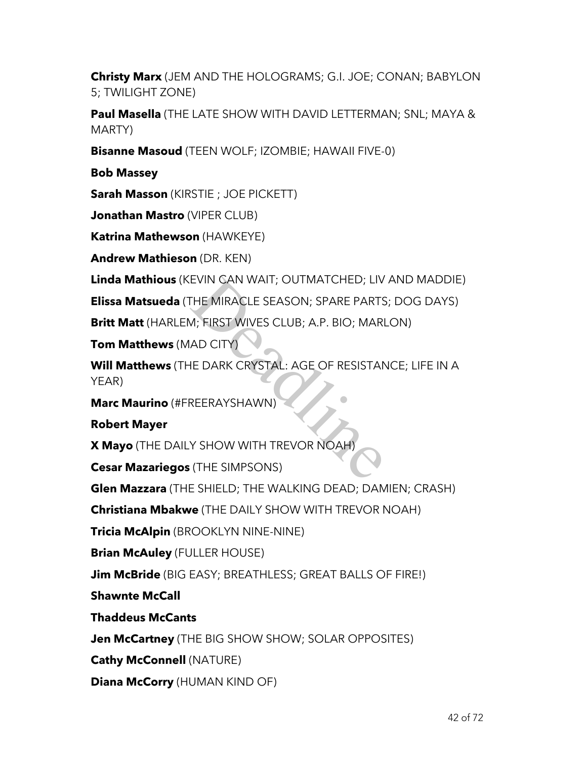**Christy Marx** (JEM AND THE HOLOGRAMS; G.I. JOE; CONAN; BABYLON 5; TWILIGHT ZONE)

**Paul Masella** (THE LATE SHOW WITH DAVID LETTERMAN; SNL; MAYA & MARTY)

**Bisanne Masoud** (TEEN WOLF; IZOMBIE; HAWAII FIVE-0)

**Bob Massey**

**Sarah Masson** (KIRSTIE ; JOE PICKETT)

**Jonathan Mastro** (VIPER CLUB)

**Katrina Mathewson** (HAWKEYE)

**Andrew Mathieson** (DR. KEN)

**Linda Mathious** (KEVIN CAN WAIT; OUTMATCHED; LIV AND MADDIE)

**Elissa Matsueda** (THE MIRACLE SEASON; SPARE PARTS; DOG DAYS)

**Britt Matt** (HARLEM; FIRST WIVES CLUB; A.P. BIO; MARLON)

**Tom Matthews** (MAD CITY)

**Will Matthews** (THE DARK CRYSTAL: AGE OF RESISTANCE; LIFE IN A YEAR)

**Marc Maurino** (#FREERAYSHAWN)

**Robert Mayer**

**X Mayo** (THE DAILY SHOW WITH TREVOR NOAH)

**Cesar Mazariegos** (THE SIMPSONS)

**Glen Mazzara** (THE SHIELD; THE WALKING DEAD; DAMIEN; CRASH)

**Christiana Mbakwe** (THE DAILY SHOW WITH TREVOR NOAH)

**Tricia McAlpin** (BROOKLYN NINE-NINE)

**Brian McAuley** (FULLER HOUSE)

**Jim McBride** (BIG EASY; BREATHLESS; GREAT BALLS OF FIRE!)

**Shawnte McCall**

**Thaddeus McCants**

**Jen McCartney** (THE BIG SHOW SHOW; SOLAR OPPOSITES)

**Cathy McConnell** (NATURE)

**Diana McCorry** (HUMAN KIND OF)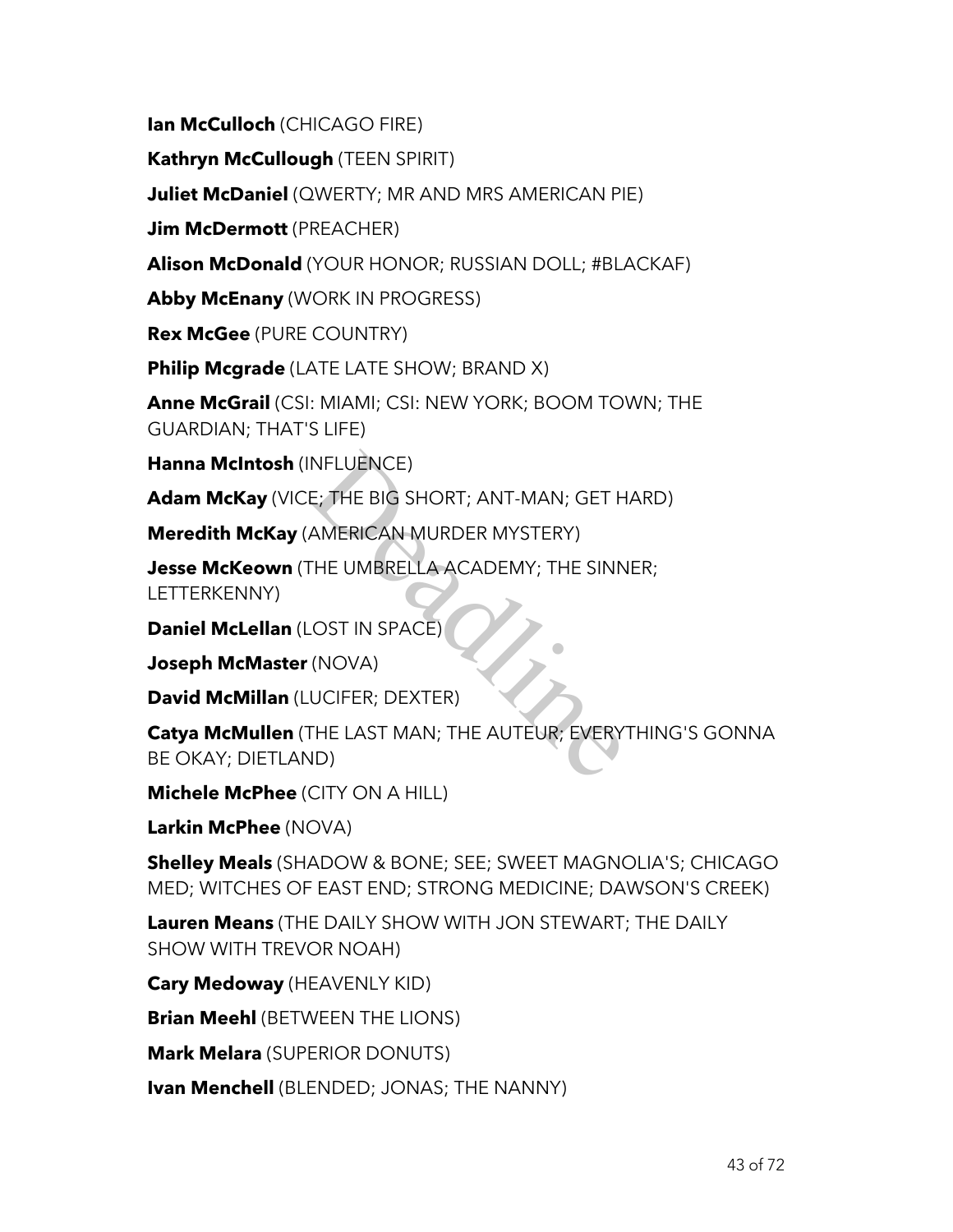**Ian McCulloch** (CHICAGO FIRE)

**Kathryn McCullough** (TEEN SPIRIT)

**Juliet McDaniel** (QWERTY; MR AND MRS AMERICAN PIE)

**Jim McDermott** (PREACHER)

**Alison McDonald** (YOUR HONOR; RUSSIAN DOLL; #BLACKAF)

**Abby McEnany** (WORK IN PROGRESS)

**Rex McGee** (PURE COUNTRY)

**Philip Mcgrade** (LATE LATE SHOW; BRAND X)

**Anne McGrail** (CSI: MIAMI; CSI: NEW YORK; BOOM TOWN; THE GUARDIAN; THAT'S LIFE)

**Hanna McIntosh** (INFLUENCE)

**Adam McKay** (VICE; THE BIG SHORT; ANT-MAN; GET HARD)

**Meredith McKay** (AMERICAN MURDER MYSTERY)

**Jesse McKeown** (THE UMBRELLA ACADEMY; THE SINNER; LETTERKENNY)

**Daniel McLellan** (LOST IN SPACE)

**Joseph McMaster** (NOVA)

**David McMillan** (LUCIFER; DEXTER)

**Catya McMullen** (THE LAST MAN; THE AUTEUR; EVERYTHING'S GONNA BE OKAY; DIETLAND)

**Michele McPhee** (CITY ON A HILL)

**Larkin McPhee** (NOVA)

**Shelley Meals** (SHADOW & BONE; SEE; SWEET MAGNOLIA'S; CHICAGO MED; WITCHES OF EAST END; STRONG MEDICINE; DAWSON'S CREEK)

**Lauren Means** (THE DAILY SHOW WITH JON STEWART; THE DAILY SHOW WITH TREVOR NOAH)

**Cary Medoway** (HEAVENLY KID)

**Brian Meehl** (BETWEEN THE LIONS)

**Mark Melara** (SUPERIOR DONUTS)

**Ivan Menchell** (BLENDED; JONAS; THE NANNY)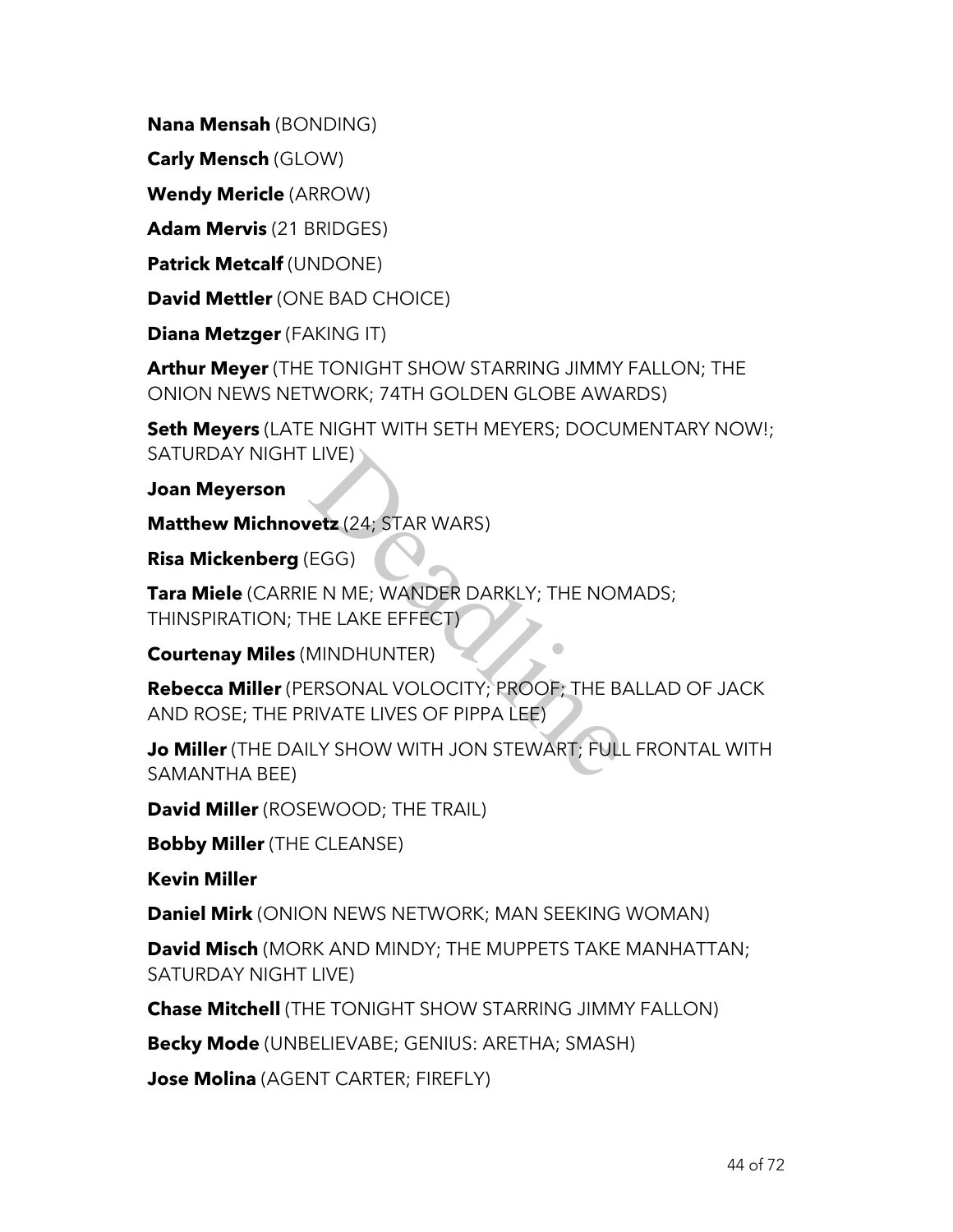**Nana Mensah** (BONDING)

**Carly Mensch** (GLOW)

**Wendy Mericle** (ARROW)

**Adam Mervis** (21 BRIDGES)

**Patrick Metcalf** (UNDONE)

**David Mettler** (ONE BAD CHOICE)

**Diana Metzger** (FAKING IT)

**Arthur Meyer** (THE TONIGHT SHOW STARRING JIMMY FALLON; THE ONION NEWS NETWORK; 74TH GOLDEN GLOBE AWARDS)

**Seth Meyers** (LATE NIGHT WITH SETH MEYERS; DOCUMENTARY NOW!; SATURDAY NIGHT LIVE)

**Joan Meyerson**

**Matthew Michnovetz** (24; STAR WARS)

**Risa Mickenberg** (EGG)

**Tara Miele** (CARRIE N ME; WANDER DARKLY; THE NOMADS; THINSPIRATION; THE LAKE EFFECT)

**Courtenay Miles** (MINDHUNTER)

**Rebecca Miller** (PERSONAL VOLOCITY; PROOF; THE BALLAD OF JACK AND ROSE; THE PRIVATE LIVES OF PIPPA LEE)

**Jo Miller** (THE DAILY SHOW WITH JON STEWART; FULL FRONTAL WITH SAMANTHA BEE)

**David Miller** (ROSEWOOD; THE TRAIL)

**Bobby Miller** (THE CLEANSE)

**Kevin Miller**

**Daniel Mirk** (ONION NEWS NETWORK; MAN SEEKING WOMAN)

**David Misch** (MORK AND MINDY; THE MUPPETS TAKE MANHATTAN; SATURDAY NIGHT LIVE)

**Chase Mitchell** (THE TONIGHT SHOW STARRING JIMMY FALLON)

**Becky Mode** (UNBELIEVABE; GENIUS: ARETHA; SMASH)

**Jose Molina** (AGENT CARTER; FIREFLY)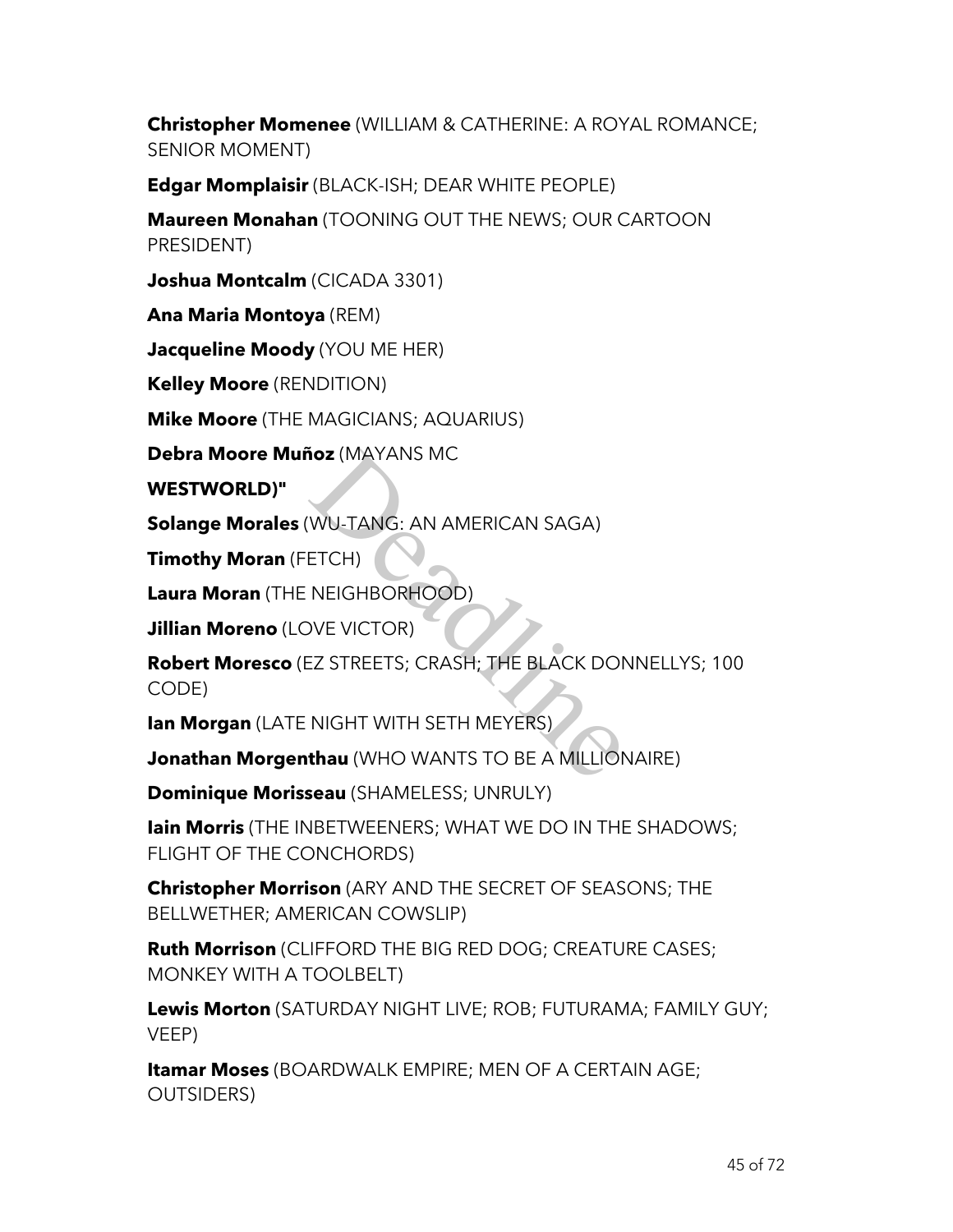**Christopher Momenee** (WILLIAM & CATHERINE: A ROYAL ROMANCE; SENIOR MOMENT)

**Edgar Momplaisir** (BLACK-ISH; DEAR WHITE PEOPLE)

**Maureen Monahan** (TOONING OUT THE NEWS; OUR CARTOON PRESIDENT)

**Joshua Montcalm** (CICADA 3301)

**Ana Maria Montoya** (REM)

**Jacqueline Moody** (YOU ME HER)

**Kelley Moore** (RENDITION)

**Mike Moore** (THE MAGICIANS; AQUARIUS)

**Debra Moore Muñoz** (MAYANS MC

**WESTWORLD)"**

**Solange Morales** (WU-TANG: AN AMERICAN SAGA)

**Timothy Moran** (FETCH)

**Laura Moran** (THE NEIGHBORHOOD)

**Jillian Moreno** (LOVE VICTOR)

**Robert Moresco** (EZ STREETS; CRASH; THE BLACK DONNELLYS; 100 CODE)

**Ian Morgan** (LATE NIGHT WITH SETH MEYERS)

**Jonathan Morgenthau** (WHO WANTS TO BE A MILLIONAIRE)

**Dominique Morisseau** (SHAMELESS; UNRULY)

**Iain Morris** (THE INBETWEENERS; WHAT WE DO IN THE SHADOWS; FLIGHT OF THE CONCHORDS)

**Christopher Morrison** (ARY AND THE SECRET OF SEASONS; THE BELLWETHER; AMERICAN COWSLIP)

**Ruth Morrison** (CLIFFORD THE BIG RED DOG; CREATURE CASES; MONKEY WITH A TOOLBELT)

**Lewis Morton** (SATURDAY NIGHT LIVE; ROB; FUTURAMA; FAMILY GUY; VEEP)

**Itamar Moses** (BOARDWALK EMPIRE; MEN OF A CERTAIN AGE; OUTSIDERS)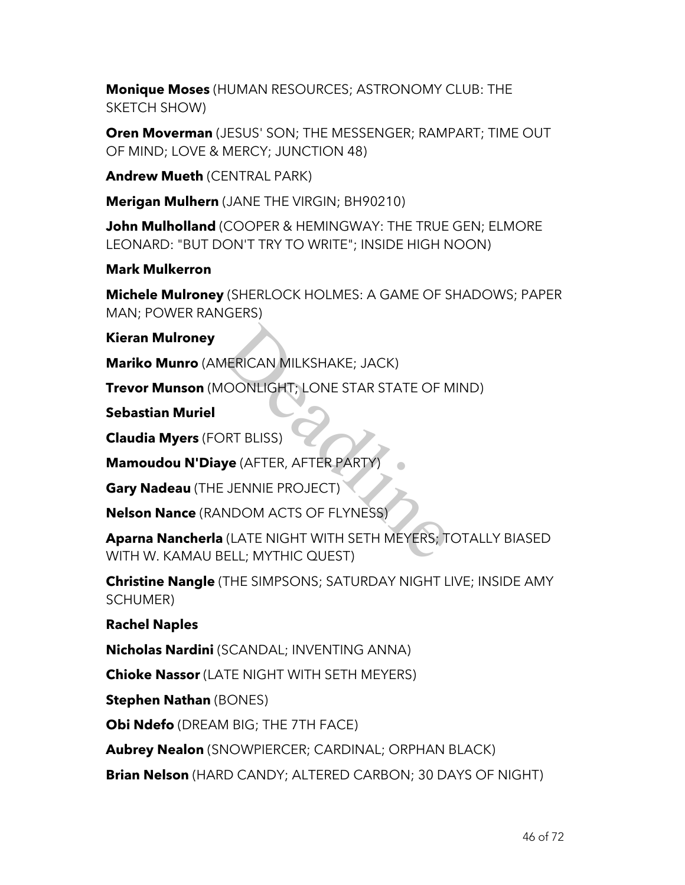**Monique Moses** (HUMAN RESOURCES; ASTRONOMY CLUB: THE SKETCH SHOW)

**Oren Moverman** (JESUS' SON; THE MESSENGER; RAMPART; TIME OUT OF MIND; LOVE & MERCY; JUNCTION 48)

**Andrew Mueth** (CENTRAL PARK)

**Merigan Mulhern** (JANE THE VIRGIN; BH90210)

**John Mulholland** (COOPER & HEMINGWAY: THE TRUE GEN; ELMORE LEONARD: "BUT DON'T TRY TO WRITE"; INSIDE HIGH NOON)

**Mark Mulkerron**

**Michele Mulroney** (SHERLOCK HOLMES: A GAME OF SHADOWS; PAPER MAN; POWER RANGERS)

**Kieran Mulroney**

**Mariko Munro** (AMERICAN MILKSHAKE; JACK)

**Trevor Munson** (MOONLIGHT; LONE STAR STATE OF MIND)

**Sebastian Muriel**

**Claudia Myers** (FORT BLISS)

**Mamoudou N'Diaye** (AFTER, AFTER PARTY)

**Gary Nadeau** (THE JENNIE PROJECT)

**Nelson Nance** (RANDOM ACTS OF FLYNESS)

**Aparna Nancherla** (LATE NIGHT WITH SETH MEYERS; TOTALLY BIASED WITH W. KAMAU BELL; MYTHIC QUEST)

**Christine Nangle** (THE SIMPSONS; SATURDAY NIGHT LIVE; INSIDE AMY SCHUMER)

**Rachel Naples**

**Nicholas Nardini** (SCANDAL; INVENTING ANNA)

**Chioke Nassor** (LATE NIGHT WITH SETH MEYERS)

**Stephen Nathan** (BONES)

**Obi Ndefo** (DREAM BIG; THE 7TH FACE)

**Aubrey Nealon** (SNOWPIERCER; CARDINAL; ORPHAN BLACK)

**Brian Nelson** (HARD CANDY; ALTERED CARBON; 30 DAYS OF NIGHT)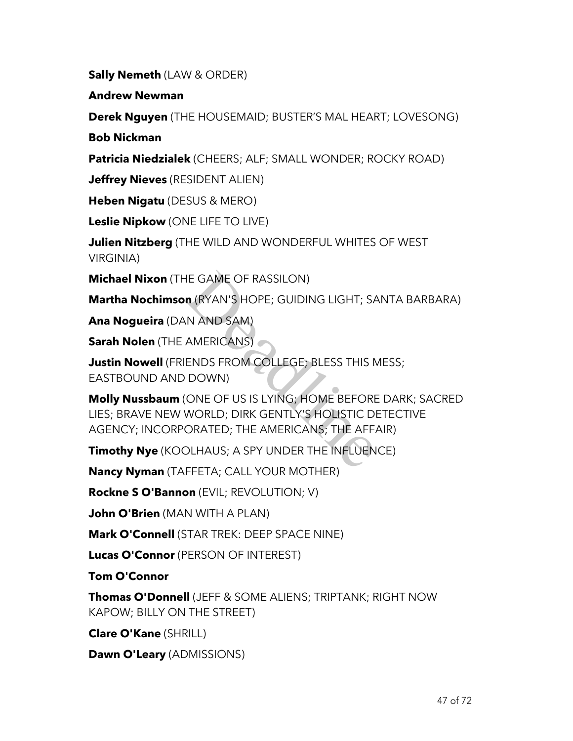**Sally Nemeth** (LAW & ORDER)

**Andrew Newman**

**Derek Nguyen** (THE HOUSEMAID; BUSTER'S MAL HEART; LOVESONG)

**Bob Nickman**

**Patricia Niedzialek** (CHEERS; ALF; SMALL WONDER; ROCKY ROAD)

**Jeffrey Nieves** (RESIDENT ALIEN)

**Heben Nigatu** (DESUS & MERO)

**Leslie Nipkow** (ONE LIFE TO LIVE)

**Julien Nitzberg** (THE WILD AND WONDERFUL WHITES OF WEST VIRGINIA)

**Michael Nixon** (THE GAME OF RASSILON)

**Martha Nochimson** (RYAN'S HOPE; GUIDING LIGHT; SANTA BARBARA)

**Ana Nogueira** (DAN AND SAM)

**Sarah Nolen** (THE AMERICANS)

**Justin Nowell** (FRIENDS FROM COLLEGE; BLESS THIS MESS; EASTBOUND AND DOWN)

**Molly Nussbaum** (ONE OF US IS LYING; HOME BEFORE DARK; SACRED LIES; BRAVE NEW WORLD; DIRK GENTLY'S HOLISTIC DETECTIVE AGENCY; INCORPORATED; THE AMERICANS; THE AFFAIR)

**Timothy Nye** (KOOLHAUS; A SPY UNDER THE INFLUENCE)

**Nancy Nyman** (TAFFETA; CALL YOUR MOTHER)

**Rockne S O'Bannon** (EVIL; REVOLUTION; V)

**John O'Brien** (MAN WITH A PLAN)

**Mark O'Connell** (STAR TREK: DEEP SPACE NINE)

**Lucas O'Connor** (PERSON OF INTEREST)

**Tom O'Connor**

**Thomas O'Donnell** (JEFF & SOME ALIENS; TRIPTANK; RIGHT NOW KAPOW; BILLY ON THE STREET)

**Clare O'Kane** (SHRILL)

**Dawn O'Leary** (ADMISSIONS)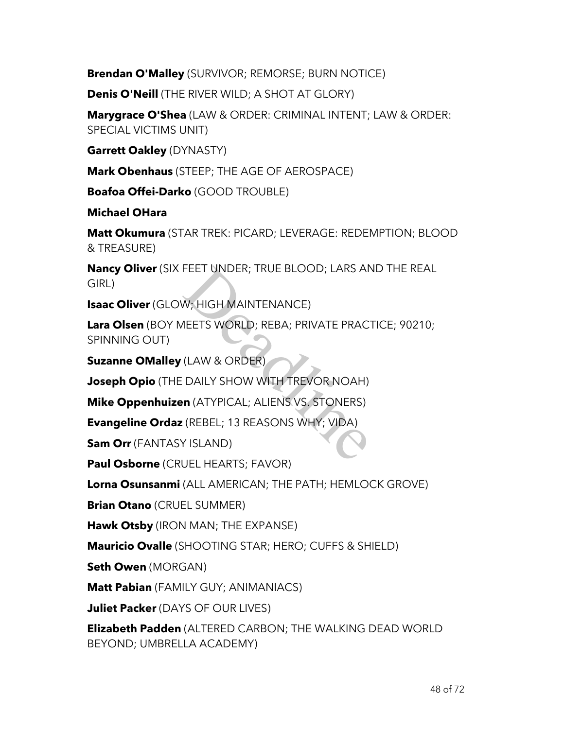**Brendan O'Malley** (SURVIVOR; REMORSE; BURN NOTICE)

**Denis O'Neill** (THE RIVER WILD; A SHOT AT GLORY)

**Marygrace O'Shea** (LAW & ORDER: CRIMINAL INTENT; LAW & ORDER: SPECIAL VICTIMS UNIT)

**Garrett Oakley** (DYNASTY)

**Mark Obenhaus** (STEEP; THE AGE OF AEROSPACE)

**Boafoa Offei-Darko** (GOOD TROUBLE)

**Michael OHara**

**Matt Okumura** (STAR TREK: PICARD; LEVERAGE: REDEMPTION; BLOOD & TREASURE)

**Nancy Oliver** (SIX FEET UNDER; TRUE BLOOD; LARS AND THE REAL GIRL)

**Isaac Oliver** (GLOW; HIGH MAINTENANCE)

**Lara Olsen** (BOY MEETS WORLD; REBA; PRIVATE PRACTICE; 90210; SPINNING OUT)

**Suzanne OMalley** (LAW & ORDER)

**Joseph Opio** (THE DAILY SHOW WITH TREVOR NOAH)

**Mike Oppenhuizen** (ATYPICAL; ALIENS VS. STONERS)

**Evangeline Ordaz** (REBEL; 13 REASONS WHY; VIDA)

**Sam Orr** (FANTASY ISLAND)

**Paul Osborne** (CRUEL HEARTS; FAVOR)

**Lorna Osunsanmi** (ALL AMERICAN; THE PATH; HEMLOCK GROVE)

**Brian Otano** (CRUEL SUMMER)

**Hawk Otsby** (IRON MAN; THE EXPANSE)

**Mauricio Ovalle** (SHOOTING STAR; HERO; CUFFS & SHIELD)

**Seth Owen** (MORGAN)

**Matt Pabian** (FAMILY GUY; ANIMANIACS)

**Juliet Packer** (DAYS OF OUR LIVES)

**Elizabeth Padden** (ALTERED CARBON; THE WALKING DEAD WORLD BEYOND; UMBRELLA ACADEMY)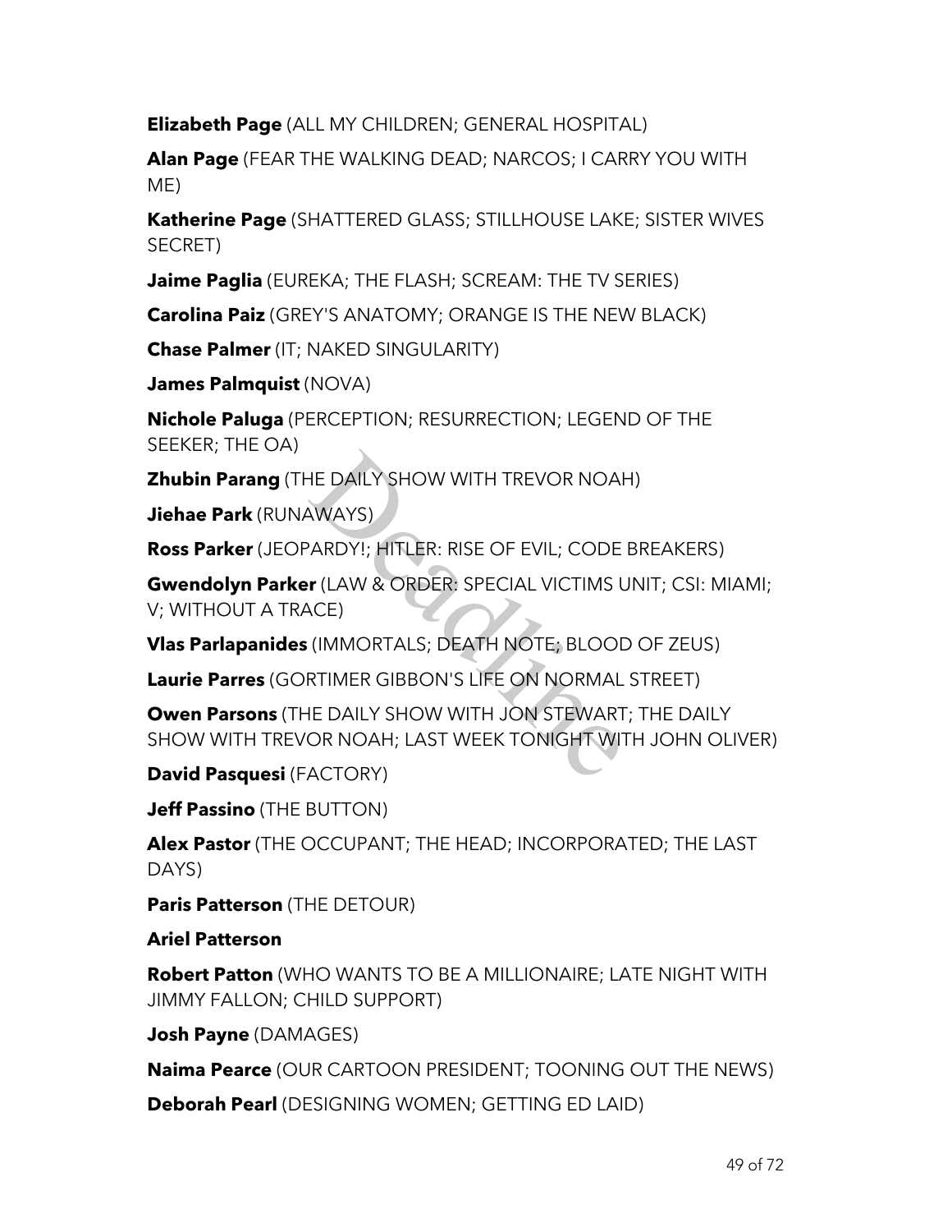**Elizabeth Page** (ALL MY CHILDREN; GENERAL HOSPITAL)

**Alan Page** (FEAR THE WALKING DEAD; NARCOS; I CARRY YOU WITH ME)

**Katherine Page** (SHATTERED GLASS; STILLHOUSE LAKE; SISTER WIVES SECRET)

**Jaime Paglia** (EUREKA; THE FLASH; SCREAM: THE TV SERIES)

**Carolina Paiz** (GREY'S ANATOMY; ORANGE IS THE NEW BLACK)

**Chase Palmer** (IT; NAKED SINGULARITY)

**James Palmquist** (NOVA)

**Nichole Paluga** (PERCEPTION; RESURRECTION; LEGEND OF THE SEEKER; THE OA)

**Zhubin Parang** (THE DAILY SHOW WITH TREVOR NOAH)

**Jiehae Park** (RUNAWAYS)

**Ross Parker** (JEOPARDY!; HITLER: RISE OF EVIL; CODE BREAKERS)

**Gwendolyn Parker** (LAW & ORDER: SPECIAL VICTIMS UNIT; CSI: MIAMI; V; WITHOUT A TRACE)

**Vlas Parlapanides** (IMMORTALS; DEATH NOTE; BLOOD OF ZEUS)

**Laurie Parres** (GORTIMER GIBBON'S LIFE ON NORMAL STREET)

**Owen Parsons** (THE DAILY SHOW WITH JON STEWART; THE DAILY SHOW WITH TREVOR NOAH; LAST WEEK TONIGHT WITH JOHN OLIVER)

**David Pasquesi** (FACTORY)

**Jeff Passino** (THE BUTTON)

**Alex Pastor** (THE OCCUPANT; THE HEAD; INCORPORATED; THE LAST DAYS)

**Paris Patterson** (THE DETOUR)

**Ariel Patterson**

**Robert Patton** (WHO WANTS TO BE A MILLIONAIRE; LATE NIGHT WITH JIMMY FALLON; CHILD SUPPORT)

**Josh Payne** (DAMAGES)

**Naima Pearce** (OUR CARTOON PRESIDENT; TOONING OUT THE NEWS)

**Deborah Pearl** (DESIGNING WOMEN; GETTING ED LAID)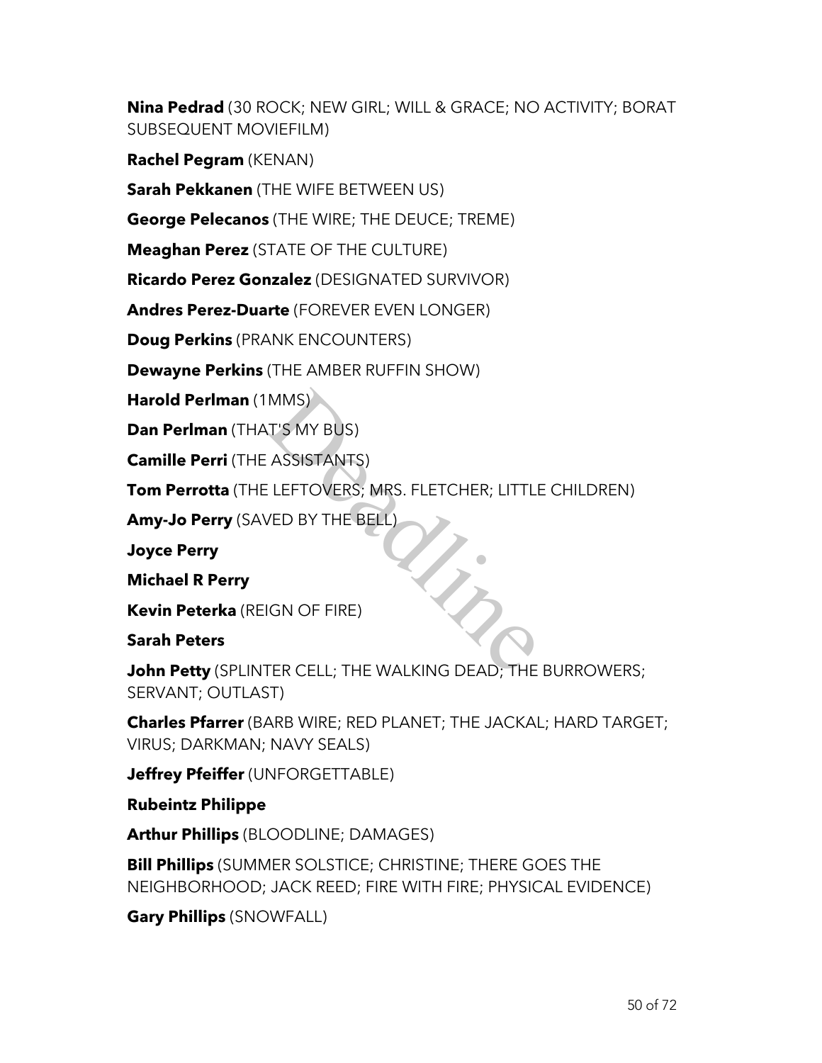**Nina Pedrad** (30 ROCK; NEW GIRL; WILL & GRACE; NO ACTIVITY; BORAT SUBSEQUENT MOVIEFILM)

**Rachel Pegram** (KENAN)

**Sarah Pekkanen** (THE WIFE BETWEEN US)

**George Pelecanos** (THE WIRE; THE DEUCE; TREME)

**Meaghan Perez** (STATE OF THE CULTURE)

**Ricardo Perez Gonzalez** (DESIGNATED SURVIVOR)

**Andres Perez-Duarte** (FOREVER EVEN LONGER)

**Doug Perkins** (PRANK ENCOUNTERS)

**Dewayne Perkins** (THE AMBER RUFFIN SHOW)

**Harold Perlman** (1MMS)

**Dan Perlman** (THAT'S MY BUS)

**Camille Perri** (THE ASSISTANTS)

**Tom Perrotta** (THE LEFTOVERS; MRS. FLETCHER; LITTLE CHILDREN)

**Amy-Jo Perry** (SAVED BY THE BELL)

**Joyce Perry**

**Michael R Perry**

**Kevin Peterka** (REIGN OF FIRE)

**Sarah Peters**

**John Petty** (SPLINTER CELL; THE WALKING DEAD; THE BURROWERS; SERVANT; OUTLAST)

**Charles Pfarrer** (BARB WIRE; RED PLANET; THE JACKAL; HARD TARGET; VIRUS; DARKMAN; NAVY SEALS)

**Jeffrey Pfeiffer** (UNFORGETTABLE)

**Rubeintz Philippe**

**Arthur Phillips** (BLOODLINE; DAMAGES)

**Bill Phillips** (SUMMER SOLSTICE; CHRISTINE; THERE GOES THE NEIGHBORHOOD; JACK REED; FIRE WITH FIRE; PHYSICAL EVIDENCE)

**Gary Phillips** (SNOWFALL)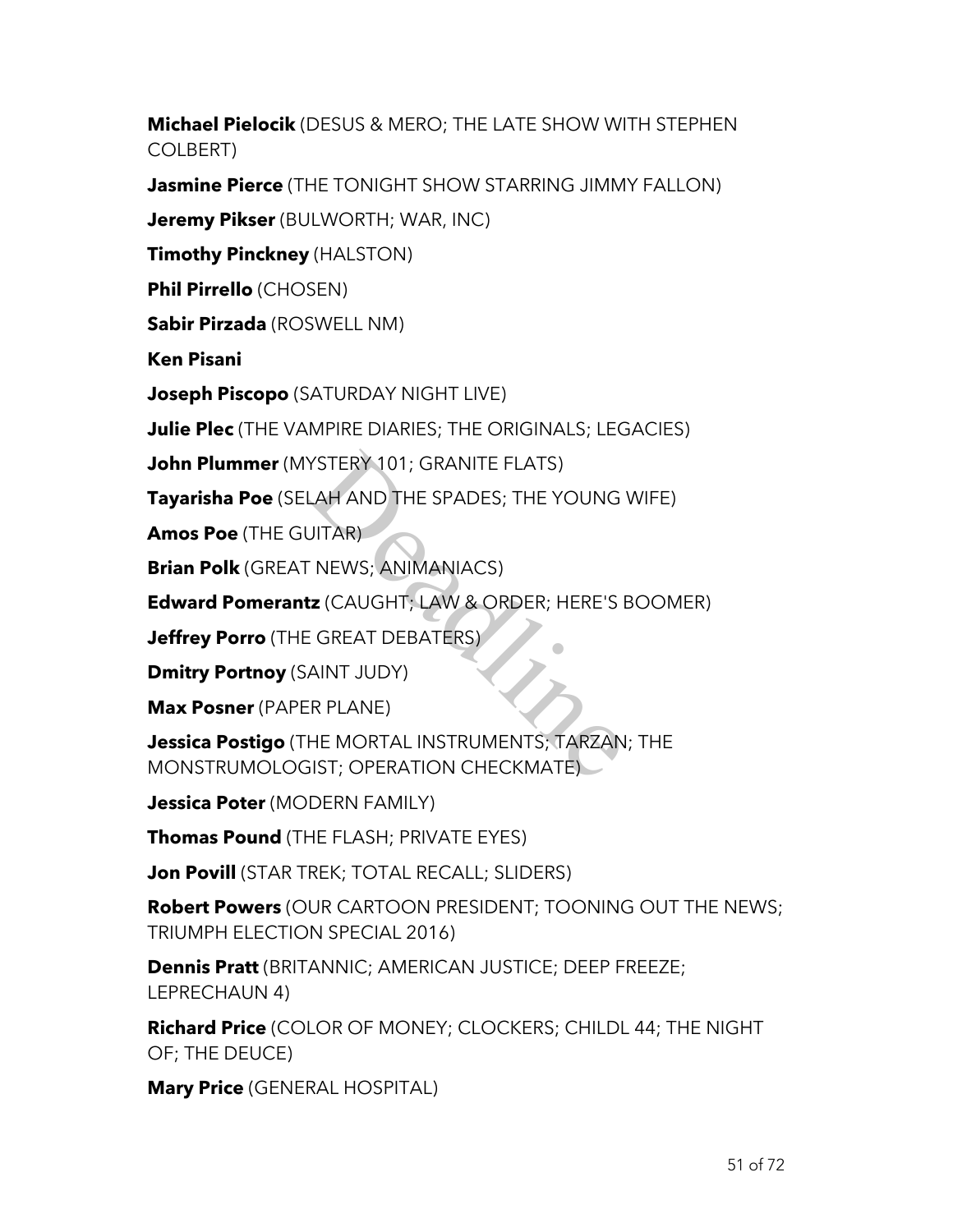**Michael Pielocik** (DESUS & MERO; THE LATE SHOW WITH STEPHEN COLBERT)

**Jasmine Pierce** (THE TONIGHT SHOW STARRING JIMMY FALLON)

**Jeremy Pikser** (BULWORTH; WAR, INC)

**Timothy Pinckney** (HALSTON)

**Phil Pirrello** (CHOSEN)

**Sabir Pirzada** (ROSWELL NM)

**Ken Pisani**

**Joseph Piscopo** (SATURDAY NIGHT LIVE)

**Julie Plec** (THE VAMPIRE DIARIES; THE ORIGINALS; LEGACIES)

**John Plummer** (MYSTERY 101; GRANITE FLATS)

**Tayarisha Poe** (SELAH AND THE SPADES; THE YOUNG WIFE)

**Amos Poe** (THE GUITAR)

**Brian Polk** (GREAT NEWS; ANIMANIACS)

**Edward Pomerantz** (CAUGHT; LAW & ORDER; HERE'S BOOMER)

**Jeffrey Porro** (THE GREAT DEBATERS)

**Dmitry Portnoy** (SAINT JUDY)

**Max Posner** (PAPER PLANE)

**Jessica Postigo** (THE MORTAL INSTRUMENTS; TARZAN; THE MONSTRUMOLOGIST; OPERATION CHECKMATE)

**Jessica Poter** (MODERN FAMILY)

**Thomas Pound** (THE FLASH; PRIVATE EYES)

**Jon Povill** (STAR TREK; TOTAL RECALL; SLIDERS)

**Robert Powers** (OUR CARTOON PRESIDENT; TOONING OUT THE NEWS; TRIUMPH ELECTION SPECIAL 2016)

**Dennis Pratt** (BRITANNIC; AMERICAN JUSTICE; DEEP FREEZE; LEPRECHAUN 4)

**Richard Price** (COLOR OF MONEY; CLOCKERS; CHILDL 44; THE NIGHT OF; THE DEUCE)

**Mary Price** (GENERAL HOSPITAL)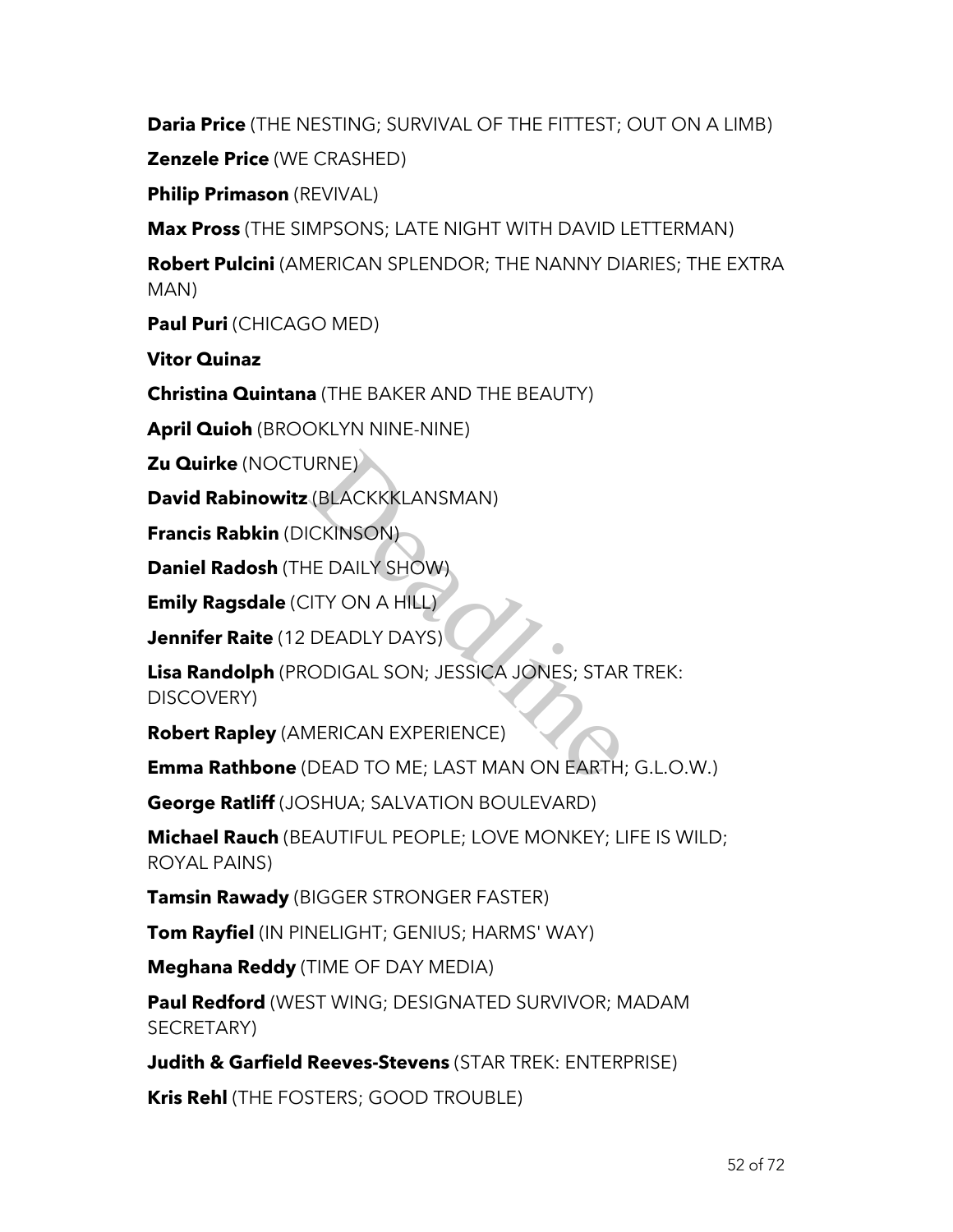**Daria Price** (THE NESTING; SURVIVAL OF THE FITTEST; OUT ON A LIMB)

**Zenzele Price** (WE CRASHED)

**Philip Primason** (REVIVAL)

**Max Pross** (THE SIMPSONS; LATE NIGHT WITH DAVID LETTERMAN)

**Robert Pulcini** (AMERICAN SPLENDOR; THE NANNY DIARIES; THE EXTRA MAN)

**Paul Puri** (CHICAGO MED)

**Vitor Quinaz**

**Christina Quintana** (THE BAKER AND THE BEAUTY)

**April Quioh** (BROOKLYN NINE-NINE)

**Zu Quirke** (NOCTURNE)

**David Rabinowitz** (BLACKKKLANSMAN)

**Francis Rabkin** (DICKINSON)

**Daniel Radosh** (THE DAILY SHOW)

**Emily Ragsdale** (CITY ON A HILL)

**Jennifer Raite** (12 DEADLY DAYS)

**Lisa Randolph** (PRODIGAL SON; JESSICA JONES; STAR TREK: DISCOVERY)

**Robert Rapley** (AMERICAN EXPERIENCE)

**Emma Rathbone** (DEAD TO ME; LAST MAN ON EARTH; G.L.O.W.)

**George Ratliff** (JOSHUA; SALVATION BOULEVARD)

**Michael Rauch** (BEAUTIFUL PEOPLE; LOVE MONKEY; LIFE IS WILD; ROYAL PAINS)

**Tamsin Rawady** (BIGGER STRONGER FASTER)

**Tom Rayfiel** (IN PINELIGHT; GENIUS; HARMS' WAY)

**Meghana Reddy** (TIME OF DAY MEDIA)

**Paul Redford** (WEST WING; DESIGNATED SURVIVOR; MADAM SECRETARY)

**Judith & Garfield Reeves-Stevens** (STAR TREK: ENTERPRISE)

**Kris Rehl** (THE FOSTERS; GOOD TROUBLE)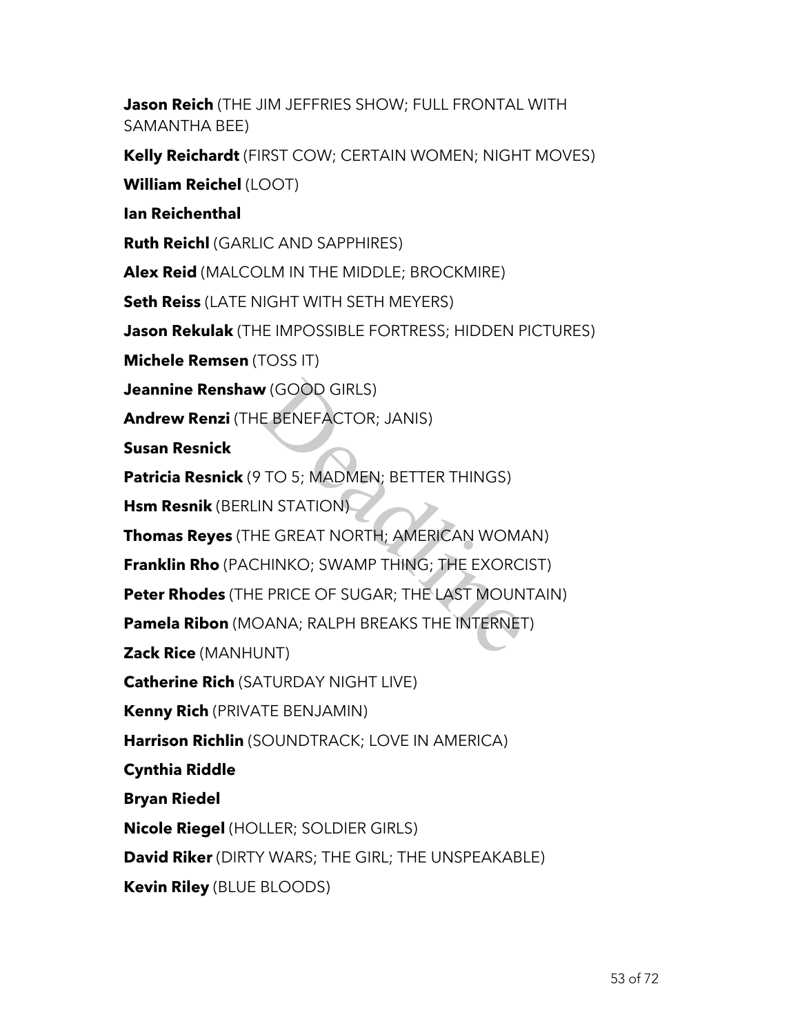**Jason Reich** (THE JIM JEFFRIES SHOW; FULL FRONTAL WITH SAMANTHA BEE)

**Kelly Reichardt** (FIRST COW; CERTAIN WOMEN; NIGHT MOVES)

**William Reichel** (LOOT)

**Ian Reichenthal**

**Ruth Reichl** (GARLIC AND SAPPHIRES)

**Alex Reid** (MALCOLM IN THE MIDDLE; BROCKMIRE)

**Seth Reiss** (LATE NIGHT WITH SETH MEYERS)

**Jason Rekulak** (THE IMPOSSIBLE FORTRESS; HIDDEN PICTURES)

**Michele Remsen** (TOSS IT)

**Jeannine Renshaw** (GOOD GIRLS)

**Andrew Renzi** (THE BENEFACTOR; JANIS)

**Susan Resnick**

**Patricia Resnick** (9 TO 5; MADMEN; BETTER THINGS)

**Hsm Resnik** (BERLIN STATION)

**Thomas Reyes** (THE GREAT NORTH; AMERICAN WOMAN)

**Franklin Rho** (PACHINKO; SWAMP THING; THE EXORCIST)

**Peter Rhodes** (THE PRICE OF SUGAR; THE LAST MOUNTAIN)

**Pamela Ribon** (MOANA; RALPH BREAKS THE INTERNET)

**Zack Rice** (MANHUNT)

**Catherine Rich** (SATURDAY NIGHT LIVE)

**Kenny Rich** (PRIVATE BENJAMIN)

**Harrison Richlin** (SOUNDTRACK; LOVE IN AMERICA)

**Cynthia Riddle**

**Bryan Riedel**

**Nicole Riegel** (HOLLER; SOLDIER GIRLS)

**David Riker** (DIRTY WARS; THE GIRL; THE UNSPEAKABLE)

**Kevin Riley** (BLUE BLOODS)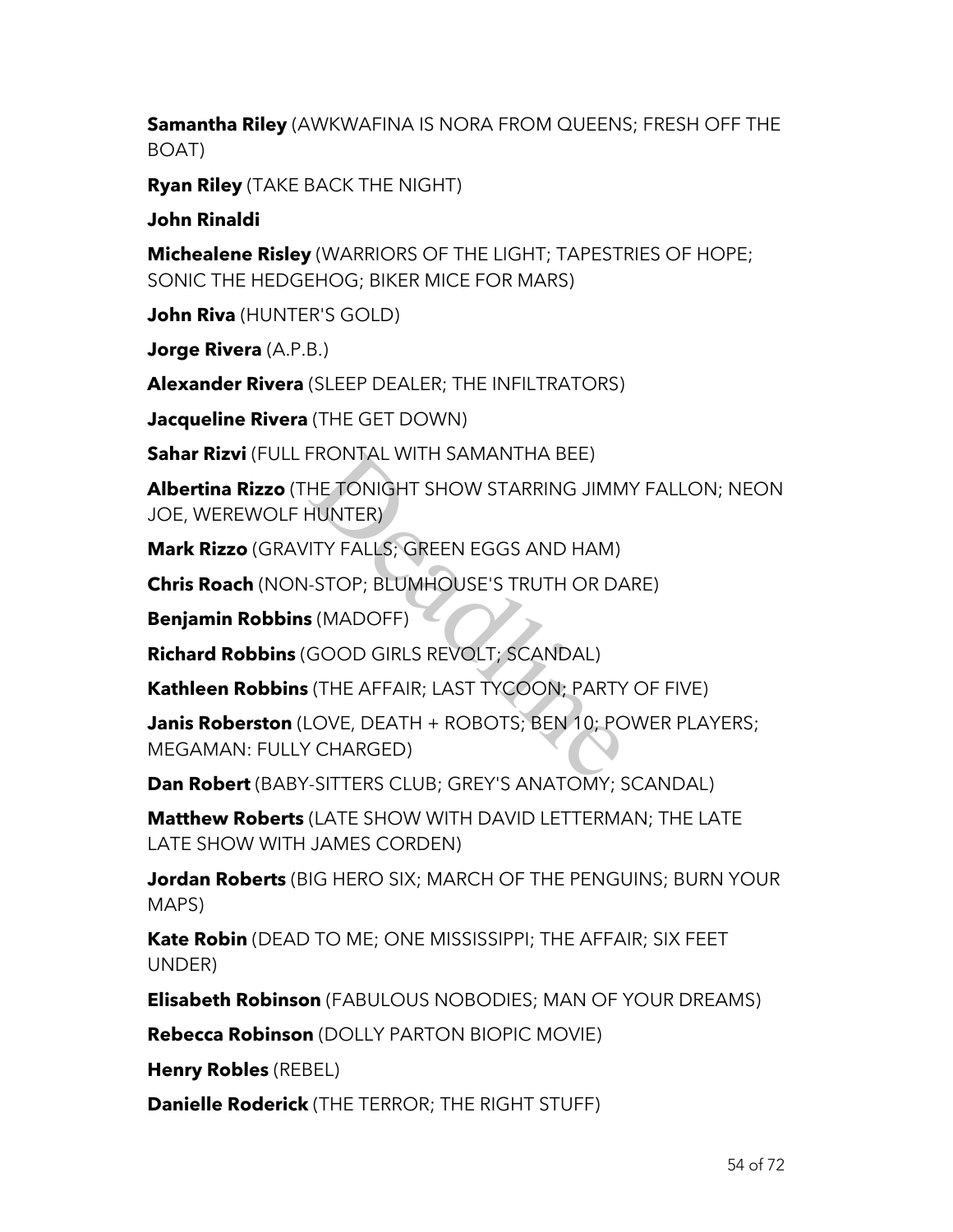**Samantha Riley** (AWKWAFINA IS NORA FROM QUEENS; FRESH OFF THE BOAT)

**Ryan Riley** (TAKE BACK THE NIGHT)

**John Rinaldi**

**Michealene Risley** (WARRIORS OF THE LIGHT; TAPESTRIES OF HOPE; SONIC THE HEDGEHOG; BIKER MICE FOR MARS)

**John Riva** (HUNTER'S GOLD)

**Jorge Rivera** (A.P.B.)

**Alexander Rivera** (SLEEP DEALER; THE INFILTRATORS)

**Jacqueline Rivera** (THE GET DOWN)

**Sahar Rizvi** (FULL FRONTAL WITH SAMANTHA BEE)

**Albertina Rizzo** (THE TONIGHT SHOW STARRING JIMMY FALLON; NEON JOE, WEREWOLF HUNTER)

**Mark Rizzo** (GRAVITY FALLS; GREEN EGGS AND HAM)

**Chris Roach** (NON-STOP; BLUMHOUSE'S TRUTH OR DARE)

**Benjamin Robbins** (MADOFF)

**Richard Robbins** (GOOD GIRLS REVOLT; SCANDAL)

**Kathleen Robbins** (THE AFFAIR; LAST TYCOON; PARTY OF FIVE)

**Janis Roberston** (LOVE, DEATH + ROBOTS; BEN 10; POWER PLAYERS; MEGAMAN: FULLY CHARGED)

**Dan Robert** (BABY-SITTERS CLUB; GREY'S ANATOMY; SCANDAL)

**Matthew Roberts** (LATE SHOW WITH DAVID LETTERMAN; THE LATE LATE SHOW WITH JAMES CORDEN)

**Jordan Roberts** (BIG HERO SIX; MARCH OF THE PENGUINS; BURN YOUR MAPS)

**Kate Robin** (DEAD TO ME; ONE MISSISSIPPI; THE AFFAIR; SIX FEET UNDER)

**Elisabeth Robinson** (FABULOUS NOBODIES; MAN OF YOUR DREAMS)

**Rebecca Robinson** (DOLLY PARTON BIOPIC MOVIE)

**Henry Robles** (REBEL)

**Danielle Roderick** (THE TERROR; THE RIGHT STUFF)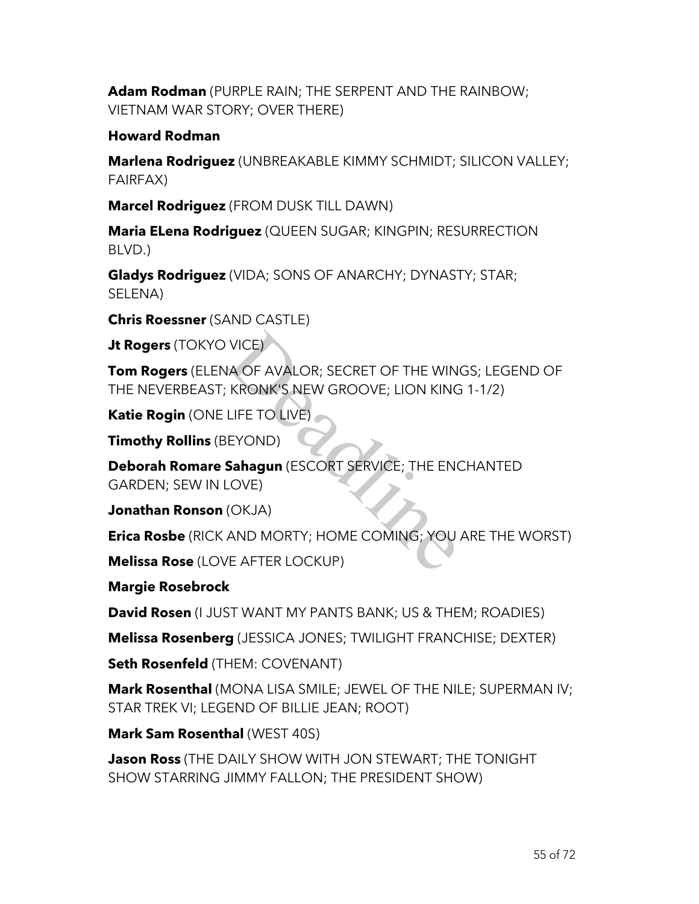**Adam Rodman** (PURPLE RAIN; THE SERPENT AND THE RAINBOW; VIETNAM WAR STORY; OVER THERE)

**Howard Rodman**

**Marlena Rodriguez** (UNBREAKABLE KIMMY SCHMIDT; SILICON VALLEY; FAIRFAX)

**Marcel Rodriguez** (FROM DUSK TILL DAWN)

**Maria ELena Rodriguez** (QUEEN SUGAR; KINGPIN; RESURRECTION BLVD.)

**Gladys Rodriguez** (VIDA; SONS OF ANARCHY; DYNASTY; STAR; SELENA)

**Chris Roessner** (SAND CASTLE)

**Jt Rogers** (TOKYO VICE)

**Tom Rogers** (ELENA OF AVALOR; SECRET OF THE WINGS; LEGEND OF THE NEVERBEAST; KRONK'S NEW GROOVE; LION KING 1-1/2)

**Katie Rogin** (ONE LIFE TO LIVE)

**Timothy Rollins** (BEYOND)

**Deborah Romare Sahagun** (ESCORT SERVICE; THE ENCHANTED GARDEN; SEW IN LOVE)

**Jonathan Ronson** (OKJA)

**Erica Rosbe** (RICK AND MORTY; HOME COMING; YOU ARE THE WORST)

**Melissa Rose** (LOVE AFTER LOCKUP)

**Margie Rosebrock**

**David Rosen** (I JUST WANT MY PANTS BANK; US & THEM; ROADIES)

**Melissa Rosenberg** (JESSICA JONES; TWILIGHT FRANCHISE; DEXTER)

**Seth Rosenfeld** (THEM: COVENANT)

**Mark Rosenthal** (MONA LISA SMILE; JEWEL OF THE NILE; SUPERMAN IV; STAR TREK VI; LEGEND OF BILLIE JEAN; ROOT)

**Mark Sam Rosenthal** (WEST 40S)

**Jason Ross** (THE DAILY SHOW WITH JON STEWART; THE TONIGHT SHOW STARRING JIMMY FALLON; THE PRESIDENT SHOW)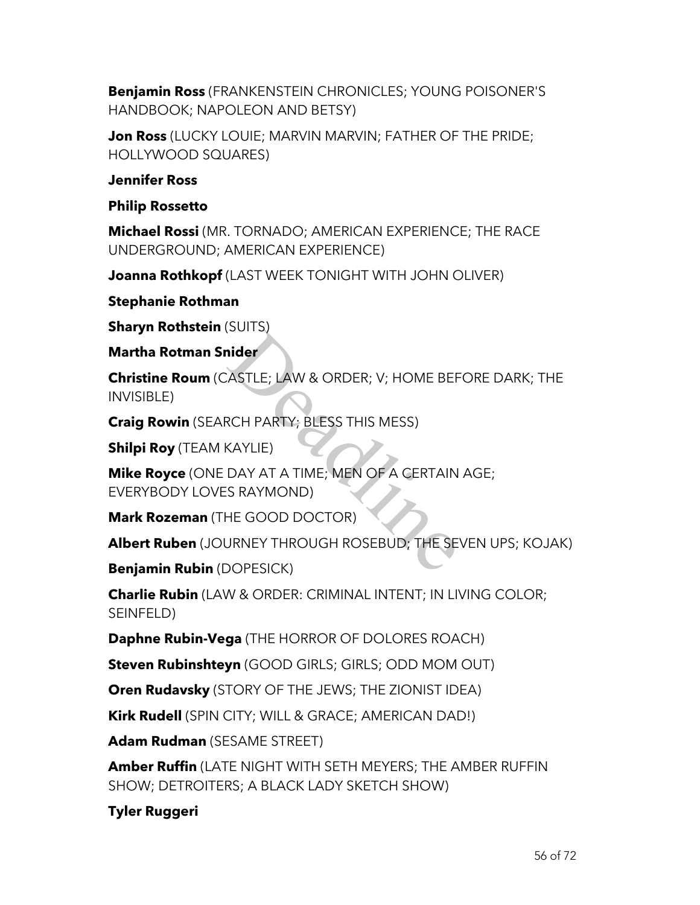**Benjamin Ross** (FRANKENSTEIN CHRONICLES; YOUNG POISONER'S HANDBOOK; NAPOLEON AND BETSY)

**Jon Ross** (LUCKY LOUIE; MARVIN MARVIN; FATHER OF THE PRIDE; HOLLYWOOD SQUARES)

**Jennifer Ross**

**Philip Rossetto**

**Michael Rossi** (MR. TORNADO; AMERICAN EXPERIENCE; THE RACE UNDERGROUND; AMERICAN EXPERIENCE)

**Joanna Rothkopf** (LAST WEEK TONIGHT WITH JOHN OLIVER)

**Stephanie Rothman**

**Sharyn Rothstein** (SUITS)

**Martha Rotman Snider**

**Christine Roum** (CASTLE; LAW & ORDER; V; HOME BEFORE DARK; THE INVISIBLE)

**Craig Rowin** (SEARCH PARTY; BLESS THIS MESS)

**Shilpi Roy** (TEAM KAYLIE)

**Mike Royce** (ONE DAY AT A TIME; MEN OF A CERTAIN AGE; EVERYBODY LOVES RAYMOND)

**Mark Rozeman** (THE GOOD DOCTOR)

**Albert Ruben** (JOURNEY THROUGH ROSEBUD; THE SEVEN UPS; KOJAK)

**Benjamin Rubin** (DOPESICK)

**Charlie Rubin** (LAW & ORDER: CRIMINAL INTENT; IN LIVING COLOR; SEINFELD)

**Daphne Rubin-Vega** (THE HORROR OF DOLORES ROACH)

**Steven Rubinshteyn** (GOOD GIRLS; GIRLS; ODD MOM OUT)

**Oren Rudavsky** (STORY OF THE JEWS; THE ZIONIST IDEA)

**Kirk Rudell** (SPIN CITY; WILL & GRACE; AMERICAN DAD!)

**Adam Rudman** (SESAME STREET)

**Amber Ruffin** (LATE NIGHT WITH SETH MEYERS; THE AMBER RUFFIN SHOW; DETROITERS; A BLACK LADY SKETCH SHOW)

**Tyler Ruggeri**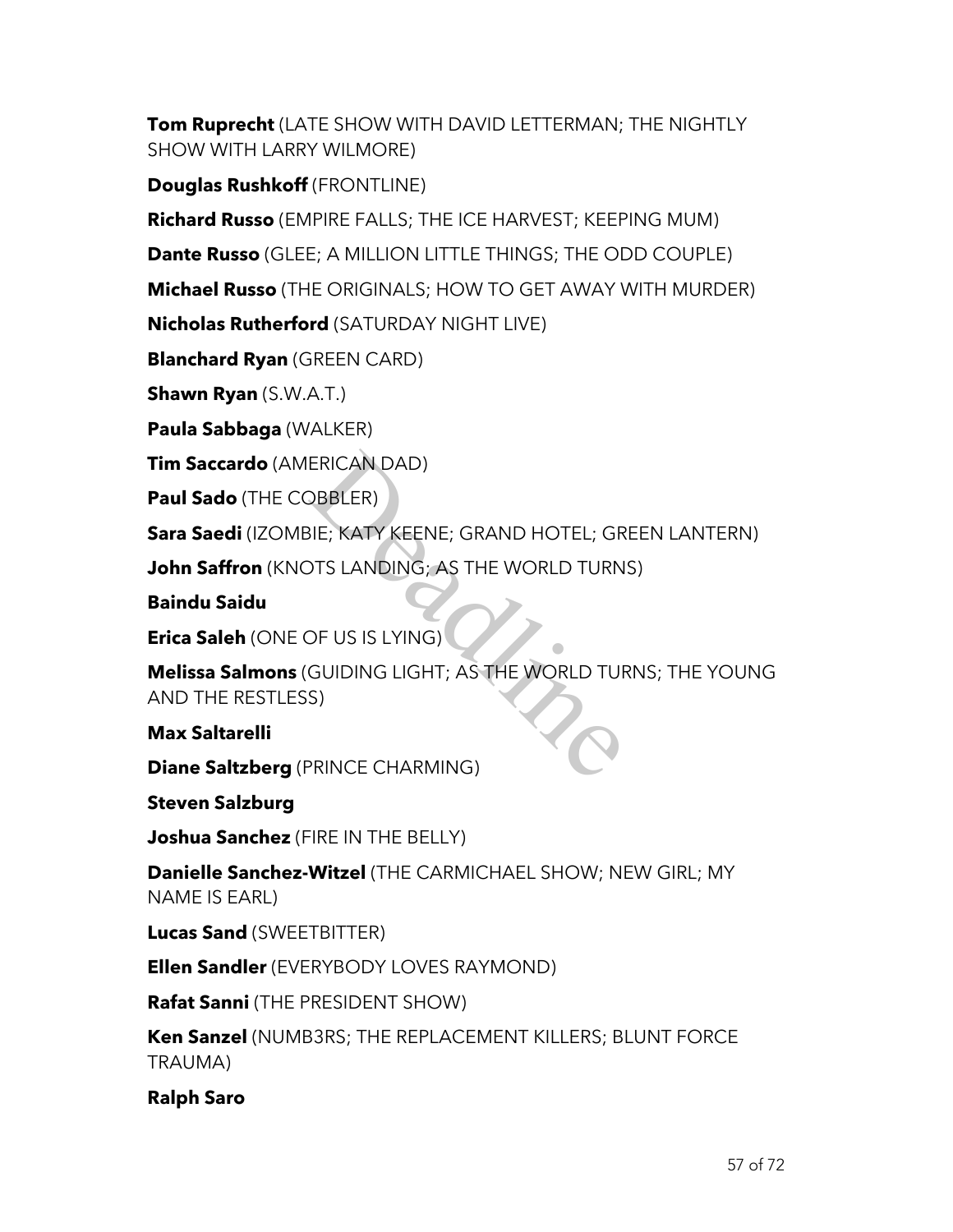**Tom Ruprecht** (LATE SHOW WITH DAVID LETTERMAN; THE NIGHTLY SHOW WITH LARRY WILMORE)

**Douglas Rushkoff** (FRONTLINE)

**Richard Russo** (EMPIRE FALLS; THE ICE HARVEST; KEEPING MUM)

**Dante Russo** (GLEE; A MILLION LITTLE THINGS; THE ODD COUPLE)

**Michael Russo** (THE ORIGINALS; HOW TO GET AWAY WITH MURDER)

**Nicholas Rutherford** (SATURDAY NIGHT LIVE)

**Blanchard Ryan** (GREEN CARD)

**Shawn Ryan** (S.W.A.T.)

**Paula Sabbaga** (WALKER)

**Tim Saccardo** (AMERICAN DAD)

**Paul Sado** (THE COBBLER)

**Sara Saedi** (IZOMBIE; KATY KEENE; GRAND HOTEL; GREEN LANTERN)

**John Saffron** (KNOTS LANDING; AS THE WORLD TURNS)

**Baindu Saidu**

**Erica Saleh** (ONE OF US IS LYING)

**Melissa Salmons** (GUIDING LIGHT; AS THE WORLD TURNS; THE YOUNG AND THE RESTLESS)

**Max Saltarelli**

**Diane Saltzberg** (PRINCE CHARMING)

**Steven Salzburg**

**Joshua Sanchez** (FIRE IN THE BELLY)

**Danielle Sanchez-Witzel** (THE CARMICHAEL SHOW; NEW GIRL; MY NAME IS EARL)

**Lucas Sand** (SWEETBITTER)

**Ellen Sandler** (EVERYBODY LOVES RAYMOND)

**Rafat Sanni** (THE PRESIDENT SHOW)

**Ken Sanzel** (NUMB3RS; THE REPLACEMENT KILLERS; BLUNT FORCE TRAUMA)

**Ralph Saro**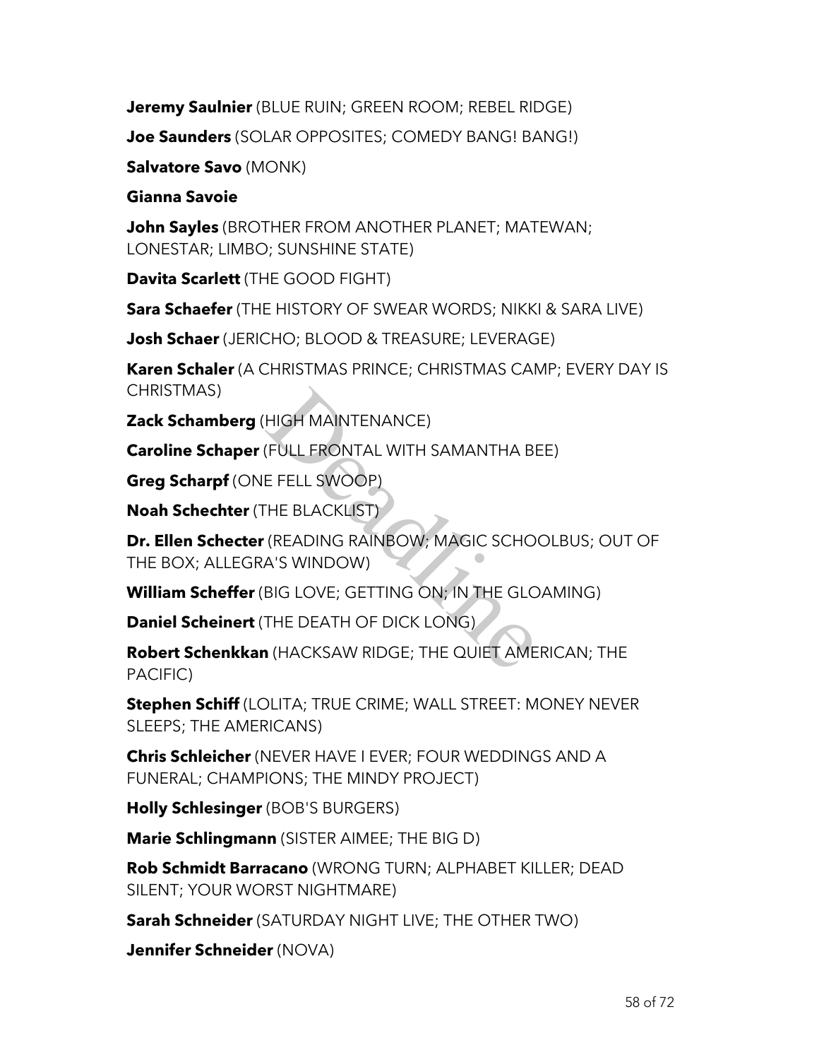**Jeremy Saulnier** (BLUE RUIN; GREEN ROOM; REBEL RIDGE)

**Joe Saunders** (SOLAR OPPOSITES; COMEDY BANG! BANG!)

**Salvatore Savo** (MONK)

**Gianna Savoie**

**John Sayles** (BROTHER FROM ANOTHER PLANET; MATEWAN; LONESTAR; LIMBO; SUNSHINE STATE)

**Davita Scarlett** (THE GOOD FIGHT)

**Sara Schaefer** (THE HISTORY OF SWEAR WORDS; NIKKI & SARA LIVE)

**Josh Schaer** (JERICHO; BLOOD & TREASURE; LEVERAGE)

**Karen Schaler** (A CHRISTMAS PRINCE; CHRISTMAS CAMP; EVERY DAY IS CHRISTMAS)

**Zack Schamberg** (HIGH MAINTENANCE)

**Caroline Schaper** (FULL FRONTAL WITH SAMANTHA BEE)

**Greg Scharpf** (ONE FELL SWOOP)

**Noah Schechter** (THE BLACKLIST)

**Dr. Ellen Schecter** (READING RAINBOW; MAGIC SCHOOLBUS; OUT OF THE BOX; ALLEGRA'S WINDOW)

**William Scheffer** (BIG LOVE; GETTING ON; IN THE GLOAMING)

**Daniel Scheinert** (THE DEATH OF DICK LONG)

**Robert Schenkkan** (HACKSAW RIDGE; THE QUIET AMERICAN; THE PACIFIC)

**Stephen Schiff** (LOLITA; TRUE CRIME; WALL STREET: MONEY NEVER SLEEPS; THE AMERICANS)

**Chris Schleicher** (NEVER HAVE I EVER; FOUR WEDDINGS AND A FUNERAL; CHAMPIONS; THE MINDY PROJECT)

**Holly Schlesinger** (BOB'S BURGERS)

**Marie Schlingmann** (SISTER AIMEE; THE BIG D)

**Rob Schmidt Barracano** (WRONG TURN; ALPHABET KILLER; DEAD SILENT; YOUR WORST NIGHTMARE)

**Sarah Schneider** (SATURDAY NIGHT LIVE; THE OTHER TWO)

**Jennifer Schneider** (NOVA)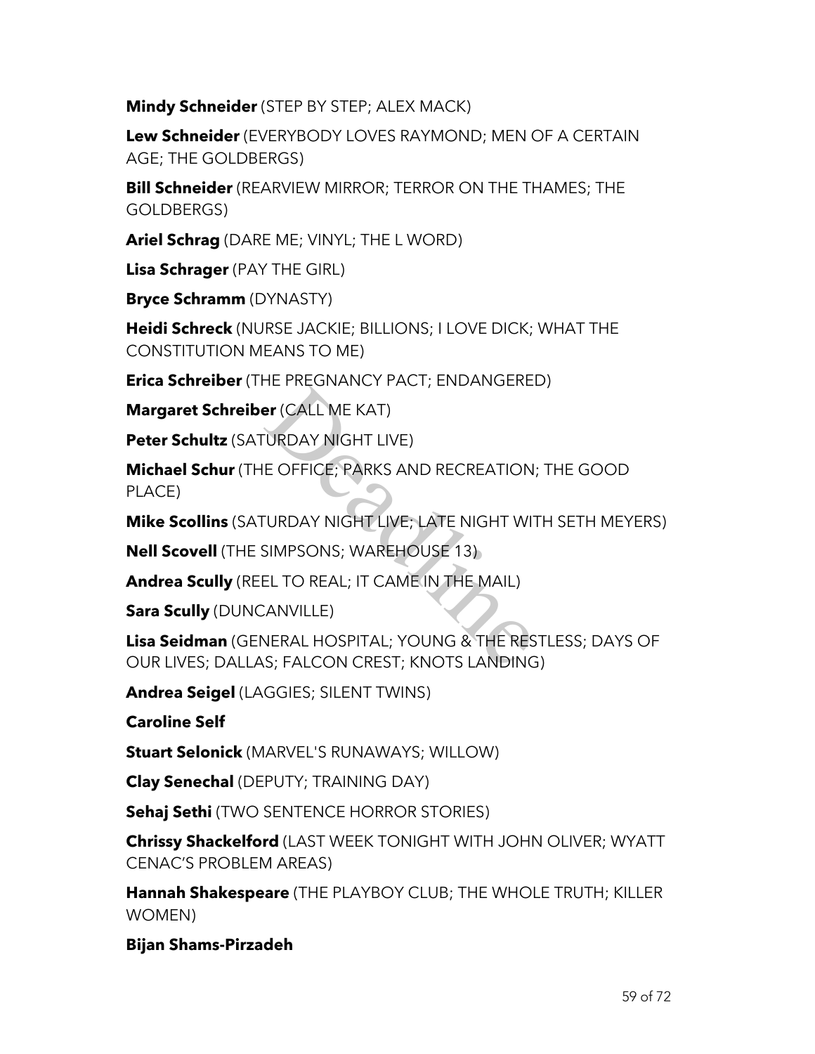**Mindy Schneider** (STEP BY STEP; ALEX MACK)

**Lew Schneider** (EVERYBODY LOVES RAYMOND; MEN OF A CERTAIN AGE; THE GOLDBERGS)

**Bill Schneider** (REARVIEW MIRROR; TERROR ON THE THAMES; THE GOLDBERGS)

**Ariel Schrag** (DARE ME; VINYL; THE L WORD)

**Lisa Schrager** (PAY THE GIRL)

**Bryce Schramm** (DYNASTY)

**Heidi Schreck** (NURSE JACKIE; BILLIONS; I LOVE DICK; WHAT THE CONSTITUTION MEANS TO ME)

**Erica Schreiber** (THE PREGNANCY PACT; ENDANGERED)

**Margaret Schreiber** (CALL ME KAT)

**Peter Schultz** (SATURDAY NIGHT LIVE)

**Michael Schur** (THE OFFICE; PARKS AND RECREATION; THE GOOD PLACE)

**Mike Scollins** (SATURDAY NIGHT LIVE; LATE NIGHT WITH SETH MEYERS)

**Nell Scovell** (THE SIMPSONS; WAREHOUSE 13)

**Andrea Scully** (REEL TO REAL; IT CAME IN THE MAIL)

**Sara Scully** (DUNCANVILLE)

**Lisa Seidman** (GENERAL HOSPITAL; YOUNG & THE RESTLESS; DAYS OF OUR LIVES; DALLAS; FALCON CREST; KNOTS LANDING)

**Andrea Seigel** (LAGGIES; SILENT TWINS)

**Caroline Self**

**Stuart Selonick** (MARVEL'S RUNAWAYS; WILLOW)

**Clay Senechal** (DEPUTY; TRAINING DAY)

**Sehaj Sethi** (TWO SENTENCE HORROR STORIES)

**Chrissy Shackelford** (LAST WEEK TONIGHT WITH JOHN OLIVER; WYATT CENAC'S PROBLEM AREAS)

**Hannah Shakespeare** (THE PLAYBOY CLUB; THE WHOLE TRUTH; KILLER WOMEN)

**Bijan Shams-Pirzadeh**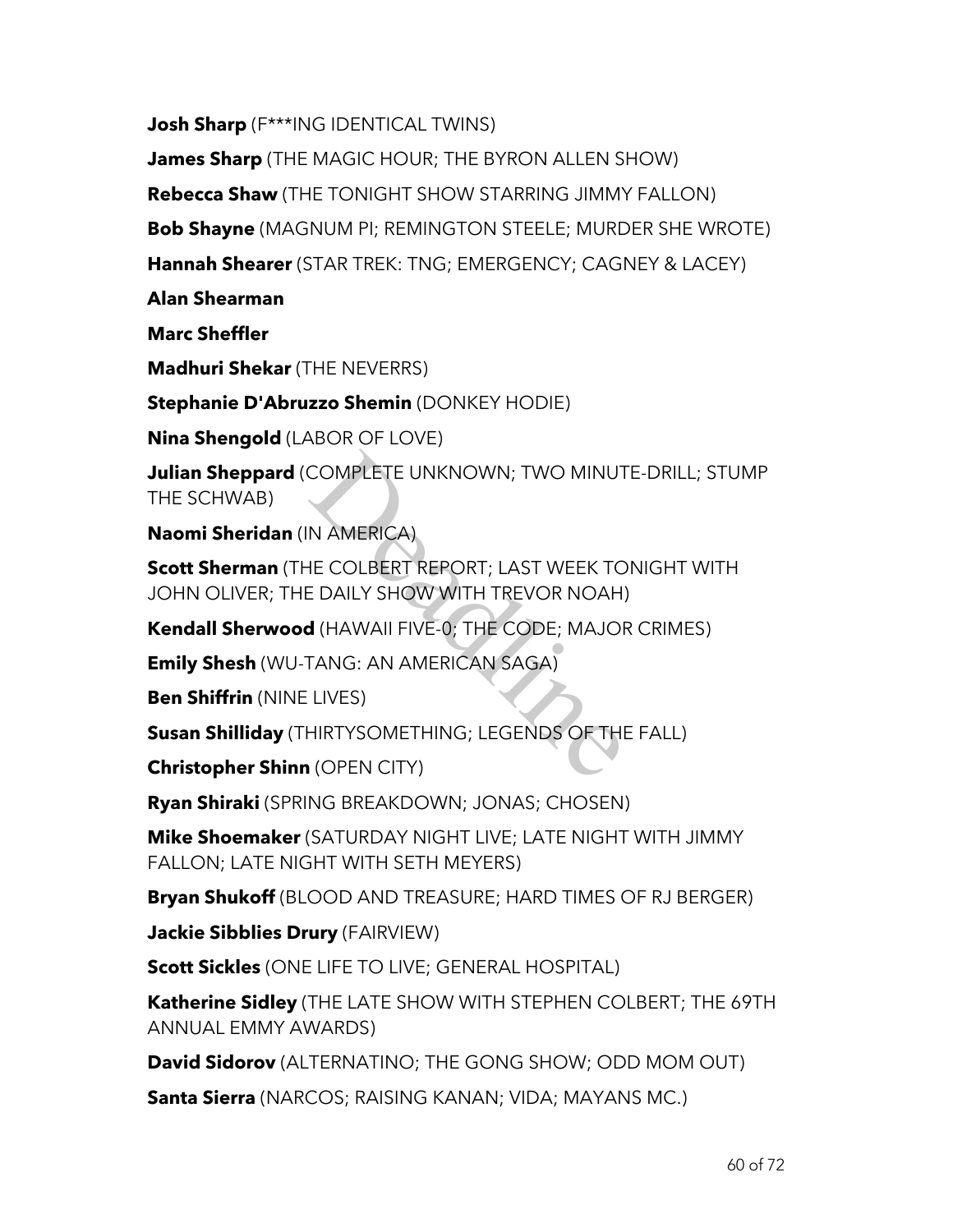**Josh Sharp** (F***ING IDENTICAL TWINS)

**James Sharp** (THE MAGIC HOUR; THE BYRON ALLEN SHOW)

**Rebecca Shaw** (THE TONIGHT SHOW STARRING JIMMY FALLON)

**Bob Shayne** (MAGNUM PI; REMINGTON STEELE; MURDER SHE WROTE)

**Hannah Shearer** (STAR TREK: TNG; EMERGENCY; CAGNEY & LACEY)

**Alan Shearman**

**Marc Sheffler**

**Madhuri Shekar** (THE NEVERRS)

**Stephanie D'Abruzzo Shemin** (DONKEY HODIE)

**Nina Shengold** (LABOR OF LOVE)

**Julian Sheppard** (COMPLETE UNKNOWN; TWO MINUTE-DRILL; STUMP THE SCHWAB)

**Naomi Sheridan** (IN AMERICA)

**Scott Sherman** (THE COLBERT REPORT; LAST WEEK TONIGHT WITH JOHN OLIVER; THE DAILY SHOW WITH TREVOR NOAH)

**Kendall Sherwood** (HAWAII FIVE-0; THE CODE; MAJOR CRIMES)

**Emily Shesh** (WU-TANG: AN AMERICAN SAGA)

**Ben Shiffrin** (NINE LIVES)

**Susan Shilliday** (THIRTYSOMETHING; LEGENDS OF THE FALL)

**Christopher Shinn** (OPEN CITY)

**Ryan Shiraki** (SPRING BREAKDOWN; JONAS; CHOSEN)

**Mike Shoemaker** (SATURDAY NIGHT LIVE; LATE NIGHT WITH JIMMY FALLON; LATE NIGHT WITH SETH MEYERS)

**Bryan Shukoff** (BLOOD AND TREASURE; HARD TIMES OF RJ BERGER)

**Jackie Sibblies Drury** (FAIRVIEW)

**Scott Sickles** (ONE LIFE TO LIVE; GENERAL HOSPITAL)

**Katherine Sidley** (THE LATE SHOW WITH STEPHEN COLBERT; THE 69TH ANNUAL EMMY AWARDS)

**David Sidorov** (ALTERNATINO; THE GONG SHOW; ODD MOM OUT)

**Santa Sierra** (NARCOS; RAISING KANAN; VIDA; MAYANS MC.)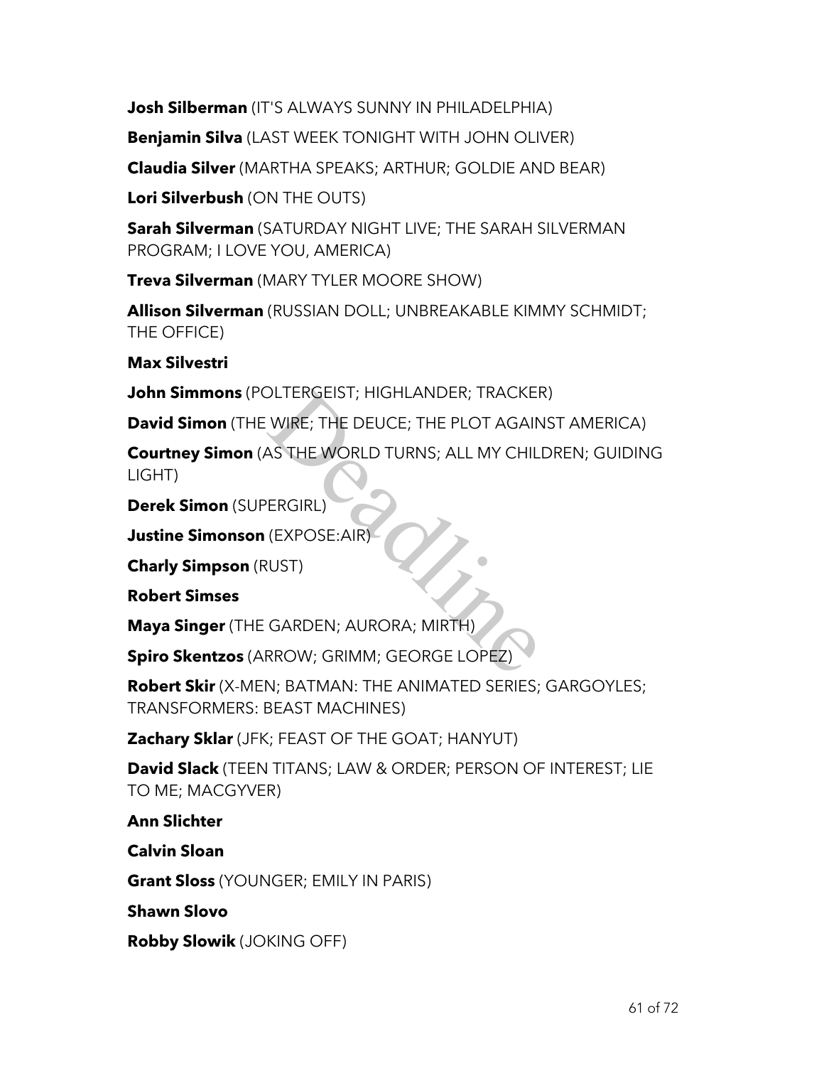**Josh Silberman** (IT'S ALWAYS SUNNY IN PHILADELPHIA)

**Benjamin Silva** (LAST WEEK TONIGHT WITH JOHN OLIVER)

**Claudia Silver** (MARTHA SPEAKS; ARTHUR; GOLDIE AND BEAR)

**Lori Silverbush** (ON THE OUTS)

**Sarah Silverman** (SATURDAY NIGHT LIVE; THE SARAH SILVERMAN PROGRAM; I LOVE YOU, AMERICA)

**Treva Silverman** (MARY TYLER MOORE SHOW)

**Allison Silverman** (RUSSIAN DOLL; UNBREAKABLE KIMMY SCHMIDT; THE OFFICE)

**Max Silvestri**

**John Simmons** (POLTERGEIST; HIGHLANDER; TRACKER)

**David Simon** (THE WIRE; THE DEUCE; THE PLOT AGAINST AMERICA)

**Courtney Simon** (AS THE WORLD TURNS; ALL MY CHILDREN; GUIDING LIGHT)

**Derek Simon** (SUPERGIRL)

**Justine Simonson** (EXPOSE:AIR)

**Charly Simpson** (RUST)

**Robert Simses**

**Maya Singer** (THE GARDEN; AURORA; MIRTH)

**Spiro Skentzos** (ARROW; GRIMM; GEORGE LOPEZ)

**Robert Skir** (X-MEN; BATMAN: THE ANIMATED SERIES; GARGOYLES; TRANSFORMERS: BEAST MACHINES)

**Zachary Sklar** (JFK; FEAST OF THE GOAT; HANYUT)

**David Slack** (TEEN TITANS; LAW & ORDER; PERSON OF INTEREST; LIE TO ME; MACGYVER)

**Ann Slichter**

**Calvin Sloan**

**Grant Sloss** (YOUNGER; EMILY IN PARIS)

**Shawn Slovo**

**Robby Slowik** (JOKING OFF)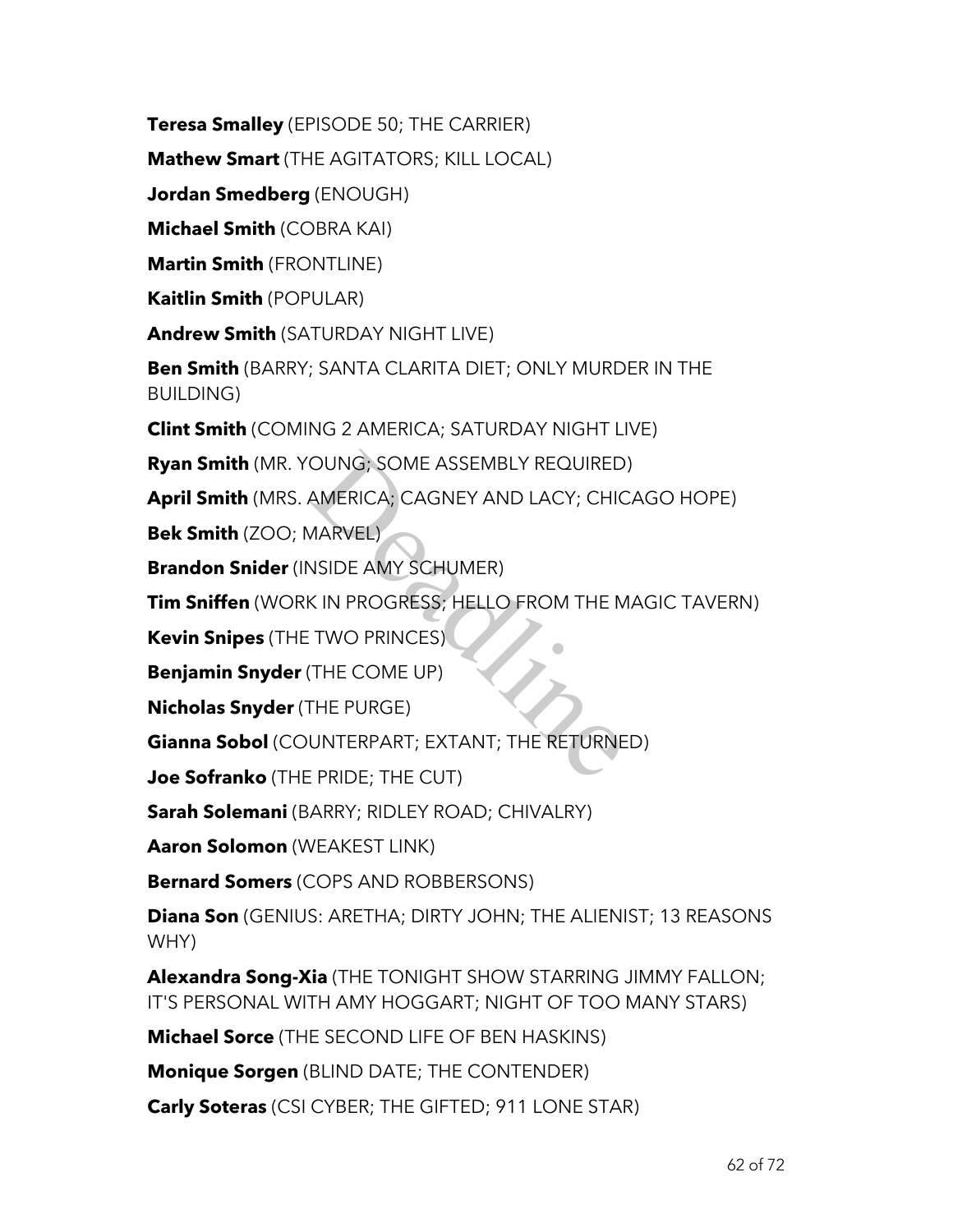**Teresa Smalley** (EPISODE 50; THE CARRIER)

**Mathew Smart** (THE AGITATORS; KILL LOCAL)

**Jordan Smedberg** (ENOUGH)

**Michael Smith** (COBRA KAI)

**Martin Smith** (FRONTLINE)

**Kaitlin Smith** (POPULAR)

**Andrew Smith** (SATURDAY NIGHT LIVE)

**Ben Smith** (BARRY; SANTA CLARITA DIET; ONLY MURDER IN THE BUILDING)

**Clint Smith** (COMING 2 AMERICA; SATURDAY NIGHT LIVE)

**Ryan Smith** (MR. YOUNG; SOME ASSEMBLY REQUIRED)

**April Smith** (MRS. AMERICA; CAGNEY AND LACY; CHICAGO HOPE)

**Bek Smith** (ZOO; MARVEL)

**Brandon Snider** (INSIDE AMY SCHUMER)

**Tim Sniffen** (WORK IN PROGRESS; HELLO FROM THE MAGIC TAVERN)

**Kevin Snipes** (THE TWO PRINCES)

**Benjamin Snyder** (THE COME UP)

**Nicholas Snyder** (THE PURGE)

**Gianna Sobol** (COUNTERPART; EXTANT; THE RETURNED)

**Joe Sofranko** (THE PRIDE; THE CUT)

**Sarah Solemani** (BARRY; RIDLEY ROAD; CHIVALRY)

**Aaron Solomon** (WEAKEST LINK)

**Bernard Somers** (COPS AND ROBBERSONS)

**Diana Son** (GENIUS: ARETHA; DIRTY JOHN; THE ALIENIST; 13 REASONS WHY)

**Alexandra Song-Xia** (THE TONIGHT SHOW STARRING JIMMY FALLON; IT'S PERSONAL WITH AMY HOGGART; NIGHT OF TOO MANY STARS)

**Michael Sorce** (THE SECOND LIFE OF BEN HASKINS)

**Monique Sorgen** (BLIND DATE; THE CONTENDER)

**Carly Soteras** (CSI CYBER; THE GIFTED; 911 LONE STAR)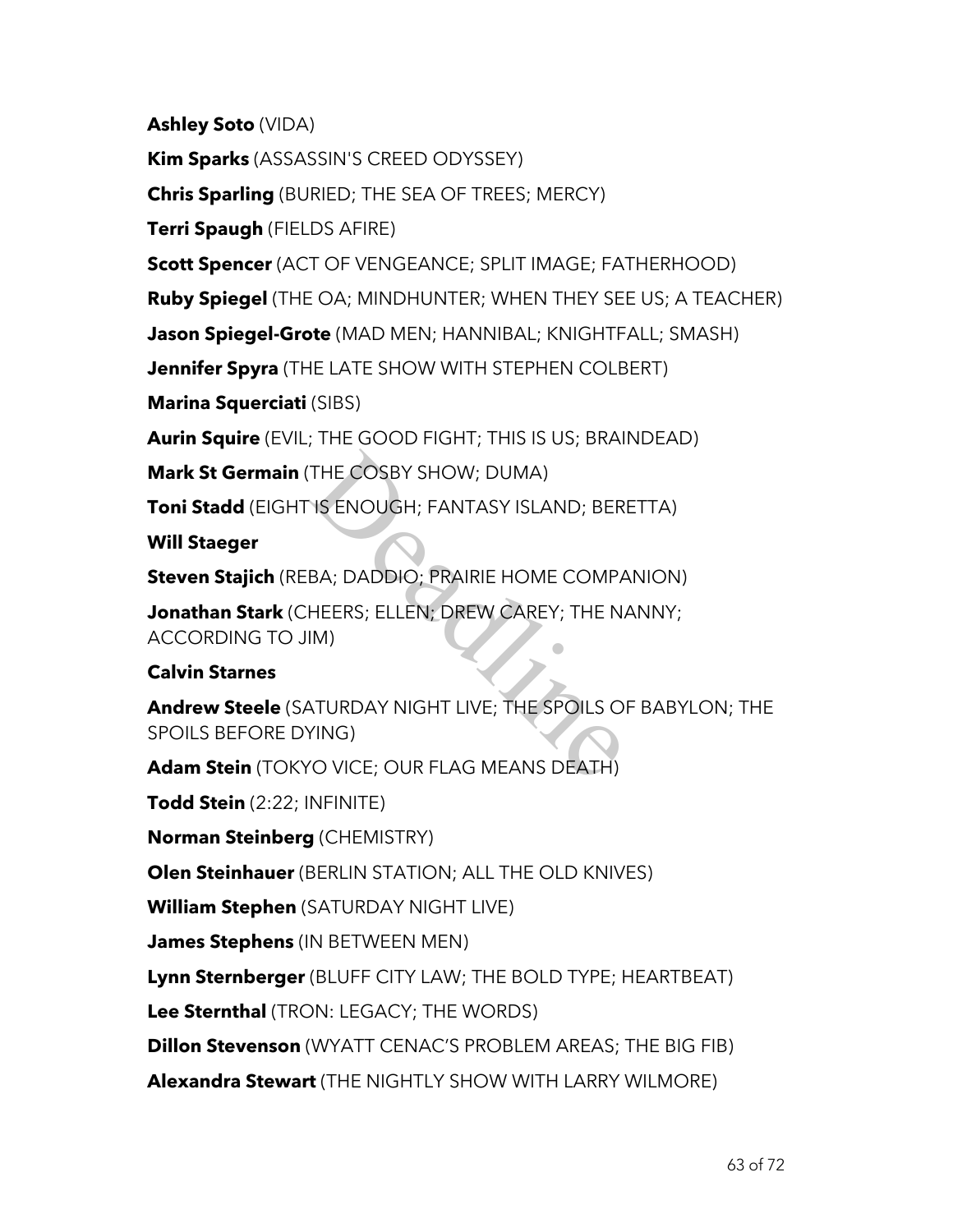**Ashley Soto** (VIDA)

**Kim Sparks** (ASSASSIN'S CREED ODYSSEY)

**Chris Sparling** (BURIED; THE SEA OF TREES; MERCY)

**Terri Spaugh** (FIELDS AFIRE)

**Scott Spencer** (ACT OF VENGEANCE; SPLIT IMAGE; FATHERHOOD)

**Ruby Spiegel** (THE OA; MINDHUNTER; WHEN THEY SEE US; A TEACHER)

**Jason Spiegel-Grote** (MAD MEN; HANNIBAL; KNIGHTFALL; SMASH)

**Jennifer Spyra** (THE LATE SHOW WITH STEPHEN COLBERT)

**Marina Squerciati** (SIBS)

**Aurin Squire** (EVIL; THE GOOD FIGHT; THIS IS US; BRAINDEAD)

**Mark St Germain** (THE COSBY SHOW; DUMA)

**Toni Stadd** (EIGHT IS ENOUGH; FANTASY ISLAND; BERETTA)

**Will Staeger**

**Steven Stajich** (REBA; DADDIO; PRAIRIE HOME COMPANION)

**Jonathan Stark** (CHEERS; ELLEN; DREW CAREY; THE NANNY; ACCORDING TO JIM)

**Calvin Starnes**

**Andrew Steele** (SATURDAY NIGHT LIVE; THE SPOILS OF BABYLON; THE SPOILS BEFORE DYING)

**Adam Stein** (TOKYO VICE; OUR FLAG MEANS DEATH)

**Todd Stein** (2:22; INFINITE)

**Norman Steinberg** (CHEMISTRY)

**Olen Steinhauer** (BERLIN STATION; ALL THE OLD KNIVES)

**William Stephen** (SATURDAY NIGHT LIVE)

**James Stephens** (IN BETWEEN MEN)

**Lynn Sternberger** (BLUFF CITY LAW; THE BOLD TYPE; HEARTBEAT)

**Lee Sternthal** (TRON: LEGACY; THE WORDS)

**Dillon Stevenson** (WYATT CENAC'S PROBLEM AREAS; THE BIG FIB)

**Alexandra Stewart** (THE NIGHTLY SHOW WITH LARRY WILMORE)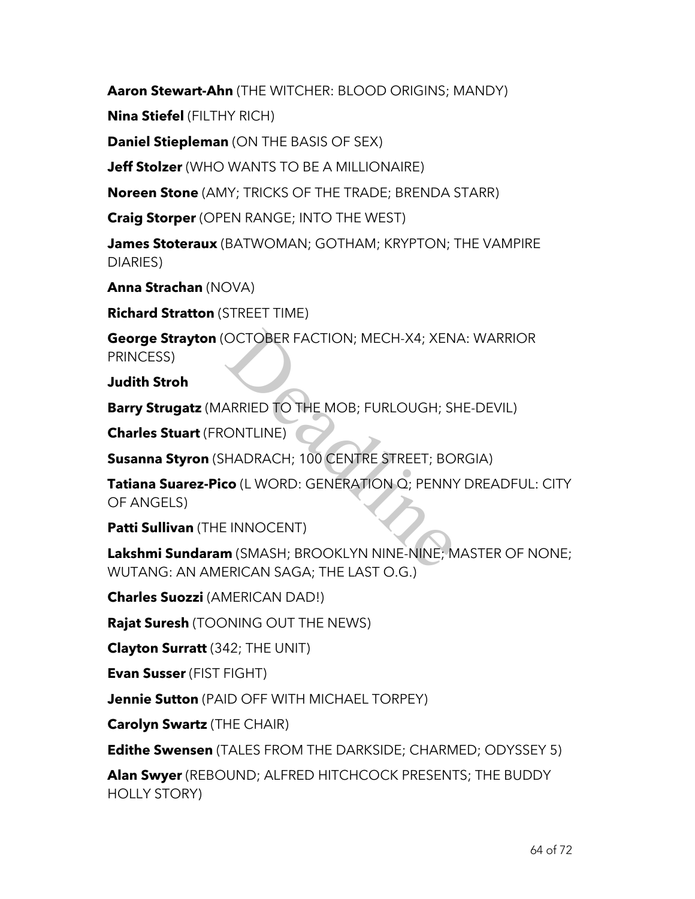**Aaron Stewart-Ahn** (THE WITCHER: BLOOD ORIGINS; MANDY)

**Nina Stiefel** (FILTHY RICH)

**Daniel Stiepleman** (ON THE BASIS OF SEX)

**Jeff Stolzer** (WHO WANTS TO BE A MILLIONAIRE)

**Noreen Stone** (AMY; TRICKS OF THE TRADE; BRENDA STARR)

**Craig Storper** (OPEN RANGE; INTO THE WEST)

**James Stoteraux** (BATWOMAN; GOTHAM; KRYPTON; THE VAMPIRE DIARIES)

**Anna Strachan** (NOVA)

**Richard Stratton** (STREET TIME)

**George Strayton** (OCTOBER FACTION; MECH-X4; XENA: WARRIOR PRINCESS)

**Judith Stroh**

**Barry Strugatz** (MARRIED TO THE MOB; FURLOUGH; SHE-DEVIL)

**Charles Stuart** (FRONTLINE)

**Susanna Styron** (SHADRACH; 100 CENTRE STREET; BORGIA)

**Tatiana Suarez-Pico** (L WORD: GENERATION Q; PENNY DREADFUL: CITY OF ANGELS)

**Patti Sullivan** (THE INNOCENT)

**Lakshmi Sundaram** (SMASH; BROOKLYN NINE-NINE; MASTER OF NONE; WUTANG: AN AMERICAN SAGA; THE LAST O.G.)

**Charles Suozzi** (AMERICAN DAD!)

**Rajat Suresh** (TOONING OUT THE NEWS)

**Clayton Surratt** (342; THE UNIT)

**Evan Susser** (FIST FIGHT)

**Jennie Sutton** (PAID OFF WITH MICHAEL TORPEY)

**Carolyn Swartz** (THE CHAIR)

**Edithe Swensen** (TALES FROM THE DARKSIDE; CHARMED; ODYSSEY 5)

**Alan Swyer** (REBOUND; ALFRED HITCHCOCK PRESENTS; THE BUDDY HOLLY STORY)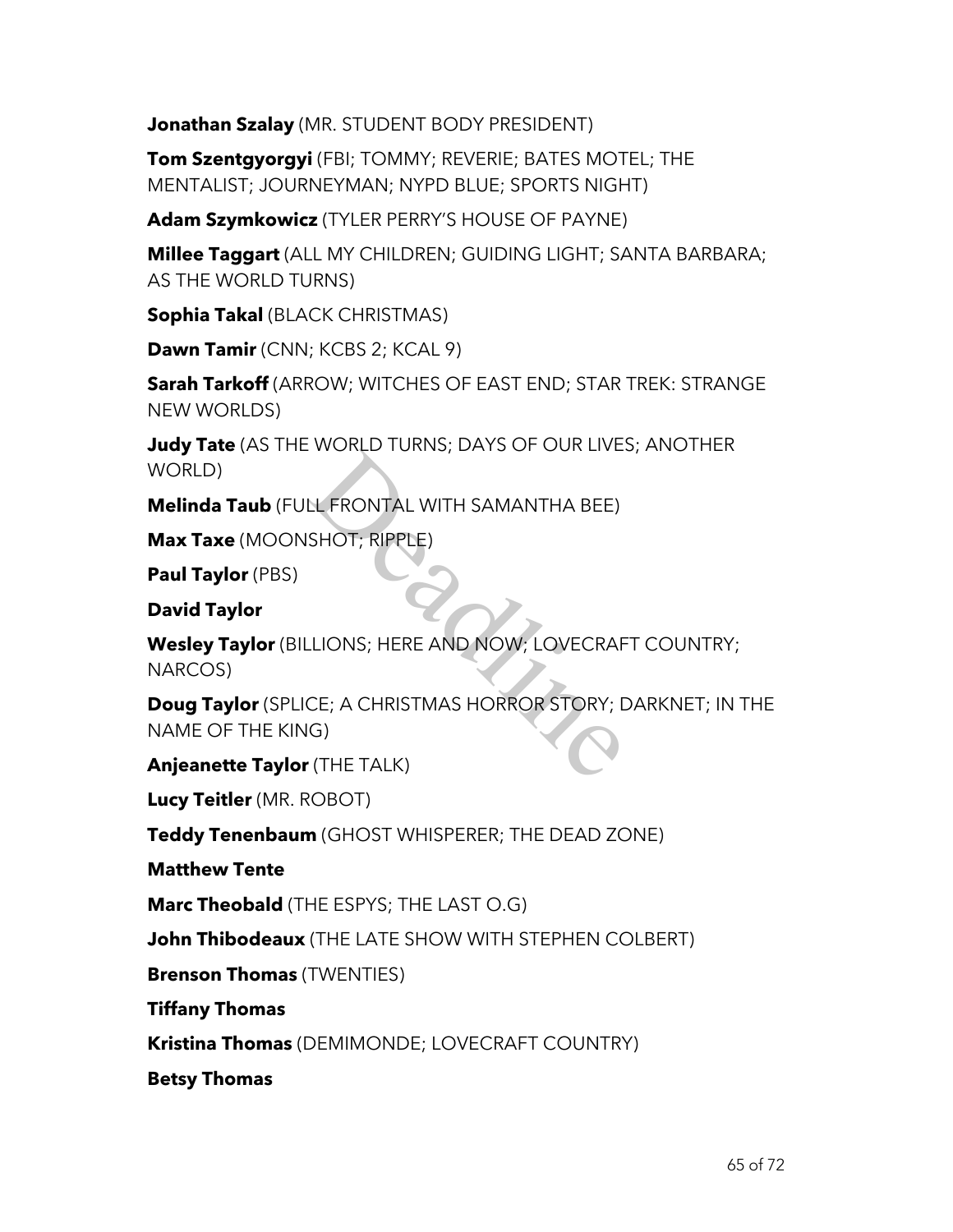**Jonathan Szalay** (MR. STUDENT BODY PRESIDENT)

**Tom Szentgyorgyi** (FBI; TOMMY; REVERIE; BATES MOTEL; THE MENTALIST; JOURNEYMAN; NYPD BLUE; SPORTS NIGHT)

**Adam Szymkowicz** (TYLER PERRY'S HOUSE OF PAYNE)

**Millee Taggart** (ALL MY CHILDREN; GUIDING LIGHT; SANTA BARBARA; AS THE WORLD TURNS)

**Sophia Takal** (BLACK CHRISTMAS)

**Dawn Tamir** (CNN; KCBS 2; KCAL 9)

**Sarah Tarkoff** (ARROW; WITCHES OF EAST END; STAR TREK: STRANGE NEW WORLDS)

**Judy Tate** (AS THE WORLD TURNS; DAYS OF OUR LIVES; ANOTHER WORLD)

**Melinda Taub** (FULL FRONTAL WITH SAMANTHA BEE)

**Max Taxe** (MOONSHOT; RIPPLE)

**Paul Taylor** (PBS)

**David Taylor**

**Wesley Taylor** (BILLIONS; HERE AND NOW; LOVECRAFT COUNTRY; NARCOS)

**Doug Taylor** (SPLICE; A CHRISTMAS HORROR STORY; DARKNET; IN THE NAME OF THE KING)

**Anjeanette Taylor** (THE TALK)

**Lucy Teitler** (MR. ROBOT)

**Teddy Tenenbaum** (GHOST WHISPERER; THE DEAD ZONE)

**Matthew Tente**

**Marc Theobald** (THE ESPYS; THE LAST O.G)

**John Thibodeaux** (THE LATE SHOW WITH STEPHEN COLBERT)

**Brenson Thomas** (TWENTIES)

**Tiffany Thomas**

**Kristina Thomas** (DEMIMONDE; LOVECRAFT COUNTRY)

**Betsy Thomas**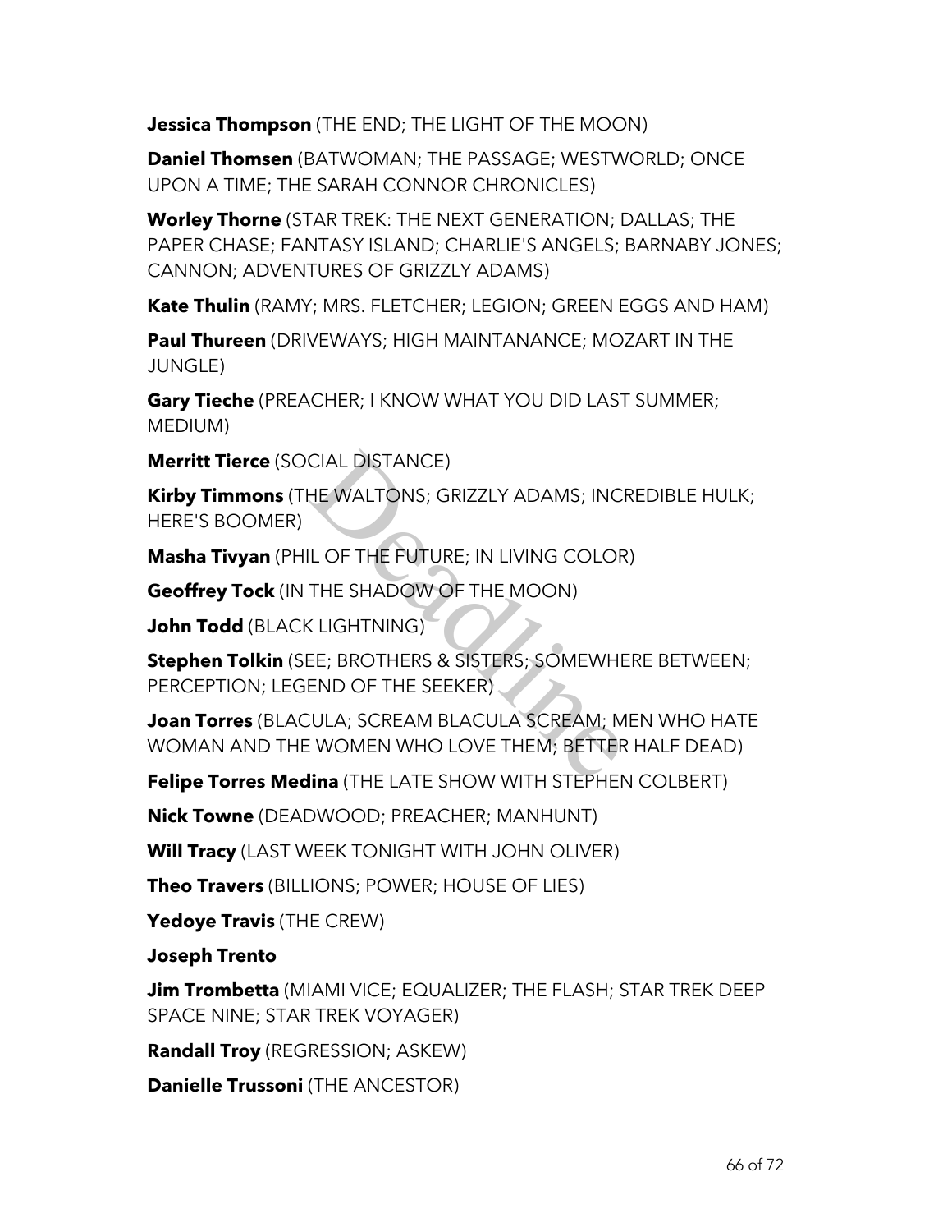**Jessica Thompson** (THE END; THE LIGHT OF THE MOON)

**Daniel Thomsen** (BATWOMAN; THE PASSAGE; WESTWORLD; ONCE UPON A TIME; THE SARAH CONNOR CHRONICLES)

**Worley Thorne** (STAR TREK: THE NEXT GENERATION; DALLAS; THE PAPER CHASE; FANTASY ISLAND; CHARLIE'S ANGELS; BARNABY JONES; CANNON; ADVENTURES OF GRIZZLY ADAMS)

**Kate Thulin** (RAMY; MRS. FLETCHER; LEGION; GREEN EGGS AND HAM)

**Paul Thureen** (DRIVEWAYS; HIGH MAINTANANCE; MOZART IN THE JUNGLE)

**Gary Tieche** (PREACHER; I KNOW WHAT YOU DID LAST SUMMER; MEDIUM)

**Merritt Tierce** (SOCIAL DISTANCE)

**Kirby Timmons** (THE WALTONS; GRIZZLY ADAMS; INCREDIBLE HULK; HERE'S BOOMER)

**Masha Tivyan** (PHIL OF THE FUTURE; IN LIVING COLOR)

**Geoffrey Tock** (IN THE SHADOW OF THE MOON)

**John Todd** (BLACK LIGHTNING)

**Stephen Tolkin** (SEE; BROTHERS & SISTERS; SOMEWHERE BETWEEN; PERCEPTION; LEGEND OF THE SEEKER)

**Joan Torres** (BLACULA; SCREAM BLACULA SCREAM; MEN WHO HATE WOMAN AND THE WOMEN WHO LOVE THEM; BETTER HALF DEAD)

**Felipe Torres Medina** (THE LATE SHOW WITH STEPHEN COLBERT)

**Nick Towne** (DEADWOOD; PREACHER; MANHUNT)

**Will Tracy** (LAST WEEK TONIGHT WITH JOHN OLIVER)

**Theo Travers** (BILLIONS; POWER; HOUSE OF LIES)

**Yedoye Travis** (THE CREW)

**Joseph Trento**

**Jim Trombetta** (MIAMI VICE; EQUALIZER; THE FLASH; STAR TREK DEEP SPACE NINE; STAR TREK VOYAGER)

**Randall Troy** (REGRESSION; ASKEW)

**Danielle Trussoni** (THE ANCESTOR)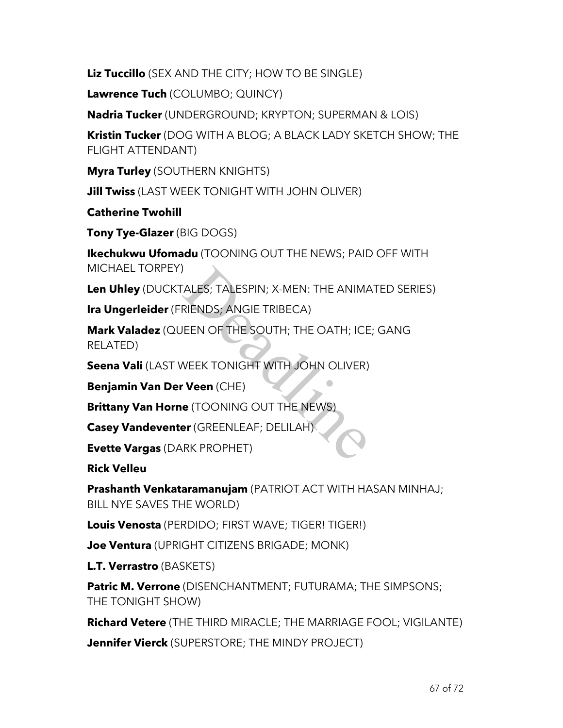**Liz Tuccillo** (SEX AND THE CITY; HOW TO BE SINGLE)

**Lawrence Tuch** (COLUMBO; QUINCY)

**Nadria Tucker** (UNDERGROUND; KRYPTON; SUPERMAN & LOIS)

**Kristin Tucker** (DOG WITH A BLOG; A BLACK LADY SKETCH SHOW; THE FLIGHT ATTENDANT)

**Myra Turley** (SOUTHERN KNIGHTS)

**Jill Twiss** (LAST WEEK TONIGHT WITH JOHN OLIVER)

**Catherine Twohill**

**Tony Tye-Glazer** (BIG DOGS)

**Ikechukwu Ufomadu** (TOONING OUT THE NEWS; PAID OFF WITH MICHAEL TORPEY)

**Len Uhley** (DUCKTALES; TALESPIN; X-MEN: THE ANIMATED SERIES)

**Ira Ungerleider** (FRIENDS; ANGIE TRIBECA)

**Mark Valadez** (QUEEN OF THE SOUTH; THE OATH; ICE; GANG RELATED)

**Seena Vali** (LAST WEEK TONIGHT WITH JOHN OLIVER)

**Benjamin Van Der Veen** (CHE)

**Brittany Van Horne** (TOONING OUT THE NEWS)

**Casey Vandeventer** (GREENLEAF; DELILAH)

**Evette Vargas** (DARK PROPHET)

**Rick Velleu**

**Prashanth Venkataramanujam** (PATRIOT ACT WITH HASAN MINHAJ; BILL NYE SAVES THE WORLD)

**Louis Venosta** (PERDIDO; FIRST WAVE; TIGER! TIGER!)

**Joe Ventura** (UPRIGHT CITIZENS BRIGADE; MONK)

**L.T. Verrastro** (BASKETS)

**Patric M. Verrone** (DISENCHANTMENT; FUTURAMA; THE SIMPSONS; THE TONIGHT SHOW)

**Richard Vetere** (THE THIRD MIRACLE; THE MARRIAGE FOOL; VIGILANTE)

**Jennifer Vierck** (SUPERSTORE; THE MINDY PROJECT)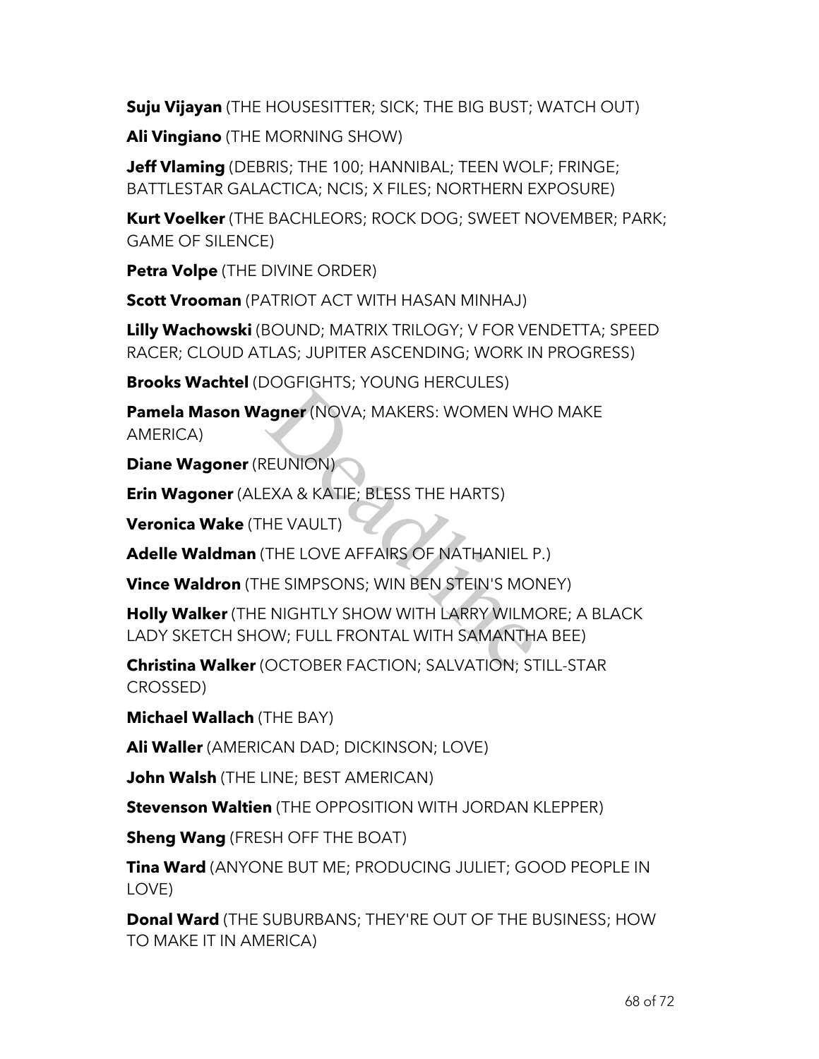**Suju Vijayan** (THE HOUSESITTER; SICK; THE BIG BUST; WATCH OUT)

**Ali Vingiano** (THE MORNING SHOW)

**Jeff Vlaming** (DEBRIS; THE 100; HANNIBAL; TEEN WOLF; FRINGE; BATTLESTAR GALACTICA; NCIS; X FILES; NORTHERN EXPOSURE)

**Kurt Voelker** (THE BACHLEORS; ROCK DOG; SWEET NOVEMBER; PARK; GAME OF SILENCE)

**Petra Volpe** (THE DIVINE ORDER)

**Scott Vrooman** (PATRIOT ACT WITH HASAN MINHAJ)

**Lilly Wachowski** (BOUND; MATRIX TRILOGY; V FOR VENDETTA; SPEED RACER; CLOUD ATLAS; JUPITER ASCENDING; WORK IN PROGRESS)

**Brooks Wachtel** (DOGFIGHTS; YOUNG HERCULES)

**Pamela Mason Wagner** (NOVA; MAKERS: WOMEN WHO MAKE AMERICA)

**Diane Wagoner** (REUNION)

**Erin Wagoner** (ALEXA & KATIE; BLESS THE HARTS)

**Veronica Wake** (THE VAULT)

**Adelle Waldman** (THE LOVE AFFAIRS OF NATHANIEL P.)

**Vince Waldron** (THE SIMPSONS; WIN BEN STEIN'S MONEY)

**Holly Walker** (THE NIGHTLY SHOW WITH LARRY WILMORE; A BLACK LADY SKETCH SHOW; FULL FRONTAL WITH SAMANTHA BEE)

**Christina Walker** (OCTOBER FACTION; SALVATION; STILL-STAR CROSSED)

**Michael Wallach** (THE BAY)

**Ali Waller** (AMERICAN DAD; DICKINSON; LOVE)

**John Walsh** (THE LINE; BEST AMERICAN)

**Stevenson Waltien** (THE OPPOSITION WITH JORDAN KLEPPER)

**Sheng Wang** (FRESH OFF THE BOAT)

**Tina Ward** (ANYONE BUT ME; PRODUCING JULIET; GOOD PEOPLE IN LOVE)

**Donal Ward** (THE SUBURBANS; THEY'RE OUT OF THE BUSINESS; HOW TO MAKE IT IN AMERICA)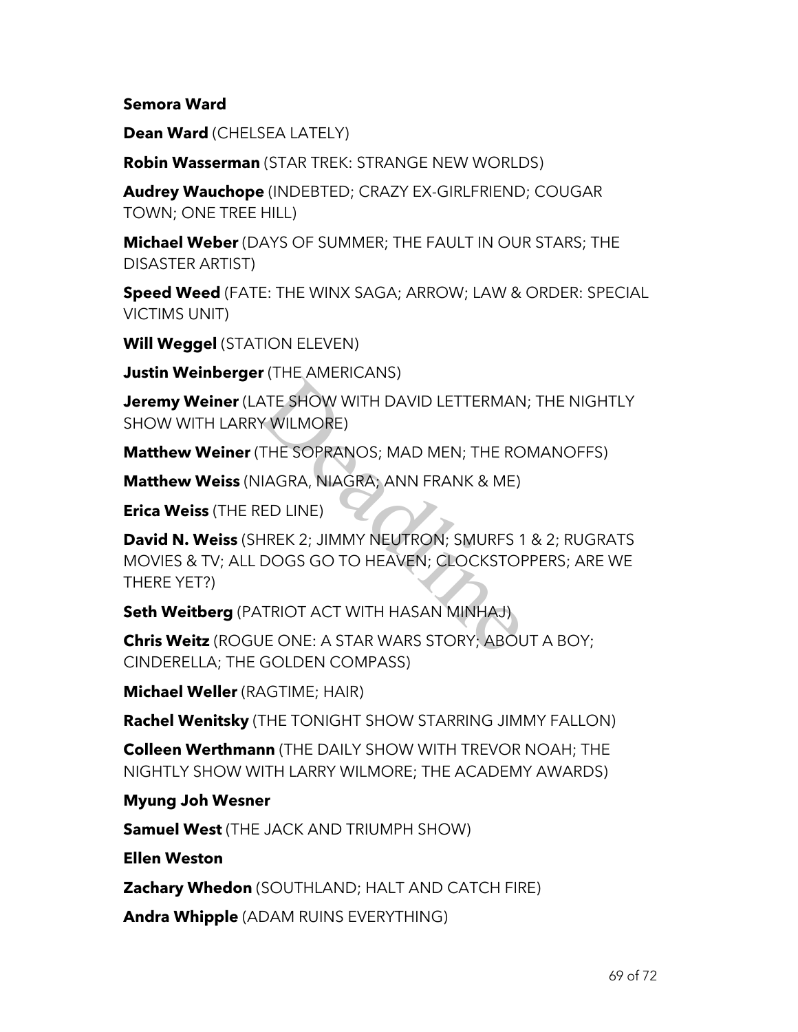**Semora Ward**

**Dean Ward** (CHELSEA LATELY)

**Robin Wasserman** (STAR TREK: STRANGE NEW WORLDS)

**Audrey Wauchope** (INDEBTED; CRAZY EX-GIRLFRIEND; COUGAR TOWN; ONE TREE HILL)

**Michael Weber** (DAYS OF SUMMER; THE FAULT IN OUR STARS; THE DISASTER ARTIST)

**Speed Weed** (FATE: THE WINX SAGA; ARROW; LAW & ORDER: SPECIAL VICTIMS UNIT)

**Will Weggel** (STATION ELEVEN)

**Justin Weinberger** (THE AMERICANS)

**Jeremy Weiner** (LATE SHOW WITH DAVID LETTERMAN; THE NIGHTLY SHOW WITH LARRY WILMORE)

**Matthew Weiner** (THE SOPRANOS; MAD MEN; THE ROMANOFFS)

**Matthew Weiss** (NIAGRA, NIAGRA; ANN FRANK & ME)

**Erica Weiss** (THE RED LINE)

**David N. Weiss** (SHREK 2; JIMMY NEUTRON; SMURFS 1 & 2; RUGRATS MOVIES & TV; ALL DOGS GO TO HEAVEN; CLOCKSTOPPERS; ARE WE THERE YET?)

**Seth Weitberg** (PATRIOT ACT WITH HASAN MINHAJ)

**Chris Weitz** (ROGUE ONE: A STAR WARS STORY; ABOUT A BOY; CINDERELLA; THE GOLDEN COMPASS)

**Michael Weller** (RAGTIME; HAIR)

**Rachel Wenitsky** (THE TONIGHT SHOW STARRING JIMMY FALLON)

**Colleen Werthmann** (THE DAILY SHOW WITH TREVOR NOAH; THE NIGHTLY SHOW WITH LARRY WILMORE; THE ACADEMY AWARDS)

**Myung Joh Wesner**

**Samuel West** (THE JACK AND TRIUMPH SHOW)

**Ellen Weston**

**Zachary Whedon** (SOUTHLAND; HALT AND CATCH FIRE)

**Andra Whipple** (ADAM RUINS EVERYTHING)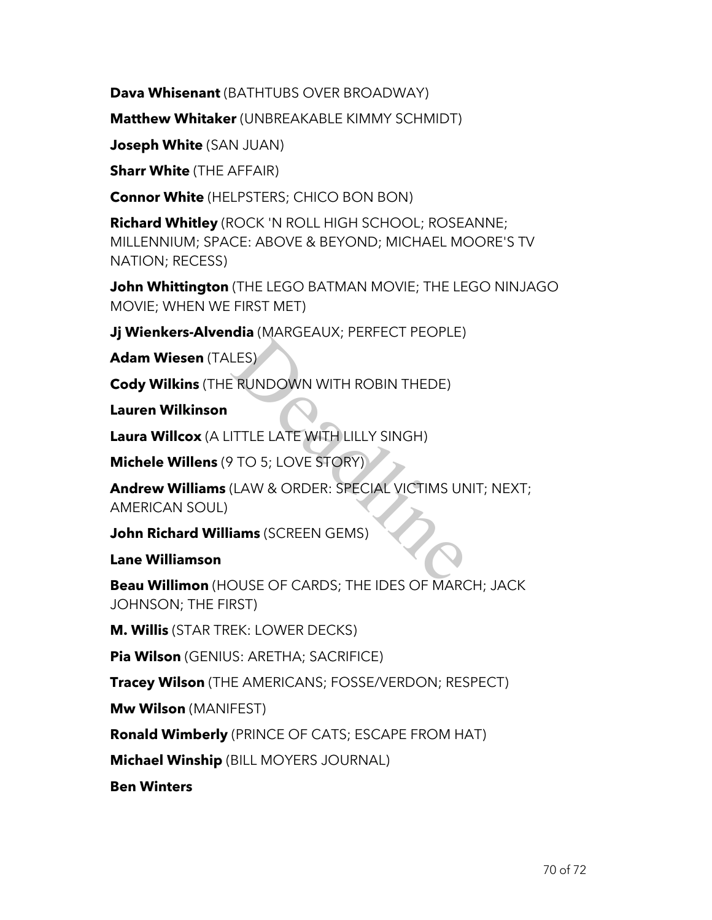**Dava Whisenant** (BATHTUBS OVER BROADWAY)

**Matthew Whitaker** (UNBREAKABLE KIMMY SCHMIDT)

**Joseph White** (SAN JUAN)

**Sharr White** (THE AFFAIR)

**Connor White** (HELPSTERS; CHICO BON BON)

**Richard Whitley** (ROCK 'N ROLL HIGH SCHOOL; ROSEANNE; MILLENNIUM; SPACE: ABOVE & BEYOND; MICHAEL MOORE'S TV NATION; RECESS)

**John Whittington** (THE LEGO BATMAN MOVIE; THE LEGO NINJAGO MOVIE; WHEN WE FIRST MET)

**Jj Wienkers-Alvendia** (MARGEAUX; PERFECT PEOPLE)

**Adam Wiesen** (TALES)

**Cody Wilkins** (THE RUNDOWN WITH ROBIN THEDE)

**Lauren Wilkinson**

**Laura Willcox** (A LITTLE LATE WITH LILLY SINGH)

**Michele Willens** (9 TO 5; LOVE STORY)

**Andrew Williams** (LAW & ORDER: SPECIAL VICTIMS UNIT; NEXT; AMERICAN SOUL)

**John Richard Williams** (SCREEN GEMS)

**Lane Williamson**

**Beau Willimon** (HOUSE OF CARDS; THE IDES OF MARCH; JACK JOHNSON; THE FIRST)

**M. Willis** (STAR TREK: LOWER DECKS)

**Pia Wilson** (GENIUS: ARETHA; SACRIFICE)

**Tracey Wilson** (THE AMERICANS; FOSSE/VERDON; RESPECT)

**Mw Wilson** (MANIFEST)

**Ronald Wimberly** (PRINCE OF CATS; ESCAPE FROM HAT)

**Michael Winship** (BILL MOYERS JOURNAL)

**Ben Winters**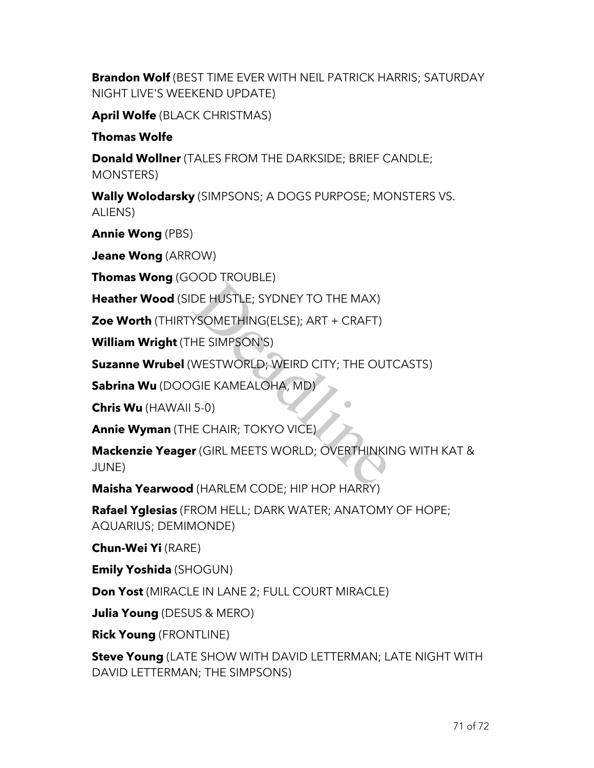**Brandon Wolf** (BEST TIME EVER WITH NEIL PATRICK HARRIS; SATURDAY NIGHT LIVE'S WEEKEND UPDATE)

**April Wolfe** (BLACK CHRISTMAS)

**Thomas Wolfe**

**Donald Wollner** (TALES FROM THE DARKSIDE; BRIEF CANDLE; MONSTERS)

**Wally Wolodarsky** (SIMPSONS; A DOGS PURPOSE; MONSTERS VS. ALIENS)

**Annie Wong** (PBS)

**Jeane Wong** (ARROW)

**Thomas Wong** (GOOD TROUBLE)

**Heather Wood** (SIDE HUSTLE; SYDNEY TO THE MAX)

**Zoe Worth** (THIRTYSOMETHING(ELSE); ART + CRAFT)

**William Wright** (THE SIMPSON'S)

**Suzanne Wrubel** (WESTWORLD; WEIRD CITY; THE OUTCASTS)

**Sabrina Wu** (DOOGIE KAMEALOHA, MD)

**Chris Wu** (HAWAII 5-0)

**Annie Wyman** (THE CHAIR; TOKYO VICE)

**Mackenzie Yeager** (GIRL MEETS WORLD; OVERTHINKING WITH KAT & JUNE)

**Maisha Yearwood** (HARLEM CODE; HIP HOP HARRY)

**Rafael Yglesias** (FROM HELL; DARK WATER; ANATOMY OF HOPE; AQUARIUS; DEMIMONDE)

**Chun-Wei Yi** (RARE)

**Emily Yoshida** (SHOGUN)

**Don Yost** (MIRACLE IN LANE 2; FULL COURT MIRACLE)

**Julia Young** (DESUS & MERO)

**Rick Young** (FRONTLINE)

**Steve Young** (LATE SHOW WITH DAVID LETTERMAN; LATE NIGHT WITH DAVID LETTERMAN; THE SIMPSONS)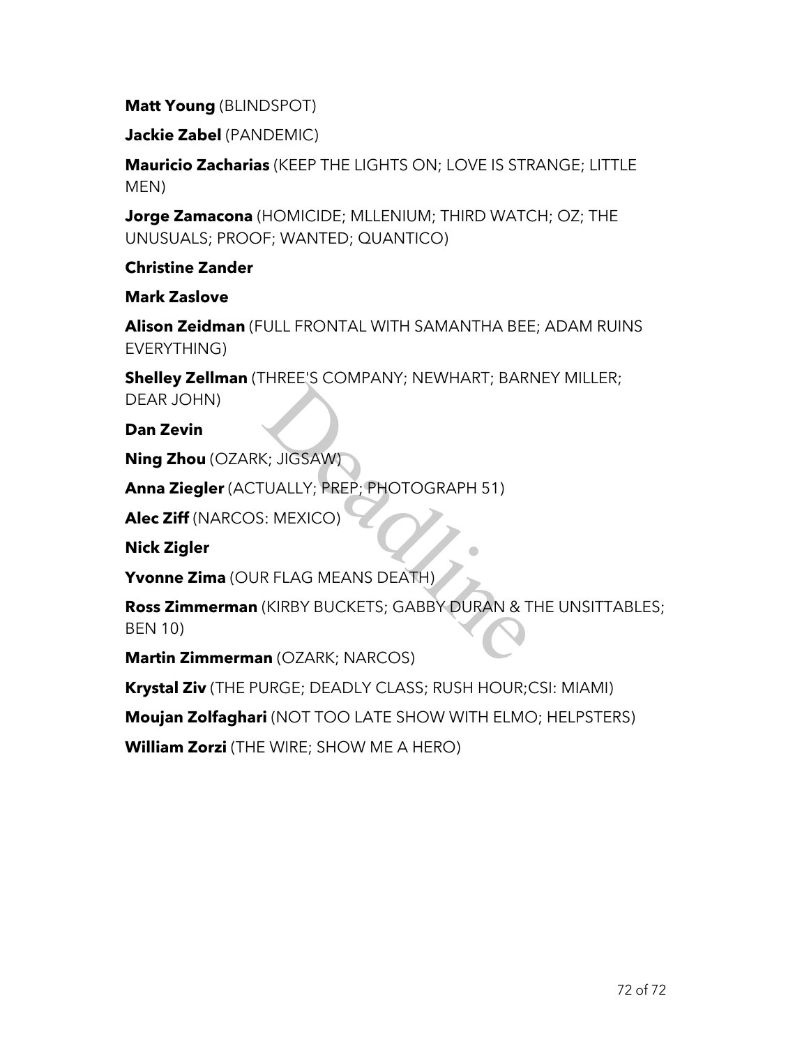**Matt Young** (BLINDSPOT)

**Jackie Zabel** (PANDEMIC)

**Mauricio Zacharias** (KEEP THE LIGHTS ON; LOVE IS STRANGE; LITTLE MEN)

**Jorge Zamacona** (HOMICIDE; MLLENIUM; THIRD WATCH; OZ; THE UNUSUALS; PROOF; WANTED; QUANTICO)

**Christine Zander**

**Mark Zaslove**

**Alison Zeidman** (FULL FRONTAL WITH SAMANTHA BEE; ADAM RUINS EVERYTHING)

**Shelley Zellman** (THREE'S COMPANY; NEWHART; BARNEY MILLER; DEAR JOHN)

**Dan Zevin**

**Ning Zhou** (OZARK; JIGSAW)

**Anna Ziegler** (ACTUALLY; PREP; PHOTOGRAPH 51)

**Alec Ziff** (NARCOS: MEXICO)

**Nick Zigler**

**Yvonne Zima** (OUR FLAG MEANS DEATH)

**Ross Zimmerman** (KIRBY BUCKETS; GABBY DURAN & THE UNSITTABLES; BEN 10)

**Martin Zimmerman** (OZARK; NARCOS)

**Krystal Ziv** (THE PURGE; DEADLY CLASS; RUSH HOUR;CSI: MIAMI)

**Moujan Zolfaghari** (NOT TOO LATE SHOW WITH ELMO; HELPSTERS)

**William Zorzi** (THE WIRE; SHOW ME A HERO)